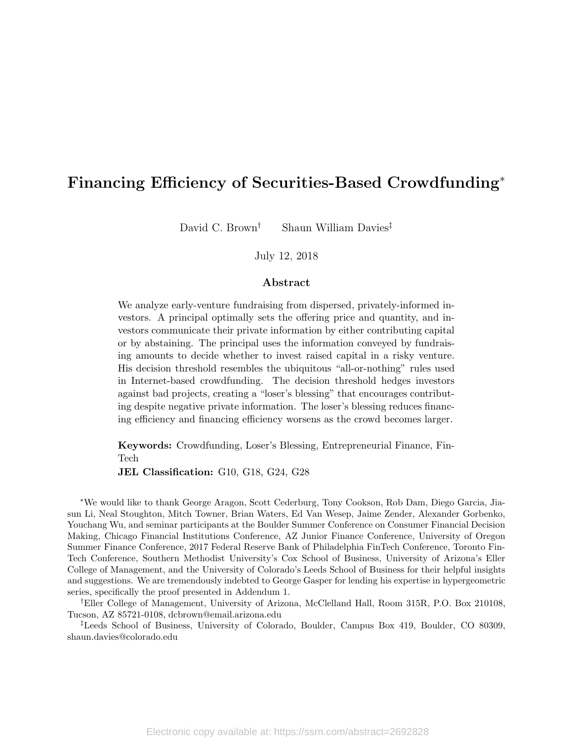# Financing Efficiency of Securities-Based Crowdfunding*

David C. Brown[†] Shaun William Davies[‡]

July 12, 2018

## Abstract

We analyze early-venture fundraising from dispersed, privately-informed investors. A principal optimally sets the offering price and quantity, and investors communicate their private information by either contributing capital or by abstaining. The principal uses the information conveyed by fundraising amounts to decide whether to invest raised capital in a risky venture. His decision threshold resembles the ubiquitous "all-or-nothing" rules used in Internet-based crowdfunding. The decision threshold hedges investors against bad projects, creating a "loser's blessing" that encourages contributing despite negative private information. The loser's blessing reduces financing efficiency and financing efficiency worsens as the crowd becomes larger.

**Keywords:** Crowdfunding, Loser's Blessing, Entrepreneurial Finance, FinTech

**JEL Classification:** G10, G18, G24, G28

*We would like to thank George Aragon, Scott Cederburg, Tony Cookson, Rob Dam, Diego Garcia, Jiasun Li, Neal Stoughton, Mitch Towner, Brian Waters, Ed Van Wesep, Jaime Zender, Alexander Gorbenko, Youchang Wu, and seminar participants at the Boulder Summer Conference on Consumer Financial Decision Making, Chicago Financial Institutions Conference, AZ Junior Finance Conference, University of Oregon Summer Finance Conference, 2017 Federal Reserve Bank of Philadelphia FinTech Conference, Toronto FinTech Conference, Southern Methodist University's Cox School of Business, University of Arizona's Eller College of Management, and the University of Colorado's Leeds School of Business for their helpful insights and suggestions. We are tremendously indebted to George Gasper for lending his expertise in hypergeometric series, specifically the proof presented in Addendum 1.

[†]Eller College of Management, University of Arizona, McClelland Hall, Room 315R, P.O. Box 210108, Tucson, AZ 85721-0108, dcbrown@email.arizona.edu

[‡]Leeds School of Business, University of Colorado, Boulder, Campus Box 419, Boulder, CO 80309, shaun.davies@colorado.edu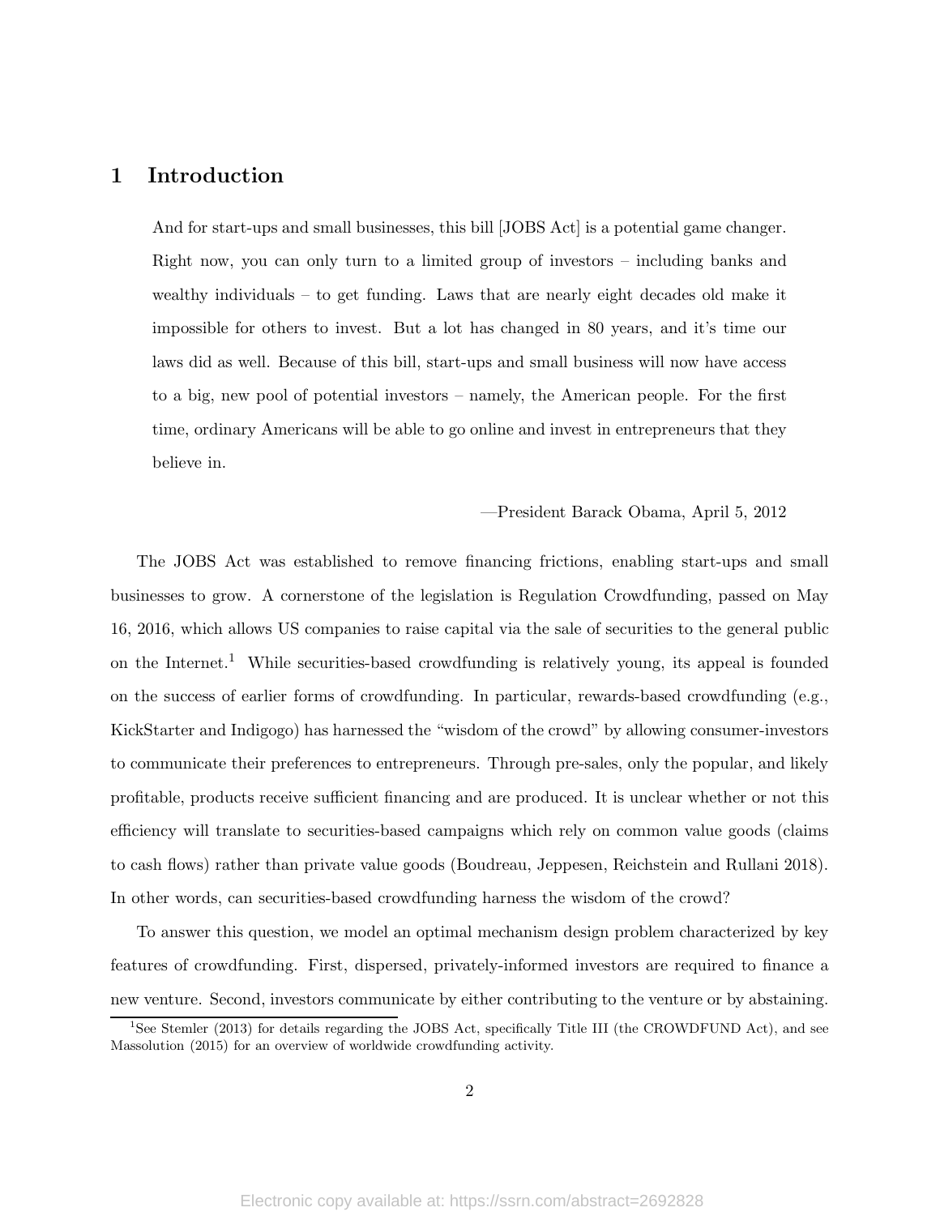# 1 Introduction

> And for start-ups and small businesses, this bill [JOBS Act] is a potential game changer. Right now, you can only turn to a limited group of investors – including banks and wealthy individuals – to get funding. Laws that are nearly eight decades old make it impossible for others to invest. But a lot has changed in 80 years, and it's time our laws did as well. Because of this bill, start-ups and small business will now have access to a big, new pool of potential investors – namely, the American people. For the first time, ordinary Americans will be able to go online and invest in entrepreneurs that they believe in.
>
> —President Barack Obama, April 5, 2012

The JOBS Act was established to remove financing frictions, enabling start-ups and small businesses to grow. A cornerstone of the legislation is Regulation Crowdfunding, passed on May 16, 2016, which allows US companies to raise capital via the sale of securities to the general public on the Internet.[1] While securities-based crowdfunding is relatively young, its appeal is founded on the success of earlier forms of crowdfunding. In particular, rewards-based crowdfunding (e.g., KickStarter and Indigogo) has harnessed the "wisdom of the crowd" by allowing consumer-investors to communicate their preferences to entrepreneurs. Through pre-sales, only the popular, and likely profitable, products receive sufficient financing and are produced. It is unclear whether or not this efficiency will translate to securities-based campaigns which rely on common value goods (claims to cash flows) rather than private value goods (Boudreau, Jeppesen, Reichstein and Rullani 2018). In other words, can securities-based crowdfunding harness the wisdom of the crowd?

To answer this question, we model an optimal mechanism design problem characterized by key features of crowdfunding. First, dispersed, privately-informed investors are required to finance a new venture. Second, investors communicate by either contributing to the venture or by abstaining.

[1] See Stemler (2013) for details regarding the JOBS Act, specifically Title III (the CROWDFUND Act), and see Massolution (2015) for an overview of worldwide crowdfunding activity.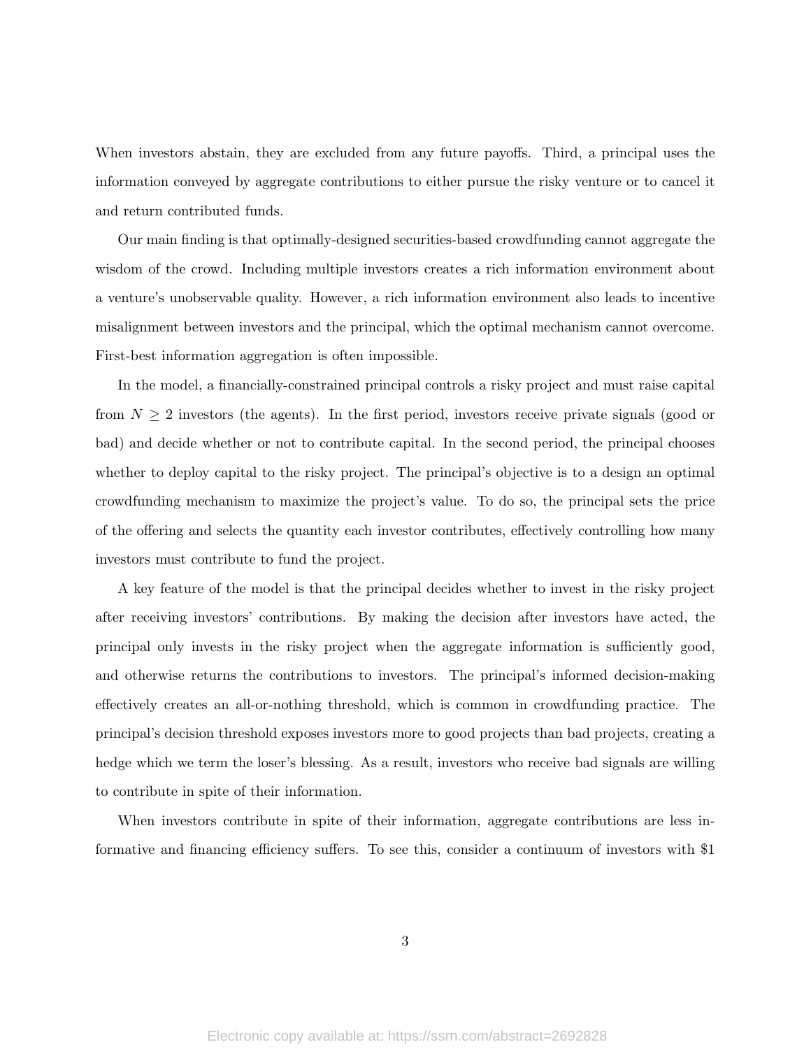When investors abstain, they are excluded from any future payoffs. Third, a principal uses the information conveyed by aggregate contributions to either pursue the risky venture or to cancel it and return contributed funds.

Our main finding is that optimally-designed securities-based crowdfunding cannot aggregate the wisdom of the crowd. Including multiple investors creates a rich information environment about a venture's unobservable quality. However, a rich information environment also leads to incentive misalignment between investors and the principal, which the optimal mechanism cannot overcome. First-best information aggregation is often impossible.

In the model, a financially-constrained principal controls a risky project and must raise capital from $N \geq 2$ investors (the agents). In the first period, investors receive private signals (good or bad) and decide whether or not to contribute capital. In the second period, the principal chooses whether to deploy capital to the risky project. The principal's objective is to a design an optimal crowdfunding mechanism to maximize the project's value. To do so, the principal sets the price of the offering and selects the quantity each investor contributes, effectively controlling how many investors must contribute to fund the project.

A key feature of the model is that the principal decides whether to invest in the risky project after receiving investors' contributions. By making the decision after investors have acted, the principal only invests in the risky project when the aggregate information is sufficiently good, and otherwise returns the contributions to investors. The principal's informed decision-making effectively creates an all-or-nothing threshold, which is common in crowdfunding practice. The principal's decision threshold exposes investors more to good projects than bad projects, creating a hedge which we term the loser's blessing. As a result, investors who receive bad signals are willing to contribute in spite of their information.

When investors contribute in spite of their information, aggregate contributions are less informative and financing efficiency suffers. To see this, consider a continuum of investors with $1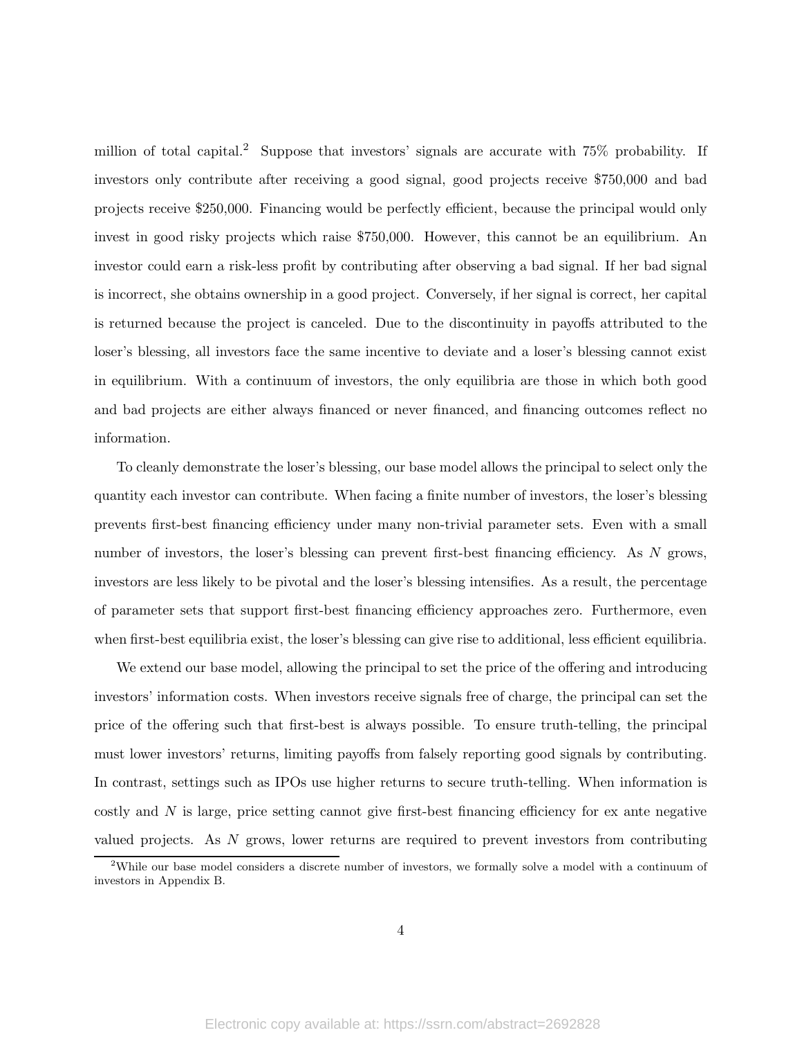million of total capital.[2] Suppose that investors' signals are accurate with 75% probability. If investors only contribute after receiving a good signal, good projects receive \$750,000 and bad projects receive \$250,000. Financing would be perfectly efficient, because the principal would only invest in good risky projects which raise \$750,000. However, this cannot be an equilibrium. An investor could earn a risk-less profit by contributing after observing a bad signal. If her bad signal is incorrect, she obtains ownership in a good project. Conversely, if her signal is correct, her capital is returned because the project is canceled. Due to the discontinuity in payoffs attributed to the loser's blessing, all investors face the same incentive to deviate and a loser's blessing cannot exist in equilibrium. With a continuum of investors, the only equilibria are those in which both good and bad projects are either always financed or never financed, and financing outcomes reflect no information.

To cleanly demonstrate the loser's blessing, our base model allows the principal to select only the quantity each investor can contribute. When facing a finite number of investors, the loser's blessing prevents first-best financing efficiency under many non-trivial parameter sets. Even with a small number of investors, the loser's blessing can prevent first-best financing efficiency. As $N$ grows, investors are less likely to be pivotal and the loser's blessing intensifies. As a result, the percentage of parameter sets that support first-best financing efficiency approaches zero. Furthermore, even when first-best equilibria exist, the loser's blessing can give rise to additional, less efficient equilibria.

We extend our base model, allowing the principal to set the price of the offering and introducing investors' information costs. When investors receive signals free of charge, the principal can set the price of the offering such that first-best is always possible. To ensure truth-telling, the principal must lower investors' returns, limiting payoffs from falsely reporting good signals by contributing. In contrast, settings such as IPOs use higher returns to secure truth-telling. When information is costly and $N$ is large, price setting cannot give first-best financing efficiency for ex ante negative valued projects. As $N$ grows, lower returns are required to prevent investors from contributing

[2]While our base model considers a discrete number of investors, we formally solve a model with a continuum of investors in Appendix B.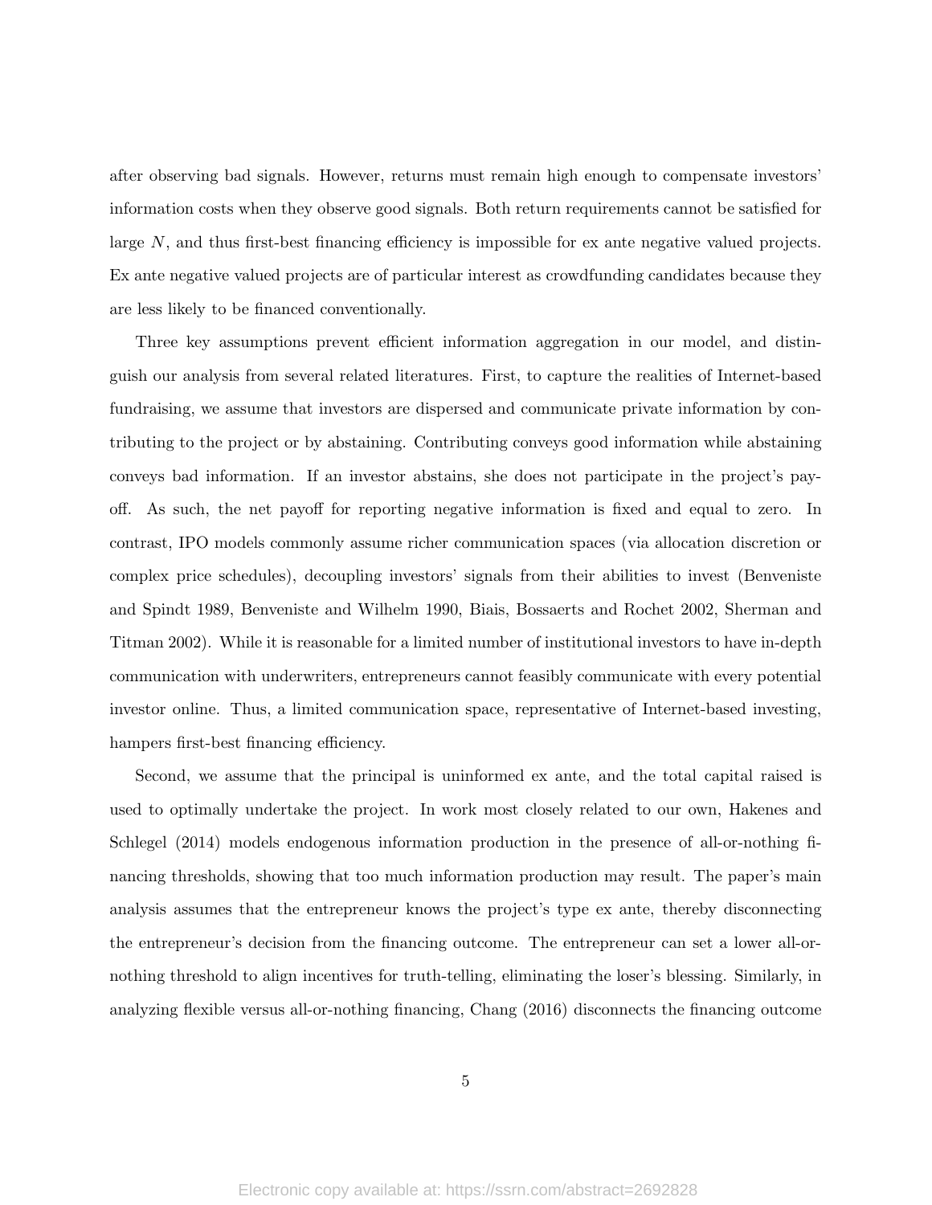after observing bad signals. However, returns must remain high enough to compensate investors' information costs when they observe good signals. Both return requirements cannot be satisfied for large $N$, and thus first-best financing efficiency is impossible for ex ante negative valued projects. Ex ante negative valued projects are of particular interest as crowdfunding candidates because they are less likely to be financed conventionally.

Three key assumptions prevent efficient information aggregation in our model, and distinguish our analysis from several related literatures. First, to capture the realities of Internet-based fundraising, we assume that investors are dispersed and communicate private information by contributing to the project or by abstaining. Contributing conveys good information while abstaining conveys bad information. If an investor abstains, she does not participate in the project's payoff. As such, the net payoff for reporting negative information is fixed and equal to zero. In contrast, IPO models commonly assume richer communication spaces (via allocation discretion or complex price schedules), decoupling investors' signals from their abilities to invest (Benveniste and Spindt 1989, Benveniste and Wilhelm 1990, Biais, Bossaerts and Rochet 2002, Sherman and Titman 2002). While it is reasonable for a limited number of institutional investors to have in-depth communication with underwriters, entrepreneurs cannot feasibly communicate with every potential investor online. Thus, a limited communication space, representative of Internet-based investing, hampers first-best financing efficiency.

Second, we assume that the principal is uninformed ex ante, and the total capital raised is used to optimally undertake the project. In work most closely related to our own, Hakenes and Schlegel (2014) models endogenous information production in the presence of all-or-nothing financing thresholds, showing that too much information production may result. The paper's main analysis assumes that the entrepreneur knows the project's type ex ante, thereby disconnecting the entrepreneur's decision from the financing outcome. The entrepreneur can set a lower all-or-nothing threshold to align incentives for truth-telling, eliminating the loser's blessing. Similarly, in analyzing flexible versus all-or-nothing financing, Chang (2016) disconnects the financing outcome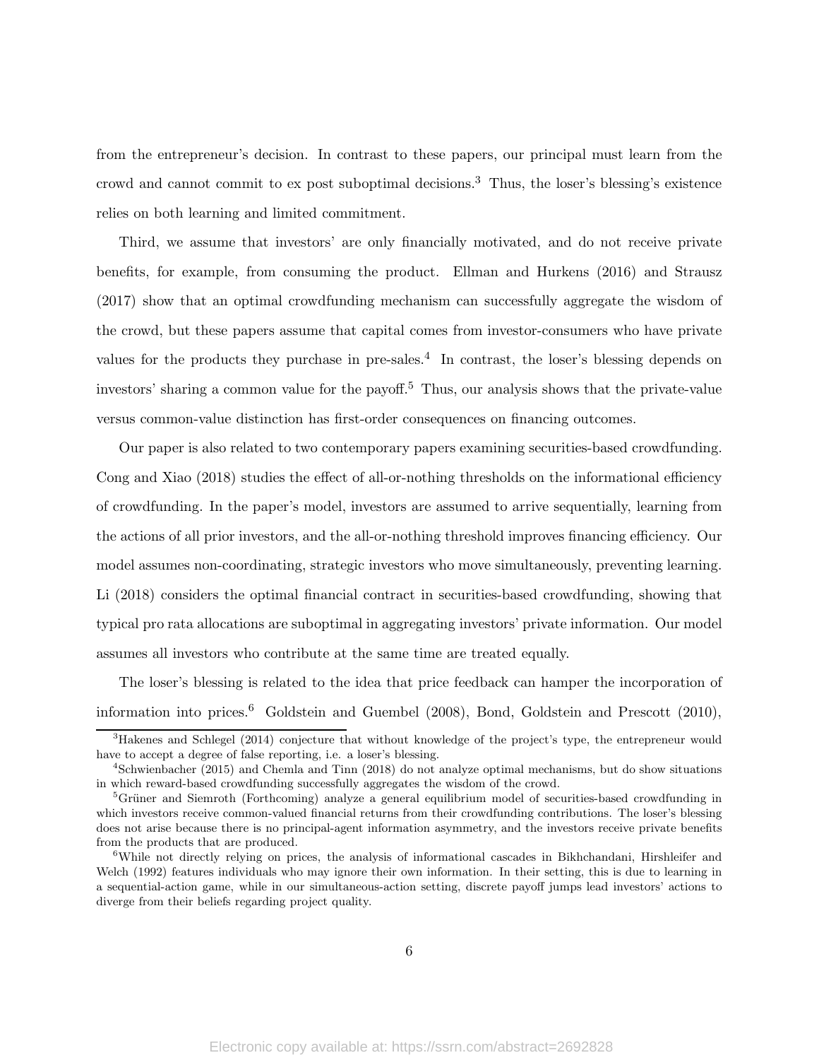from the entrepreneur's decision. In contrast to these papers, our principal must learn from the crowd and cannot commit to ex post suboptimal decisions.[3] Thus, the loser's blessing's existence relies on both learning and limited commitment.

Third, we assume that investors' are only financially motivated, and do not receive private benefits, for example, from consuming the product. Ellman and Hurkens (2016) and Strausz (2017) show that an optimal crowdfunding mechanism can successfully aggregate the wisdom of the crowd, but these papers assume that capital comes from investor-consumers who have private values for the products they purchase in pre-sales.[4] In contrast, the loser's blessing depends on investors' sharing a common value for the payoff.[5] Thus, our analysis shows that the private-value versus common-value distinction has first-order consequences on financing outcomes.

Our paper is also related to two contemporary papers examining securities-based crowdfunding. Cong and Xiao (2018) studies the effect of all-or-nothing thresholds on the informational efficiency of crowdfunding. In the paper's model, investors are assumed to arrive sequentially, learning from the actions of all prior investors, and the all-or-nothing threshold improves financing efficiency. Our model assumes non-coordinating, strategic investors who move simultaneously, preventing learning. Li (2018) considers the optimal financial contract in securities-based crowdfunding, showing that typical pro rata allocations are suboptimal in aggregating investors' private information. Our model assumes all investors who contribute at the same time are treated equally.

The loser's blessing is related to the idea that price feedback can hamper the incorporation of information into prices.[6] Goldstein and Guembel (2008), Bond, Goldstein and Prescott (2010),

---

[3] Hakenes and Schlegel (2014) conjecture that without knowledge of the project's type, the entrepreneur would have to accept a degree of false reporting, i.e. a loser's blessing.

[4] Schwienbacher (2015) and Chemla and Tinn (2018) do not analyze optimal mechanisms, but do show situations in which reward-based crowdfunding successfully aggregates the wisdom of the crowd.

[5] Grüner and Siemroth (Forthcoming) analyze a general equilibrium model of securities-based crowdfunding in which investors receive common-valued financial returns from their crowdfunding contributions. The loser's blessing does not arise because there is no principal-agent information asymmetry, and the investors receive private benefits from the products that are produced.

[6] While not directly relying on prices, the analysis of informational cascades in Bikhchandani, Hirshleifer and Welch (1992) features individuals who may ignore their own information. In their setting, this is due to learning in a sequential-action game, while in our simultaneous-action setting, discrete payoff jumps lead investors' actions to diverge from their beliefs regarding project quality.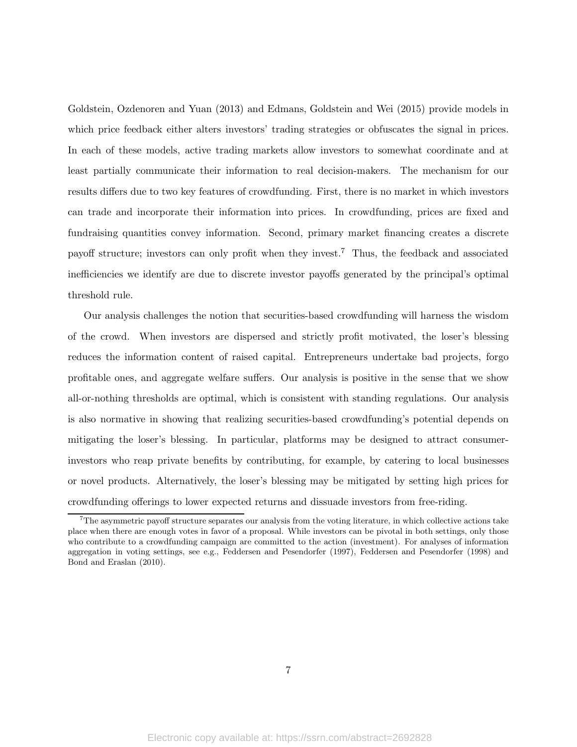Goldstein, Ozdenoren and Yuan (2013) and Edmans, Goldstein and Wei (2015) provide models in which price feedback either alters investors' trading strategies or obfuscates the signal in prices. In each of these models, active trading markets allow investors to somewhat coordinate and at least partially communicate their information to real decision-makers. The mechanism for our results differs due to two key features of crowdfunding. First, there is no market in which investors can trade and incorporate their information into prices. In crowdfunding, prices are fixed and fundraising quantities convey information. Second, primary market financing creates a discrete payoff structure; investors can only profit when they invest.[7] Thus, the feedback and associated inefficiencies we identify are due to discrete investor payoffs generated by the principal's optimal threshold rule.

Our analysis challenges the notion that securities-based crowdfunding will harness the wisdom of the crowd. When investors are dispersed and strictly profit motivated, the loser's blessing reduces the information content of raised capital. Entrepreneurs undertake bad projects, forgo profitable ones, and aggregate welfare suffers. Our analysis is positive in the sense that we show all-or-nothing thresholds are optimal, which is consistent with standing regulations. Our analysis is also normative in showing that realizing securities-based crowdfunding's potential depends on mitigating the loser's blessing. In particular, platforms may be designed to attract consumer-investors who reap private benefits by contributing, for example, by catering to local businesses or novel products. Alternatively, the loser's blessing may be mitigated by setting high prices for crowdfunding offerings to lower expected returns and dissuade investors from free-riding.

[7] The asymmetric payoff structure separates our analysis from the voting literature, in which collective actions take place when there are enough votes in favor of a proposal. While investors can be pivotal in both settings, only those who contribute to a crowdfunding campaign are committed to the action (investment). For analyses of information aggregation in voting settings, see e.g., Feddersen and Pesendorfer (1997), Feddersen and Pesendorfer (1998) and Bond and Eraslan (2010).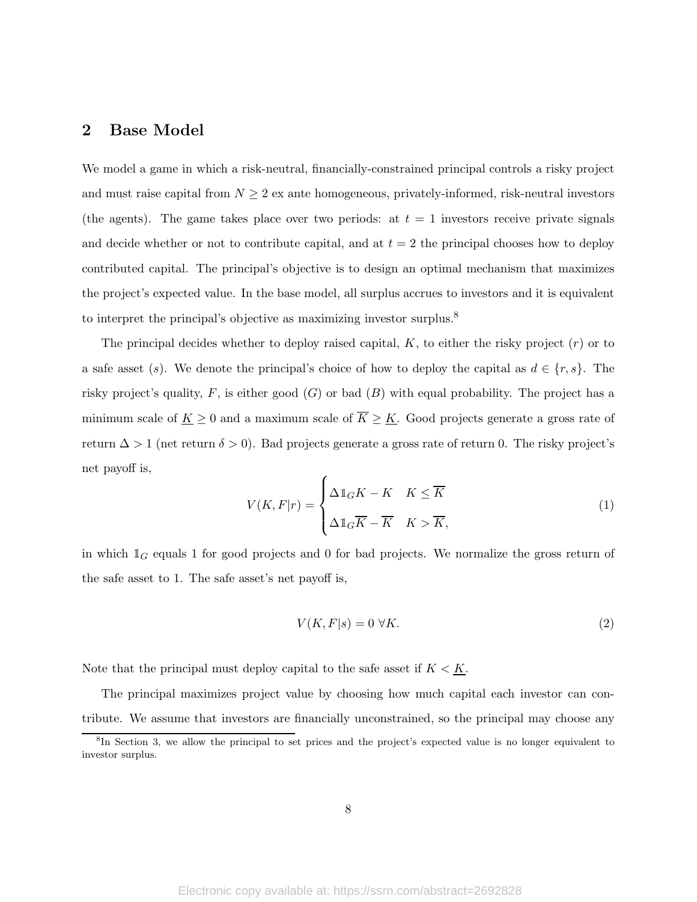## 2 Base Model

We model a game in which a risk-neutral, financially-constrained principal controls a risky project and must raise capital from $N \geq 2$ ex ante homogeneous, privately-informed, risk-neutral investors (the agents). The game takes place over two periods: at $t = 1$ investors receive private signals and decide whether or not to contribute capital, and at $t = 2$ the principal chooses how to deploy contributed capital. The principal's objective is to design an optimal mechanism that maximizes the project's expected value. In the base model, all surplus accrues to investors and it is equivalent to interpret the principal's objective as maximizing investor surplus.[8]

The principal decides whether to deploy raised capital, $K$, to either the risky project ($r$) or to a safe asset ($s$). We denote the principal's choice of how to deploy the capital as $d \in \{r, s\}$. The risky project's quality, $F$, is either good ($G$) or bad ($B$) with equal probability. The project has a minimum scale of $\underline{K} \geq 0$ and a maximum scale of $\overline{K} \geq \underline{K}$. Good projects generate a gross rate of return $\Delta > 1$ (net return $\delta > 0$). Bad projects generate a gross rate of return 0. The risky project's net payoff is,

$$V(K, F|r) = \begin{cases} \Delta \mathbb{1}_G K - K & K \leq \overline{K} \\ \Delta \mathbb{1}_G \overline{K} - \overline{K} & K > \overline{K}, \end{cases} \tag{1}$$

in which $\mathbb{1}_G$ equals 1 for good projects and 0 for bad projects. We normalize the gross return of the safe asset to 1. The safe asset's net payoff is,

$$V(K, F|s) = 0 \ \forall K. \tag{2}$$

Note that the principal must deploy capital to the safe asset if $K < \underline{K}$.

The principal maximizes project value by choosing how much capital each investor can contribute. We assume that investors are financially unconstrained, so the principal may choose any

[8] In Section 3, we allow the principal to set prices and the project's expected value is no longer equivalent to investor surplus.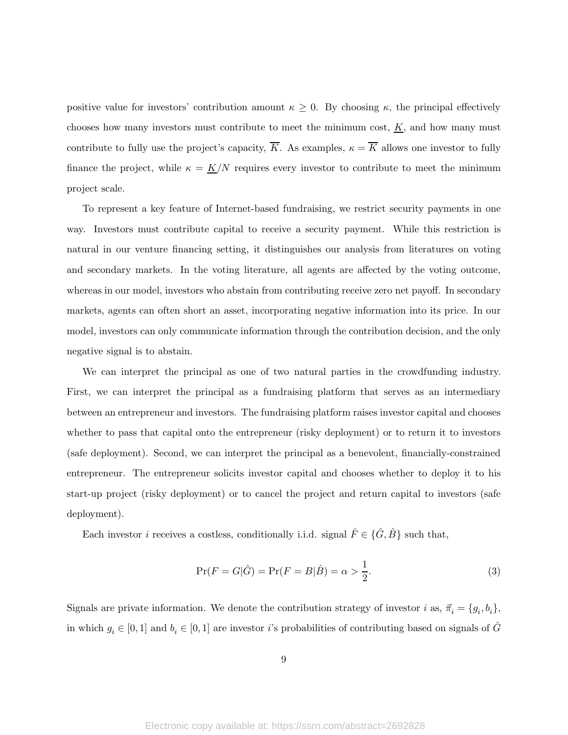positive value for investors' contribution amount $\kappa \geq 0$. By choosing $\kappa$, the principal effectively chooses how many investors must contribute to meet the minimum cost, $\underline{K}$, and how many must contribute to fully use the project's capacity, $\overline{K}$. As examples, $\kappa = \overline{K}$ allows one investor to fully finance the project, while $\kappa = \underline{K}/N$ requires every investor to contribute to meet the minimum project scale.

To represent a key feature of Internet-based fundraising, we restrict security payments in one way. Investors must contribute capital to receive a security payment. While this restriction is natural in our venture financing setting, it distinguishes our analysis from literatures on voting and secondary markets. In the voting literature, all agents are affected by the voting outcome, whereas in our model, investors who abstain from contributing receive zero net payoff. In secondary markets, agents can often short an asset, incorporating negative information into its price. In our model, investors can only communicate information through the contribution decision, and the only negative signal is to abstain.

We can interpret the principal as one of two natural parties in the crowdfunding industry. First, we can interpret the principal as a fundraising platform that serves as an intermediary between an entrepreneur and investors. The fundraising platform raises investor capital and chooses whether to pass that capital onto the entrepreneur (risky deployment) or to return it to investors (safe deployment). Second, we can interpret the principal as a benevolent, financially-constrained entrepreneur. The entrepreneur solicits investor capital and chooses whether to deploy it to his start-up project (risky deployment) or to cancel the project and return capital to investors (safe deployment).

Each investor $i$ receives a costless, conditionally i.i.d. signal $\hat{F} \in \{\hat{G}, \hat{B}\}$ such that,

$$\Pr(F = G|\hat{G}) = \Pr(F = B|\hat{B}) = \alpha > \frac{1}{2}. \tag{3}$$

Signals are private information. We denote the contribution strategy of investor $i$ as, $\vec{\pi}_i = \{g_i, b_i\}$, in which $g_i \in [0,1]$ and $b_i \in [0,1]$ are investor $i$'s probabilities of contributing based on signals of $\hat{G}$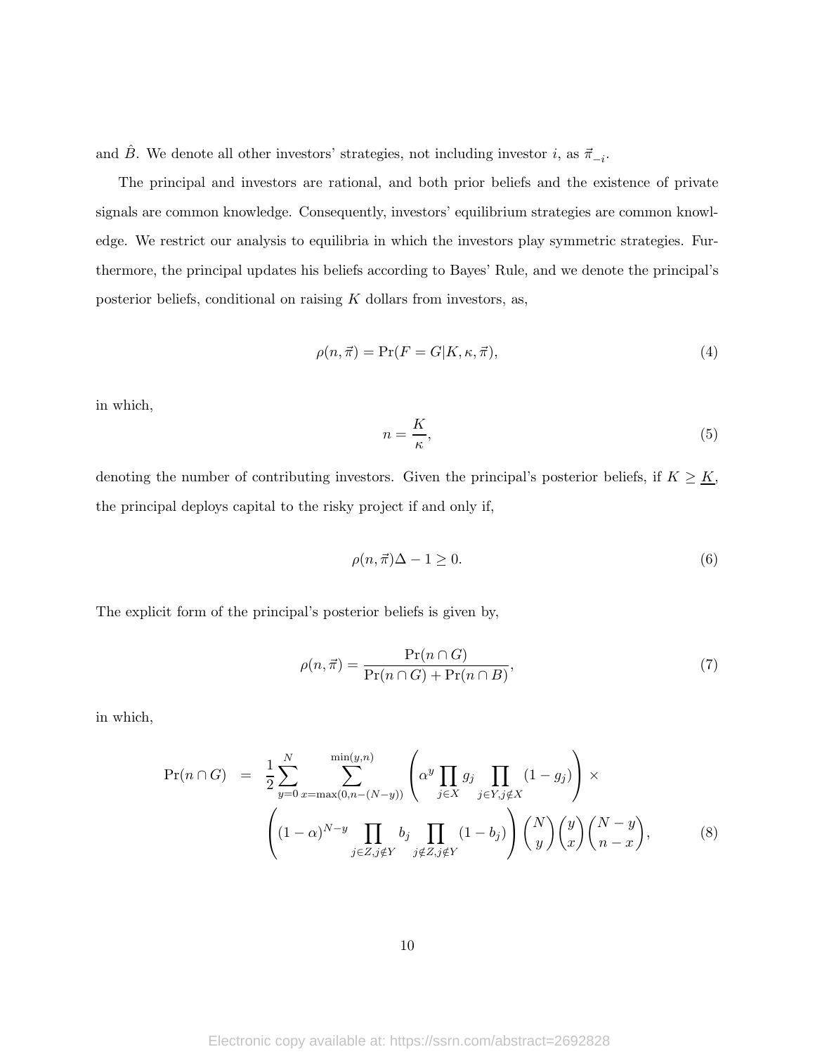and $\hat{B}$. We denote all other investors' strategies, not including investor $i$, as $\vec{\pi}_{-i}$.

The principal and investors are rational, and both prior beliefs and the existence of private signals are common knowledge. Consequently, investors' equilibrium strategies are common knowledge. We restrict our analysis to equilibria in which the investors play symmetric strategies. Furthermore, the principal updates his beliefs according to Bayes' Rule, and we denote the principal's posterior beliefs, conditional on raising $K$ dollars from investors, as,

$$\rho(n, \vec{\pi}) = \Pr(F = G | K, \kappa, \vec{\pi}), \tag{4}$$

in which,

$$n = \frac{K}{\kappa}, \tag{5}$$

denoting the number of contributing investors. Given the principal's posterior beliefs, if $K \geq \underline{K}$, the principal deploys capital to the risky project if and only if,

$$\rho(n, \vec{\pi})\Delta - 1 \geq 0. \tag{6}$$

The explicit form of the principal's posterior beliefs is given by,

$$\rho(n, \vec{\pi}) = \frac{\Pr(n \cap G)}{\Pr(n \cap G) + \Pr(n \cap B)}, \tag{7}$$

in which,

$$\begin{aligned} \Pr(n \cap G) \quad = \quad & \frac{1}{2} \sum_{y=0}^{N} \sum_{x=\max(0, n-(N-y))}^{\min(y,n)} \left( \alpha^y \prod_{j \in X} g_j \prod_{j \in Y, j \notin X} (1 - g_j) \right) \times \\ & \left( (1-\alpha)^{N-y} \prod_{j \in Z, j \notin Y} b_j \prod_{j \notin Z, j \notin Y} (1 - b_j) \right) \binom{N}{y} \binom{y}{x} \binom{N-y}{n-x}, \end{aligned} \tag{8}$$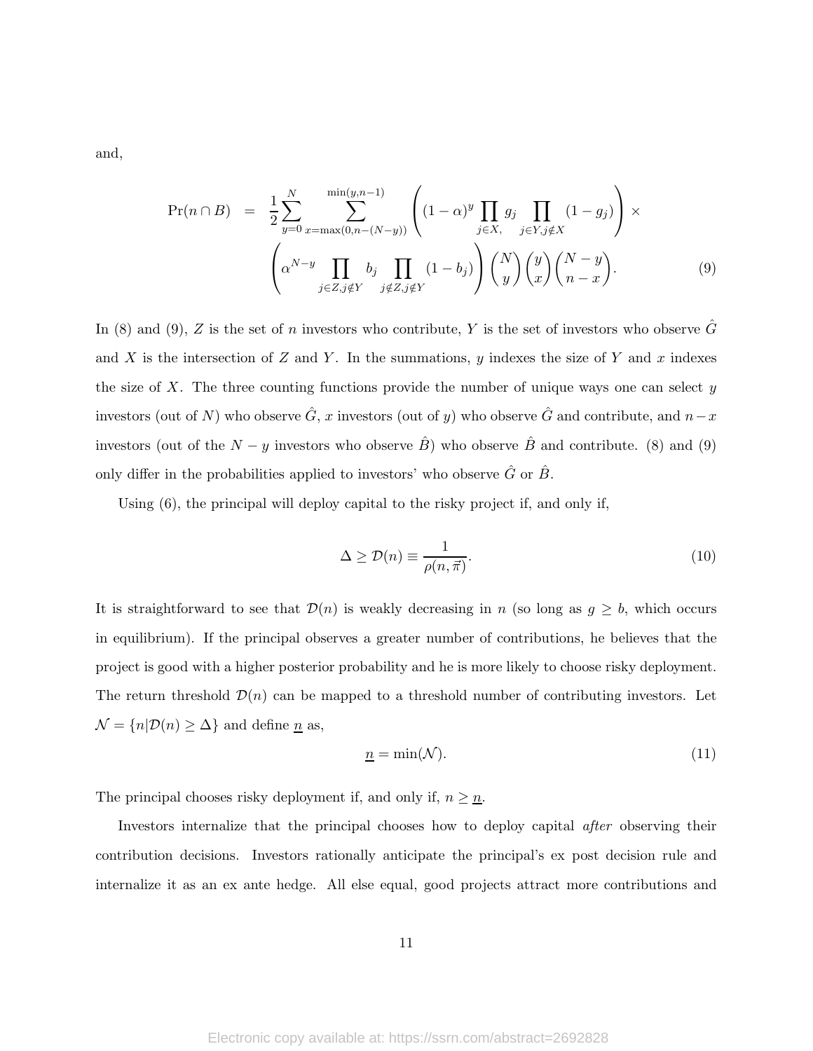and,

$$\Pr(n \cap B) = \frac{1}{2}\sum_{y=0}^{N} \sum_{x=\max(0,n-(N-y))}^{\min(y,n-1)} \left( (1-\alpha)^y \prod_{j \in X,} g_j \prod_{j \in Y, j \notin X} (1-g_j) \right) \times \left( \alpha^{N-y} \prod_{j \in Z, j \notin Y} b_j \prod_{j \notin Z, j \notin Y} (1-b_j) \right) \binom{N}{y}\binom{y}{x}\binom{N-y}{n-x}. \tag{9}$$

In (8) and (9), $Z$ is the set of $n$ investors who contribute, $Y$ is the set of investors who observe $\hat{G}$ and $X$ is the intersection of $Z$ and $Y$. In the summations, $y$ indexes the size of $Y$ and $x$ indexes the size of $X$. The three counting functions provide the number of unique ways one can select $y$ investors (out of $N$) who observe $\hat{G}$, $x$ investors (out of $y$) who observe $\hat{G}$ and contribute, and $n-x$ investors (out of the $N-y$ investors who observe $\hat{B}$) who observe $\hat{B}$ and contribute. (8) and (9) only differ in the probabilities applied to investors' who observe $\hat{G}$ or $\hat{B}$.

Using (6), the principal will deploy capital to the risky project if, and only if,

$$\Delta \geq \mathcal{D}(n) \equiv \frac{1}{\rho(n, \vec{\pi})}. \tag{10}$$

It is straightforward to see that $\mathcal{D}(n)$ is weakly decreasing in $n$ (so long as $g \geq b$, which occurs in equilibrium). If the principal observes a greater number of contributions, he believes that the project is good with a higher posterior probability and he is more likely to choose risky deployment. The return threshold $\mathcal{D}(n)$ can be mapped to a threshold number of contributing investors. Let $\mathcal{N} = \{n | \mathcal{D}(n) \geq \Delta\}$ and define $\underline{n}$ as,

$$\underline{n} = \min(\mathcal{N}). \tag{11}$$

The principal chooses risky deployment if, and only if, $n \geq \underline{n}$.

Investors internalize that the principal chooses how to deploy capital *after* observing their contribution decisions. Investors rationally anticipate the principal's ex post decision rule and internalize it as an ex ante hedge. All else equal, good projects attract more contributions and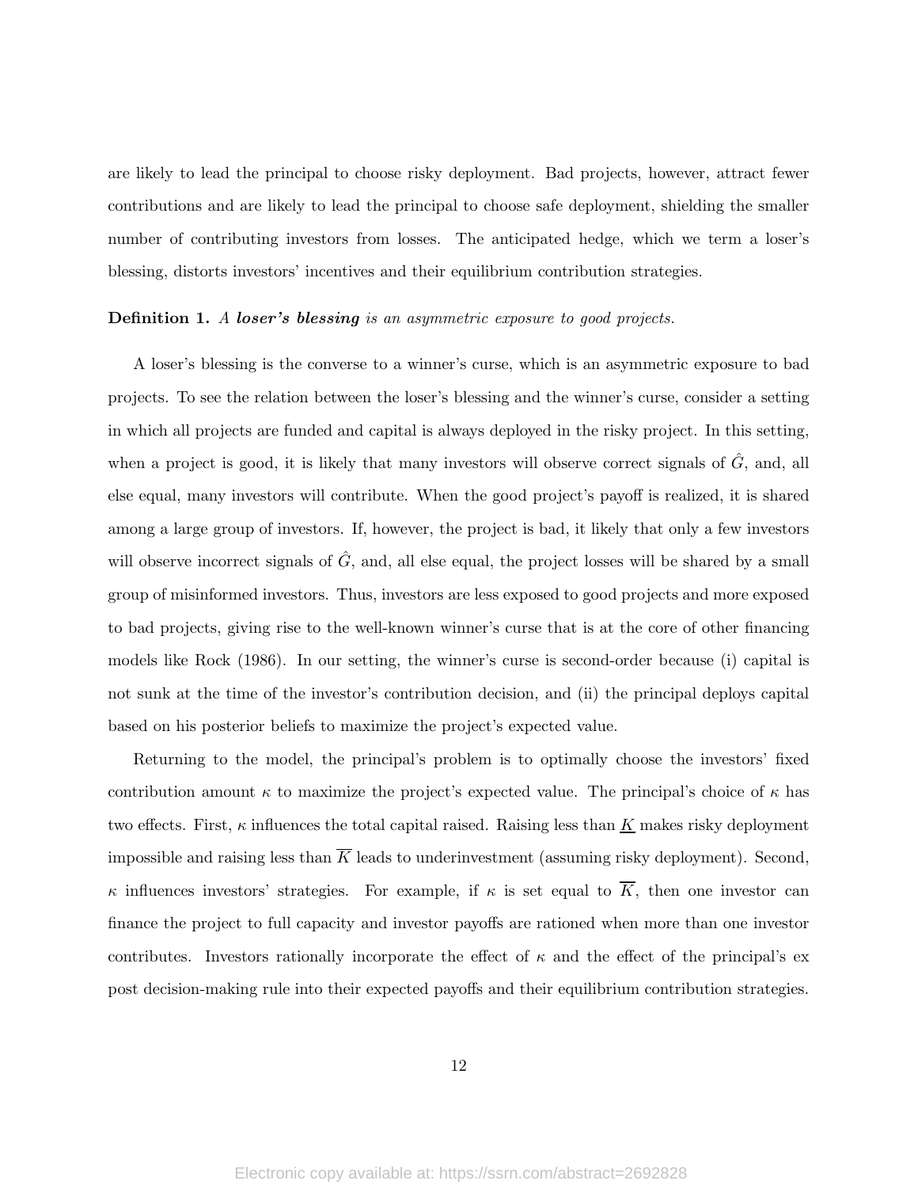are likely to lead the principal to choose risky deployment. Bad projects, however, attract fewer contributions and are likely to lead the principal to choose safe deployment, shielding the smaller number of contributing investors from losses. The anticipated hedge, which we term a loser's blessing, distorts investors' incentives and their equilibrium contribution strategies.

**Definition 1.** *A* ***loser's blessing*** *is an asymmetric exposure to good projects.*

A loser's blessing is the converse to a winner's curse, which is an asymmetric exposure to bad projects. To see the relation between the loser's blessing and the winner's curse, consider a setting in which all projects are funded and capital is always deployed in the risky project. In this setting, when a project is good, it is likely that many investors will observe correct signals of $\hat{G}$, and, all else equal, many investors will contribute. When the good project's payoff is realized, it is shared among a large group of investors. If, however, the project is bad, it likely that only a few investors will observe incorrect signals of $\hat{G}$, and, all else equal, the project losses will be shared by a small group of misinformed investors. Thus, investors are less exposed to good projects and more exposed to bad projects, giving rise to the well-known winner's curse that is at the core of other financing models like Rock (1986). In our setting, the winner's curse is second-order because (i) capital is not sunk at the time of the investor's contribution decision, and (ii) the principal deploys capital based on his posterior beliefs to maximize the project's expected value.

Returning to the model, the principal's problem is to optimally choose the investors' fixed contribution amount $\kappa$ to maximize the project's expected value. The principal's choice of $\kappa$ has two effects. First, $\kappa$ influences the total capital raised. Raising less than $\underline{K}$ makes risky deployment impossible and raising less than $\overline{K}$ leads to underinvestment (assuming risky deployment). Second, $\kappa$ influences investors' strategies. For example, if $\kappa$ is set equal to $\overline{K}$, then one investor can finance the project to full capacity and investor payoffs are rationed when more than one investor contributes. Investors rationally incorporate the effect of $\kappa$ and the effect of the principal's ex post decision-making rule into their expected payoffs and their equilibrium contribution strategies.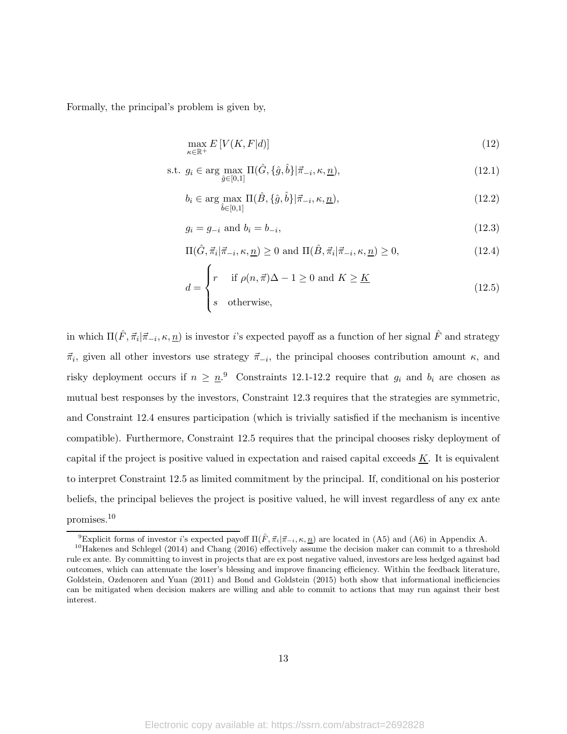Formally, the principal's problem is given by,

$$\max_{\kappa \in \mathbb{R}^+} E\left[V(K, F|d)\right] \tag{12}$$

$$\text{s.t. } g_i \in \arg\max_{\hat{g} \in [0,1]} \Pi(\hat{G}, \{\hat{g}, \hat{b}\} | \vec{\pi}_{-i}, \kappa, \underline{n}), \tag{12.1}$$

$$b_i \in \arg\max_{\hat{b} \in [0,1]} \Pi(\hat{B}, \{\hat{g}, \hat{b}\} | \vec{\pi}_{-i}, \kappa, \underline{n}), \tag{12.2}$$

$$g_i = g_{-i} \text{ and } b_i = b_{-i}, \tag{12.3}$$

$$\Pi(\hat{G}, \vec{\pi}_i | \vec{\pi}_{-i}, \kappa, \underline{n}) \geq 0 \text{ and } \Pi(\hat{B}, \vec{\pi}_i | \vec{\pi}_{-i}, \kappa, \underline{n}) \geq 0, \tag{12.4}$$

$$d = \begin{cases} r & \text{if } \rho(n, \vec{\pi})\Delta - 1 \geq 0 \text{ and } K \geq \underline{K} \\ s & \text{otherwise,} \end{cases} \tag{12.5}$$

in which $\Pi(\hat{F}, \vec{\pi}_i | \vec{\pi}_{-i}, \kappa, \underline{n})$ is investor $i$'s expected payoff as a function of her signal $\hat{F}$ and strategy $\vec{\pi}_i$, given all other investors use strategy $\vec{\pi}_{-i}$, the principal chooses contribution amount $\kappa$, and risky deployment occurs if $n \geq \underline{n}$.[9] Constraints 12.1-12.2 require that $g_i$ and $b_i$ are chosen as mutual best responses by the investors, Constraint 12.3 requires that the strategies are symmetric, and Constraint 12.4 ensures participation (which is trivially satisfied if the mechanism is incentive compatible). Furthermore, Constraint 12.5 requires that the principal chooses risky deployment of capital if the project is positive valued in expectation and raised capital exceeds $\underline{K}$. It is equivalent to interpret Constraint 12.5 as limited commitment by the principal. If, conditional on his posterior beliefs, the principal believes the project is positive valued, he will invest regardless of any ex ante promises.[10]

[9] Explicit forms of investor $i$'s expected payoff $\Pi(\hat{F}, \vec{\pi}_i | \vec{\pi}_{-i}, \kappa, \underline{n})$ are located in (A5) and (A6) in Appendix A.

[10] Hakenes and Schlegel (2014) and Chang (2016) effectively assume the decision maker can commit to a threshold rule ex ante. By committing to invest in projects that are ex post negative valued, investors are less hedged against bad outcomes, which can attenuate the loser's blessing and improve financing efficiency. Within the feedback literature, Goldstein, Ozdenoren and Yuan (2011) and Bond and Goldstein (2015) both show that informational inefficiencies can be mitigated when decision makers are willing and able to commit to actions that may run against their best interest.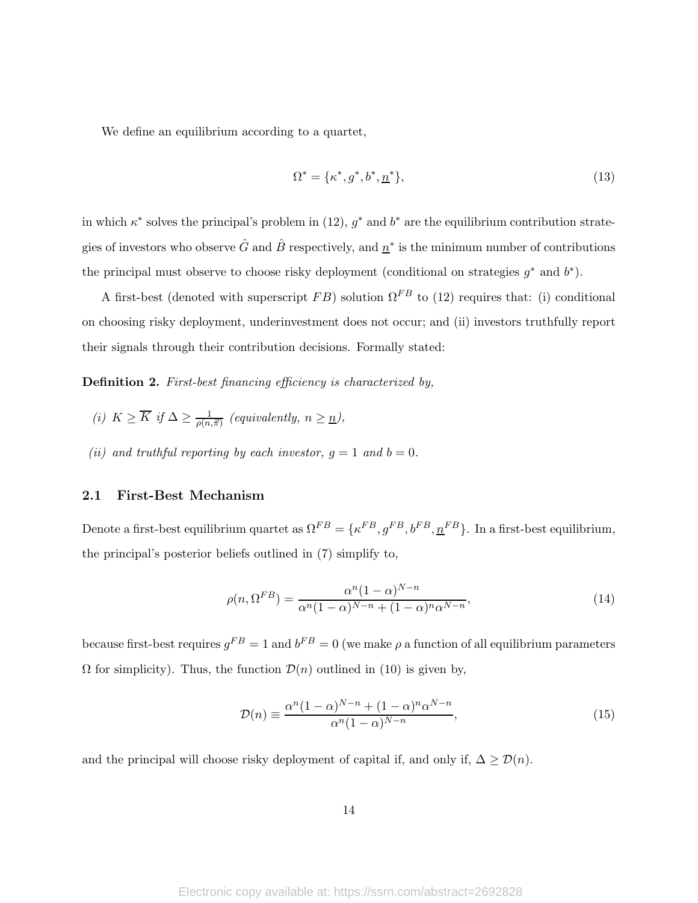We define an equilibrium according to a quartet,

$$\Omega^* = \{\kappa^*, g^*, b^*, \underline{n}^*\}, \tag{13}$$

in which $\kappa^*$ solves the principal's problem in (12), $g^*$ and $b^*$ are the equilibrium contribution strategies of investors who observe $\hat{G}$ and $\hat{B}$ respectively, and $\underline{n}^*$ is the minimum number of contributions the principal must observe to choose risky deployment (conditional on strategies $g^*$ and $b^*$).

A first-best (denoted with superscript $FB$) solution $\Omega^{FB}$ to (12) requires that: (i) conditional on choosing risky deployment, underinvestment does not occur; and (ii) investors truthfully report their signals through their contribution decisions. Formally stated:

**Definition 2.** *First-best financing efficiency is characterized by,*

*(i)* $K \geq \overline{K}$ *if* $\Delta \geq \frac{1}{\rho(n,\vec{\pi})}$ *(equivalently,* $n \geq \underline{n}$*),*

*(ii) and truthful reporting by each investor,* $g = 1$ *and* $b = 0$*.*

## 2.1 First-Best Mechanism

Denote a first-best equilibrium quartet as $\Omega^{FB} = \{\kappa^{FB}, g^{FB}, b^{FB}, \underline{n}^{FB}\}$. In a first-best equilibrium, the principal's posterior beliefs outlined in (7) simplify to,

$$\rho(n, \Omega^{FB}) = \frac{\alpha^n(1-\alpha)^{N-n}}{\alpha^n(1-\alpha)^{N-n} + (1-\alpha)^n\alpha^{N-n}}, \tag{14}$$

because first-best requires $g^{FB} = 1$ and $b^{FB} = 0$ (we make $\rho$ a function of all equilibrium parameters $\Omega$ for simplicity). Thus, the function $\mathcal{D}(n)$ outlined in (10) is given by,

$$\mathcal{D}(n) \equiv \frac{\alpha^n(1-\alpha)^{N-n} + (1-\alpha)^n\alpha^{N-n}}{\alpha^n(1-\alpha)^{N-n}}, \tag{15}$$

and the principal will choose risky deployment of capital if, and only if, $\Delta \geq \mathcal{D}(n)$.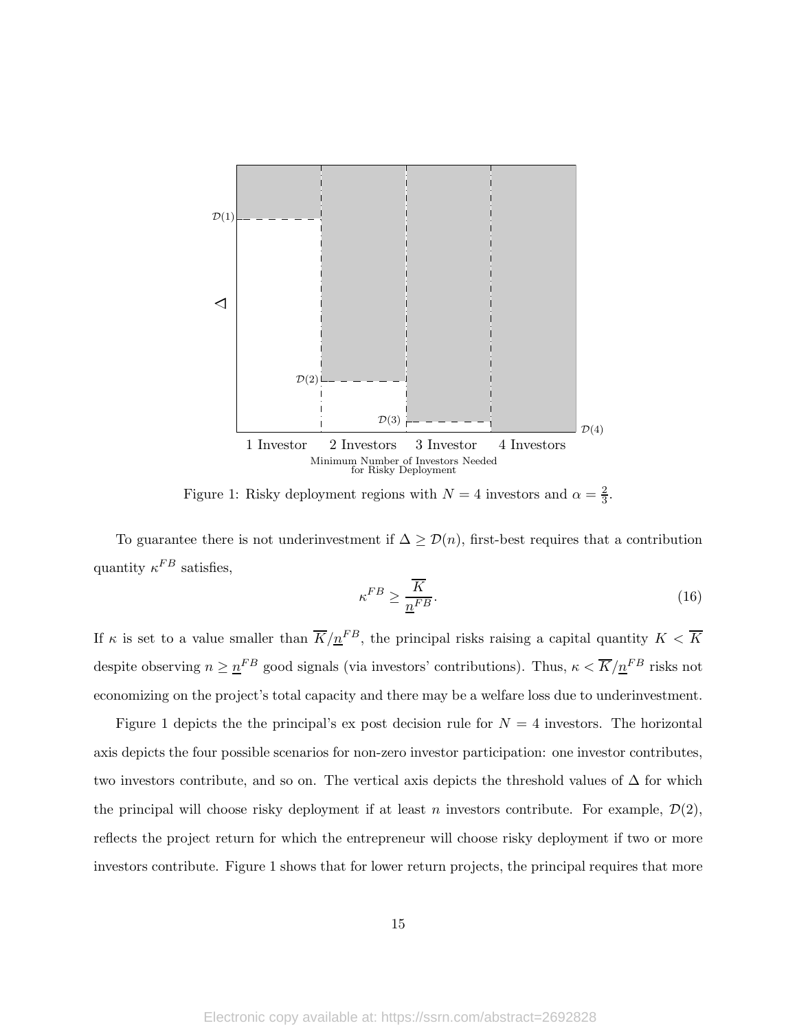Figure 1: Risky deployment regions with $N = 4$ investors and $\alpha = \frac{2}{3}$.

To guarantee there is not underinvestment if $\Delta \geq \mathcal{D}(n)$, first-best requires that a contribution quantity $\kappa^{FB}$ satisfies,

$$\kappa^{FB} \geq \frac{\overline{K}}{\underline{n}^{FB}}. \tag{16}$$

If $\kappa$ is set to a value smaller than $\overline{K}/\underline{n}^{FB}$, the principal risks raising a capital quantity $K < \overline{K}$ despite observing $n \geq \underline{n}^{FB}$ good signals (via investors' contributions). Thus, $\kappa < \overline{K}/\underline{n}^{FB}$ risks not economizing on the project's total capacity and there may be a welfare loss due to underinvestment.

Figure 1 depicts the the principal's ex post decision rule for $N = 4$ investors. The horizontal axis depicts the four possible scenarios for non-zero investor participation: one investor contributes, two investors contribute, and so on. The vertical axis depicts the threshold values of $\Delta$ for which the principal will choose risky deployment if at least $n$ investors contribute. For example, $\mathcal{D}(2)$, reflects the project return for which the entrepreneur will choose risky deployment if two or more investors contribute. Figure 1 shows that for lower return projects, the principal requires that more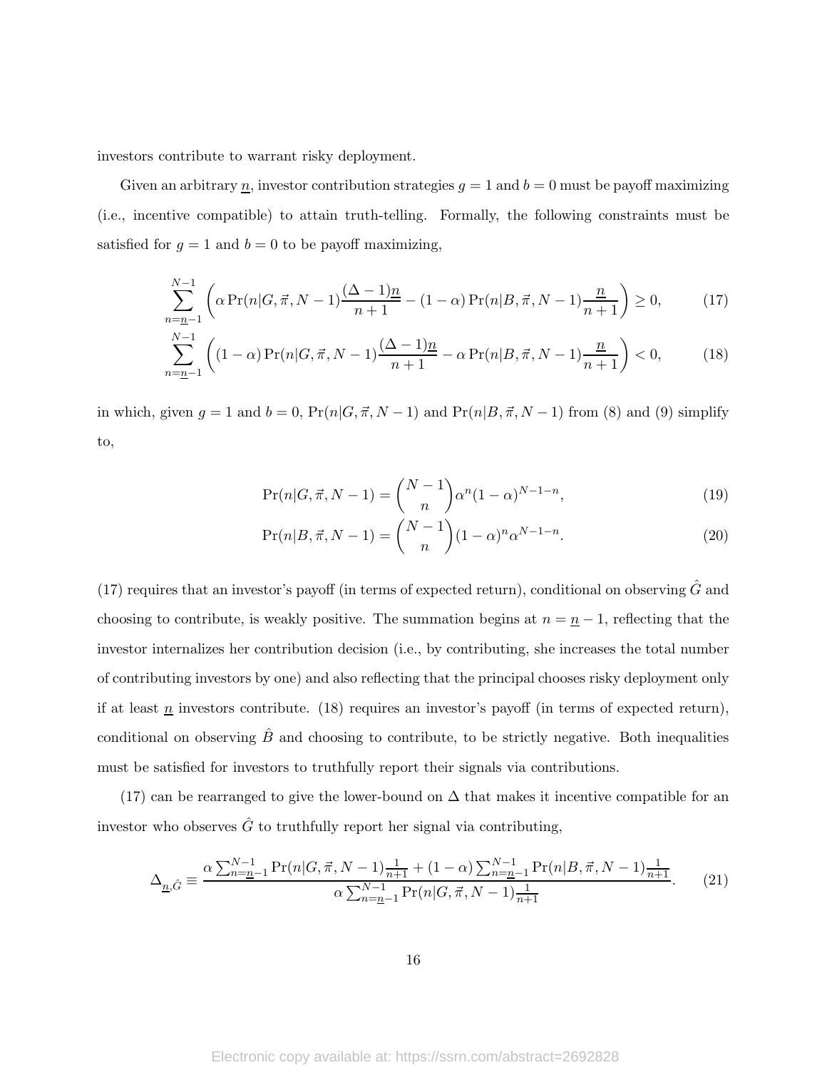investors contribute to warrant risky deployment.

Given an arbitrary $\underline{n}$, investor contribution strategies $g = 1$ and $b = 0$ must be payoff maximizing (i.e., incentive compatible) to attain truth-telling. Formally, the following constraints must be satisfied for $g = 1$ and $b = 0$ to be payoff maximizing,

$$\sum_{n=\underline{n}-1}^{N-1} \left( \alpha \Pr(n|G, \vec{\pi}, N-1) \frac{(\Delta - 1)\underline{n}}{n+1} - (1-\alpha) \Pr(n|B, \vec{\pi}, N-1) \frac{\underline{n}}{n+1} \right) \geq 0, \tag{17}$$

$$\sum_{n=\underline{n}-1}^{N-1} \left( (1-\alpha) \Pr(n|G, \vec{\pi}, N-1) \frac{(\Delta - 1)\underline{n}}{n+1} - \alpha \Pr(n|B, \vec{\pi}, N-1) \frac{\underline{n}}{n+1} \right) < 0, \tag{18}$$

in which, given $g = 1$ and $b = 0$, $\Pr(n|G, \vec{\pi}, N-1)$ and $\Pr(n|B, \vec{\pi}, N-1)$ from (8) and (9) simplify to,

$$\Pr(n|G, \vec{\pi}, N-1) = \binom{N-1}{n} \alpha^n (1-\alpha)^{N-1-n}, \tag{19}$$

$$\Pr(n|B, \vec{\pi}, N-1) = \binom{N-1}{n} (1-\alpha)^n \alpha^{N-1-n}. \tag{20}$$

(17) requires that an investor's payoff (in terms of expected return), conditional on observing $\hat{G}$ and choosing to contribute, is weakly positive. The summation begins at $n = \underline{n} - 1$, reflecting that the investor internalizes her contribution decision (i.e., by contributing, she increases the total number of contributing investors by one) and also reflecting that the principal chooses risky deployment only if at least $\underline{n}$ investors contribute. (18) requires an investor's payoff (in terms of expected return), conditional on observing $\hat{B}$ and choosing to contribute, to be strictly negative. Both inequalities must be satisfied for investors to truthfully report their signals via contributions.

(17) can be rearranged to give the lower-bound on $\Delta$ that makes it incentive compatible for an investor who observes $\hat{G}$ to truthfully report her signal via contributing,

$$\Delta_{\underline{n},\hat{G}} \equiv \frac{\alpha \sum_{n=\underline{n}-1}^{N-1} \Pr(n|G, \vec{\pi}, N-1) \frac{1}{n+1} + (1-\alpha) \sum_{n=\underline{n}-1}^{N-1} \Pr(n|B, \vec{\pi}, N-1) \frac{1}{n+1}}{\alpha \sum_{n=\underline{n}-1}^{N-1} \Pr(n|G, \vec{\pi}, N-1) \frac{1}{n+1}}. \tag{21}$$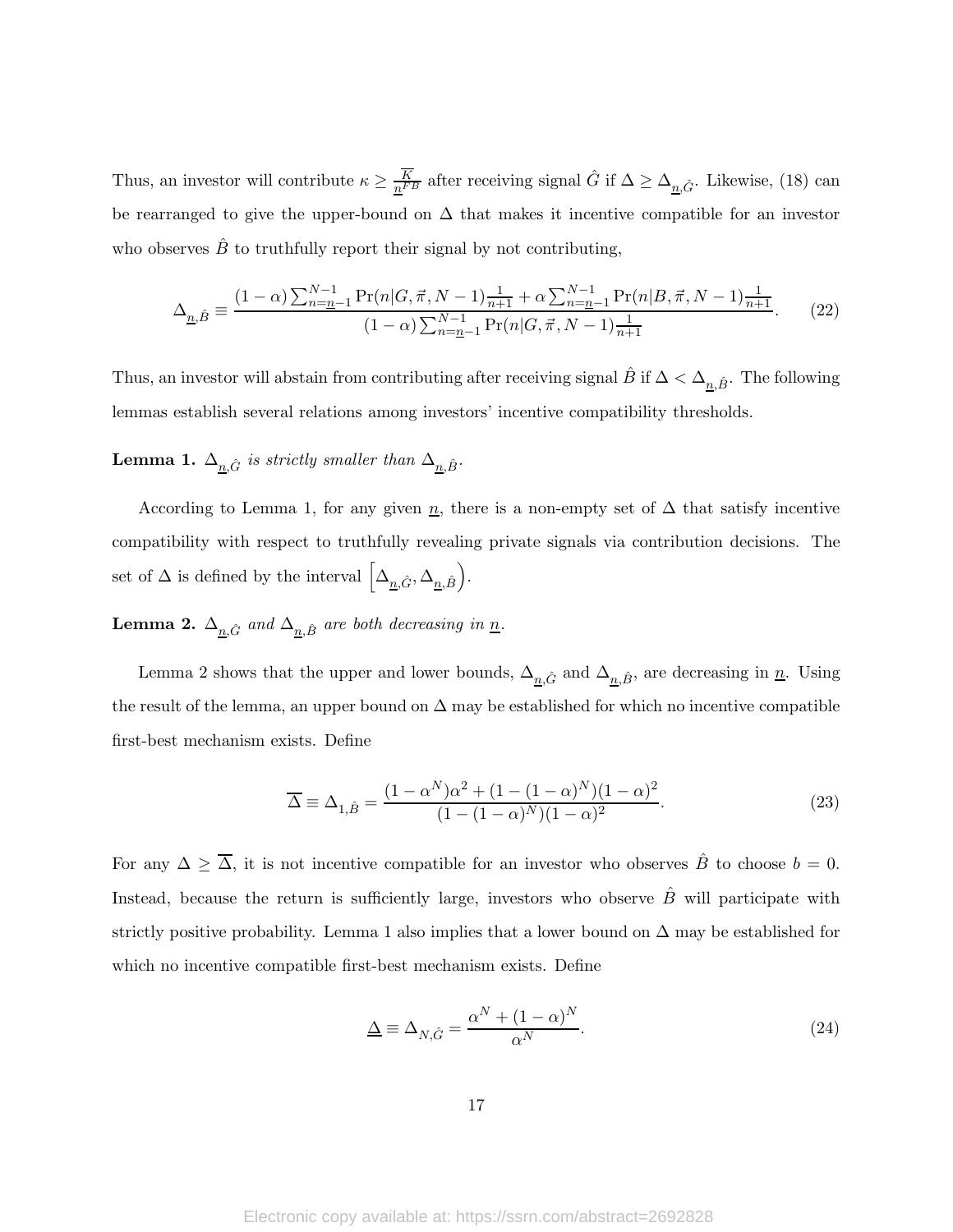Thus, an investor will contribute $\kappa \geq \frac{\overline{K}}{\underline{n}^{FB}}$ after receiving signal $\hat{G}$ if $\Delta \geq \Delta_{\underline{n},\hat{G}}$. Likewise, (18) can be rearranged to give the upper-bound on $\Delta$ that makes it incentive compatible for an investor who observes $\hat{B}$ to truthfully report their signal by not contributing,

$$\Delta_{\underline{n},\hat{B}} \equiv \frac{(1-\alpha)\sum_{n=\underline{n}-1}^{N-1} \Pr(n|G,\vec{\pi},N-1)\frac{1}{n+1} + \alpha \sum_{n=\underline{n}-1}^{N-1} \Pr(n|B,\vec{\pi},N-1)\frac{1}{n+1}}{(1-\alpha)\sum_{n=\underline{n}-1}^{N-1} \Pr(n|G,\vec{\pi},N-1)\frac{1}{n+1}}. \tag{22}$$

Thus, an investor will abstain from contributing after receiving signal $\hat{B}$ if $\Delta < \Delta_{\underline{n},\hat{B}}$. The following lemmas establish several relations among investors' incentive compatibility thresholds.

**Lemma 1.** *$\Delta_{\underline{n},\hat{G}}$ is strictly smaller than $\Delta_{\underline{n},\hat{B}}$.*

According to Lemma 1, for any given $\underline{n}$, there is a non-empty set of $\Delta$ that satisfy incentive compatibility with respect to truthfully revealing private signals via contribution decisions. The set of $\Delta$ is defined by the interval $\left[\Delta_{\underline{n},\hat{G}}, \Delta_{\underline{n},\hat{B}}\right)$.

**Lemma 2.** *$\Delta_{\underline{n},\hat{G}}$ and $\Delta_{\underline{n},\hat{B}}$ are both decreasing in $\underline{n}$.*

Lemma 2 shows that the upper and lower bounds, $\Delta_{\underline{n},\hat{G}}$ and $\Delta_{\underline{n},\hat{B}}$, are decreasing in $\underline{n}$. Using the result of the lemma, an upper bound on $\Delta$ may be established for which no incentive compatible first-best mechanism exists. Define

$$\overline{\Delta} \equiv \Delta_{1,\hat{B}} = \frac{(1-\alpha^N)\alpha^2 + (1-(1-\alpha)^N)(1-\alpha)^2}{(1-(1-\alpha)^N)(1-\alpha)^2}. \tag{23}$$

For any $\Delta \geq \overline{\Delta}$, it is not incentive compatible for an investor who observes $\hat{B}$ to choose $b = 0$. Instead, because the return is sufficiently large, investors who observe $\hat{B}$ will participate with strictly positive probability. Lemma 1 also implies that a lower bound on $\Delta$ may be established for which no incentive compatible first-best mechanism exists. Define

$$\underline{\Delta} \equiv \Delta_{N,\hat{G}} = \frac{\alpha^N + (1-\alpha)^N}{\alpha^N}. \tag{24}$$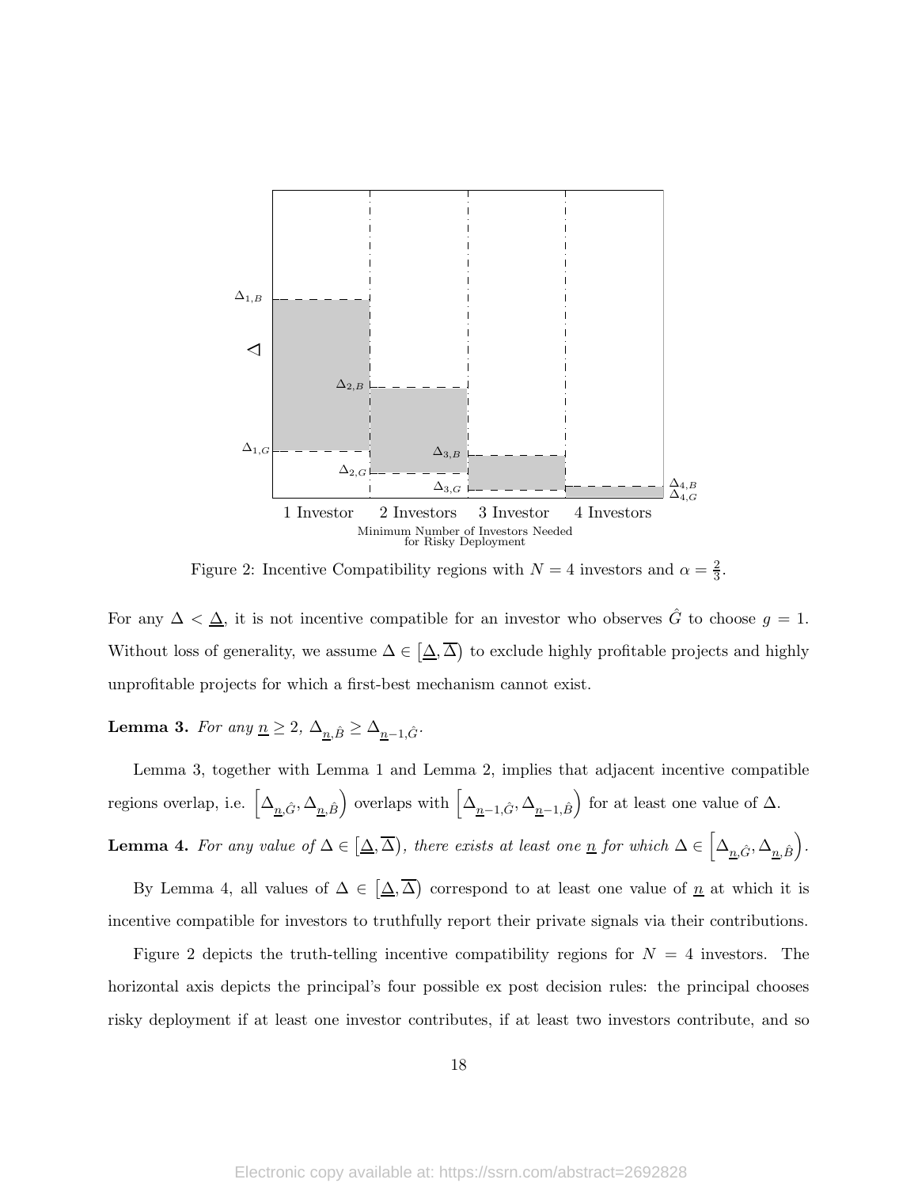Figure 2: Incentive Compatibility regions with $N = 4$ investors and $\alpha = \frac{2}{3}$.

For any $\Delta < \underline{\Delta}$, it is not incentive compatible for an investor who observes $\hat{G}$ to choose $g = 1$. Without loss of generality, we assume $\Delta \in [\underline{\Delta}, \overline{\Delta})$ to exclude highly profitable projects and highly unprofitable projects for which a first-best mechanism cannot exist.

**Lemma 3.** *For any $\underline{n} \geq 2$, $\Delta_{\underline{n},\hat{B}} \geq \Delta_{\underline{n}-1,\hat{G}}$.*

Lemma 3, together with Lemma 1 and Lemma 2, implies that adjacent incentive compatible regions overlap, i.e. $\left[\Delta_{\underline{n},\hat{G}}, \Delta_{\underline{n},\hat{B}}\right)$ overlaps with $\left[\Delta_{\underline{n}-1,\hat{G}}, \Delta_{\underline{n}-1,\hat{B}}\right)$ for at least one value of $\Delta$.

**Lemma 4.** *For any value of $\Delta \in [\underline{\Delta}, \overline{\Delta})$, there exists at least one $\underline{n}$ for which $\Delta \in \left[\Delta_{\underline{n},\hat{G}}, \Delta_{\underline{n},\hat{B}}\right)$.*

By Lemma 4, all values of $\Delta \in [\underline{\Delta}, \overline{\Delta})$ correspond to at least one value of $\underline{n}$ at which it is incentive compatible for investors to truthfully report their private signals via their contributions.

Figure 2 depicts the truth-telling incentive compatibility regions for $N = 4$ investors. The horizontal axis depicts the principal's four possible ex post decision rules: the principal chooses risky deployment if at least one investor contributes, if at least two investors contribute, and so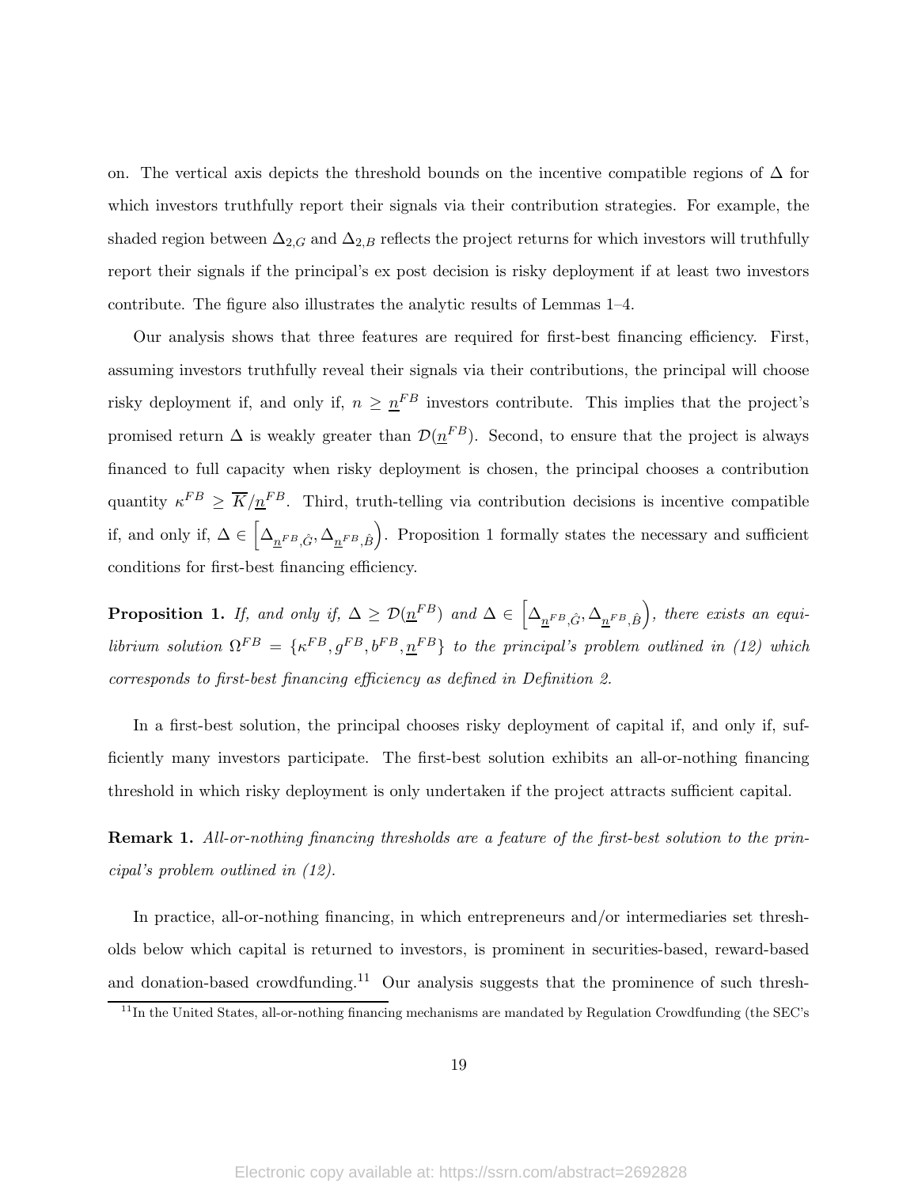on. The vertical axis depicts the threshold bounds on the incentive compatible regions of $\Delta$ for which investors truthfully report their signals via their contribution strategies. For example, the shaded region between $\Delta_{2,G}$ and $\Delta_{2,B}$ reflects the project returns for which investors will truthfully report their signals if the principal's ex post decision is risky deployment if at least two investors contribute. The figure also illustrates the analytic results of Lemmas 1–4.

Our analysis shows that three features are required for first-best financing efficiency. First, assuming investors truthfully reveal their signals via their contributions, the principal will choose risky deployment if, and only if, $n \geq \underline{n}^{FB}$ investors contribute. This implies that the project's promised return $\Delta$ is weakly greater than $\mathcal{D}(\underline{n}^{FB})$. Second, to ensure that the project is always financed to full capacity when risky deployment is chosen, the principal chooses a contribution quantity $\kappa^{FB} \geq \overline{K}/\underline{n}^{FB}$. Third, truth-telling via contribution decisions is incentive compatible if, and only if, $\Delta \in \left[\Delta_{\underline{n}^{FB},\hat{G}}, \Delta_{\underline{n}^{FB},\hat{B}}\right)$. Proposition 1 formally states the necessary and sufficient conditions for first-best financing efficiency.

**Proposition 1.** *If, and only if, $\Delta \geq \mathcal{D}(\underline{n}^{FB})$ and $\Delta \in \left[\Delta_{\underline{n}^{FB},\hat{G}}, \Delta_{\underline{n}^{FB},\hat{B}}\right)$, there exists an equilibrium solution $\Omega^{FB} = \{\kappa^{FB}, g^{FB}, b^{FB}, \underline{n}^{FB}\}$ to the principal's problem outlined in (12) which corresponds to first-best financing efficiency as defined in Definition 2.*

In a first-best solution, the principal chooses risky deployment of capital if, and only if, sufficiently many investors participate. The first-best solution exhibits an all-or-nothing financing threshold in which risky deployment is only undertaken if the project attracts sufficient capital.

**Remark 1.** *All-or-nothing financing thresholds are a feature of the first-best solution to the principal's problem outlined in (12).*

In practice, all-or-nothing financing, in which entrepreneurs and/or intermediaries set thresholds below which capital is returned to investors, is prominent in securities-based, reward-based and donation-based crowdfunding.[11] Our analysis suggests that the prominence of such thresh-

[11] In the United States, all-or-nothing financing mechanisms are mandated by Regulation Crowdfunding (the SEC's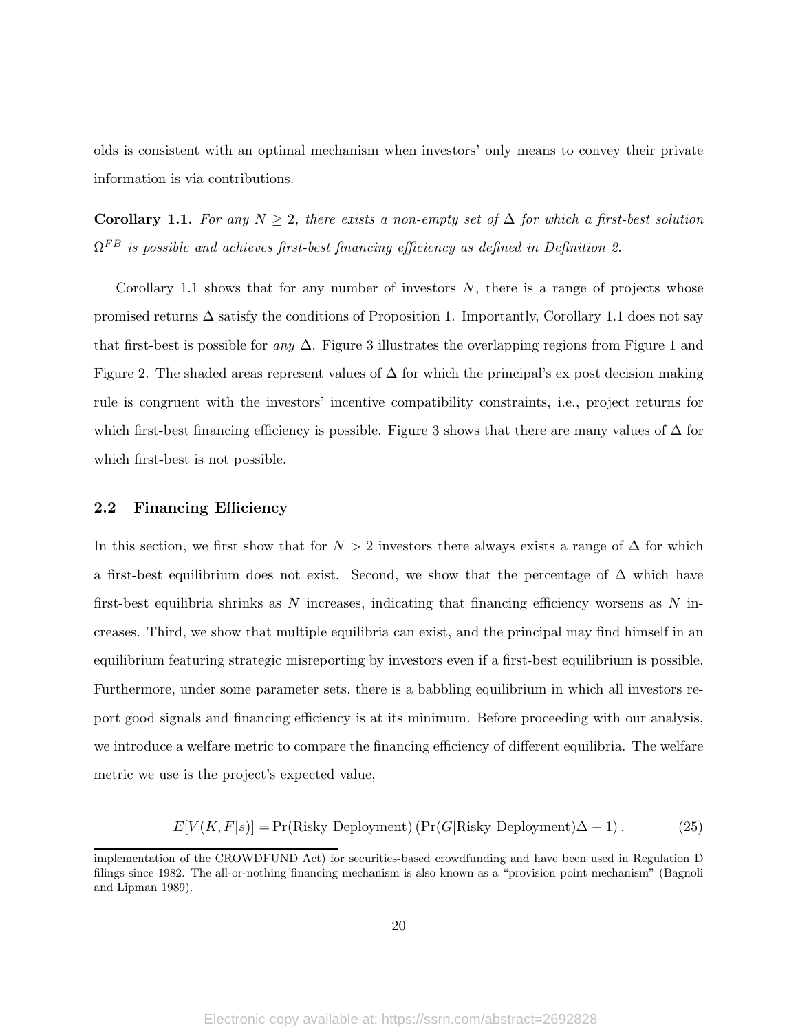olds is consistent with an optimal mechanism when investors' only means to convey their private information is via contributions.

**Corollary 1.1.** *For any $N \geq 2$, there exists a non-empty set of $\Delta$ for which a first-best solution $\Omega^{FB}$ is possible and achieves first-best financing efficiency as defined in Definition 2.*

Corollary 1.1 shows that for any number of investors $N$, there is a range of projects whose promised returns $\Delta$ satisfy the conditions of Proposition 1. Importantly, Corollary 1.1 does not say that first-best is possible for *any* $\Delta$. Figure 3 illustrates the overlapping regions from Figure 1 and Figure 2. The shaded areas represent values of $\Delta$ for which the principal's ex post decision making rule is congruent with the investors' incentive compatibility constraints, i.e., project returns for which first-best financing efficiency is possible. Figure 3 shows that there are many values of $\Delta$ for which first-best is not possible.

## 2.2 Financing Efficiency

In this section, we first show that for $N > 2$ investors there always exists a range of $\Delta$ for which a first-best equilibrium does not exist. Second, we show that the percentage of $\Delta$ which have first-best equilibria shrinks as $N$ increases, indicating that financing efficiency worsens as $N$ increases. Third, we show that multiple equilibria can exist, and the principal may find himself in an equilibrium featuring strategic misreporting by investors even if a first-best equilibrium is possible. Furthermore, under some parameter sets, there is a babbling equilibrium in which all investors report good signals and financing efficiency is at its minimum. Before proceeding with our analysis, we introduce a welfare metric to compare the financing efficiency of different equilibria. The welfare metric we use is the project's expected value,

$$E[V(K,F|s)] = \Pr(\text{Risky Deployment})\left(\Pr(G|\text{Risky Deployment})\Delta - 1\right). \tag{25}$$

implementation of the CROWDFUND Act) for securities-based crowdfunding and have been used in Regulation D filings since 1982. The all-or-nothing financing mechanism is also known as a "provision point mechanism" (Bagnoli and Lipman 1989).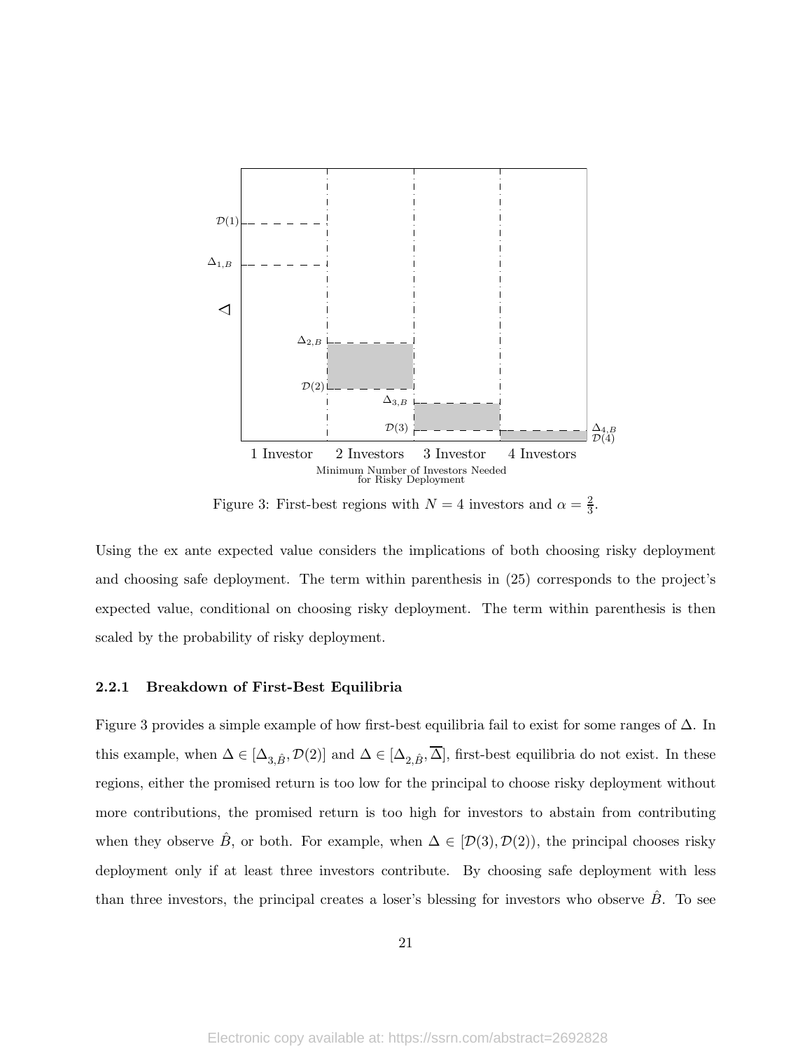Figure 3: First-best regions with $N = 4$ investors and $\alpha = \frac{2}{3}$.

Using the ex ante expected value considers the implications of both choosing risky deployment and choosing safe deployment. The term within parenthesis in (25) corresponds to the project's expected value, conditional on choosing risky deployment. The term within parenthesis is then scaled by the probability of risky deployment.

### 2.2.1 Breakdown of First-Best Equilibria

Figure 3 provides a simple example of how first-best equilibria fail to exist for some ranges of $\Delta$. In this example, when $\Delta \in [\Delta_{3,\hat{B}}, \mathcal{D}(2)]$ and $\Delta \in [\Delta_{2,\hat{B}}, \overline{\Delta}]$, first-best equilibria do not exist. In these regions, either the promised return is too low for the principal to choose risky deployment without more contributions, the promised return is too high for investors to abstain from contributing when they observe $\hat{B}$, or both. For example, when $\Delta \in [\mathcal{D}(3), \mathcal{D}(2))$, the principal chooses risky deployment only if at least three investors contribute. By choosing safe deployment with less than three investors, the principal creates a loser's blessing for investors who observe $\hat{B}$. To see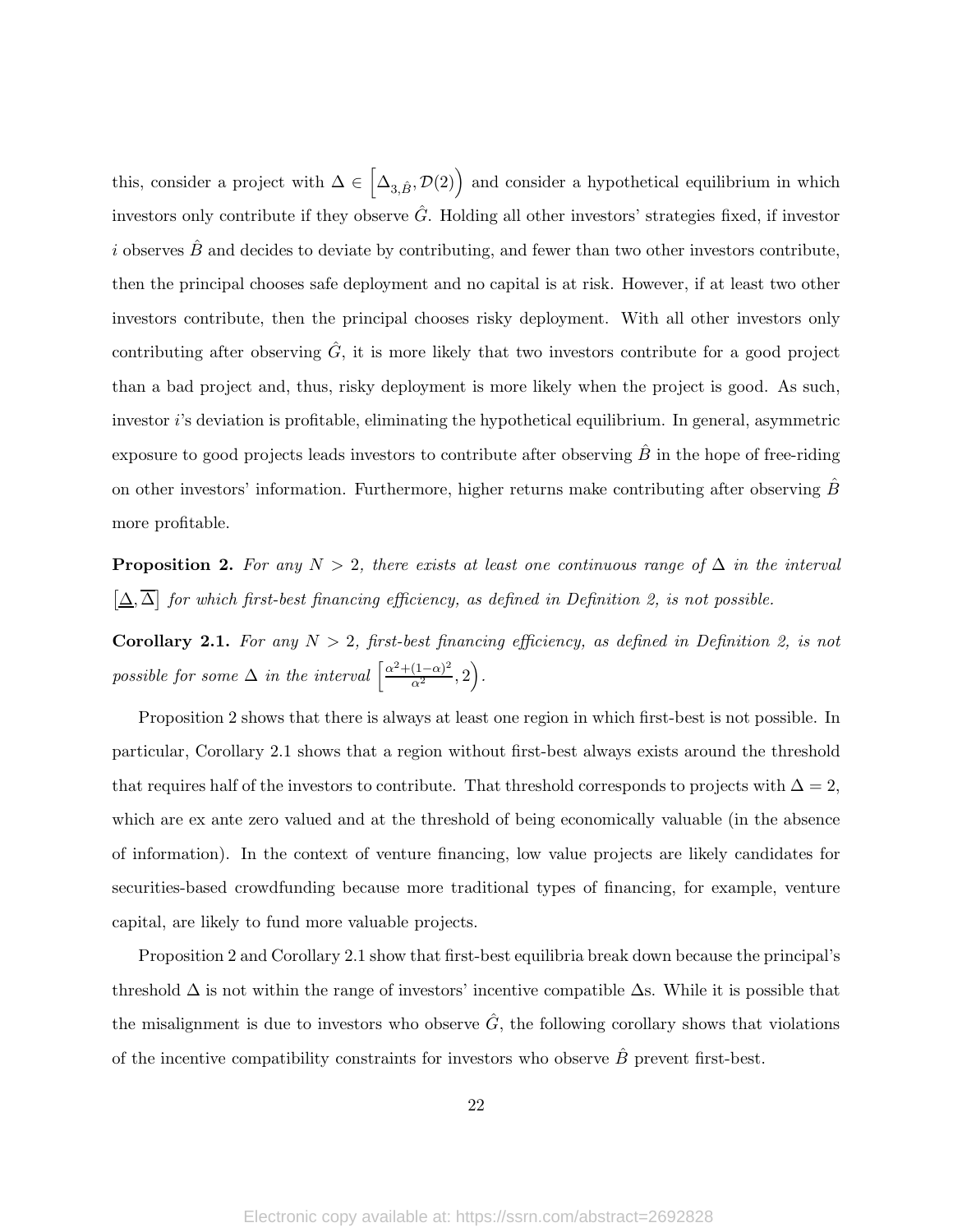this, consider a project with $\Delta \in \left[\Delta_{3,\hat{B}}, \mathcal{D}(2)\right)$ and consider a hypothetical equilibrium in which investors only contribute if they observe $\hat{G}$. Holding all other investors' strategies fixed, if investor $i$ observes $\hat{B}$ and decides to deviate by contributing, and fewer than two other investors contribute, then the principal chooses safe deployment and no capital is at risk. However, if at least two other investors contribute, then the principal chooses risky deployment. With all other investors only contributing after observing $\hat{G}$, it is more likely that two investors contribute for a good project than a bad project and, thus, risky deployment is more likely when the project is good. As such, investor $i$'s deviation is profitable, eliminating the hypothetical equilibrium. In general, asymmetric exposure to good projects leads investors to contribute after observing $\hat{B}$ in the hope of free-riding on other investors' information. Furthermore, higher returns make contributing after observing $\hat{B}$ more profitable.

**Proposition 2.** *For any $N > 2$, there exists at least one continuous range of $\Delta$ in the interval $\left[\underline{\Delta}, \overline{\Delta}\right]$ for which first-best financing efficiency, as defined in Definition 2, is not possible.*

**Corollary 2.1.** *For any $N > 2$, first-best financing efficiency, as defined in Definition 2, is not possible for some $\Delta$ in the interval $\left[\frac{\alpha^2+(1-\alpha)^2}{\alpha^2}, 2\right)$.*

Proposition 2 shows that there is always at least one region in which first-best is not possible. In particular, Corollary 2.1 shows that a region without first-best always exists around the threshold that requires half of the investors to contribute. That threshold corresponds to projects with $\Delta = 2$, which are ex ante zero valued and at the threshold of being economically valuable (in the absence of information). In the context of venture financing, low value projects are likely candidates for securities-based crowdfunding because more traditional types of financing, for example, venture capital, are likely to fund more valuable projects.

Proposition 2 and Corollary 2.1 show that first-best equilibria break down because the principal's threshold $\Delta$ is not within the range of investors' incentive compatible $\Delta$s. While it is possible that the misalignment is due to investors who observe $\hat{G}$, the following corollary shows that violations of the incentive compatibility constraints for investors who observe $\hat{B}$ prevent first-best.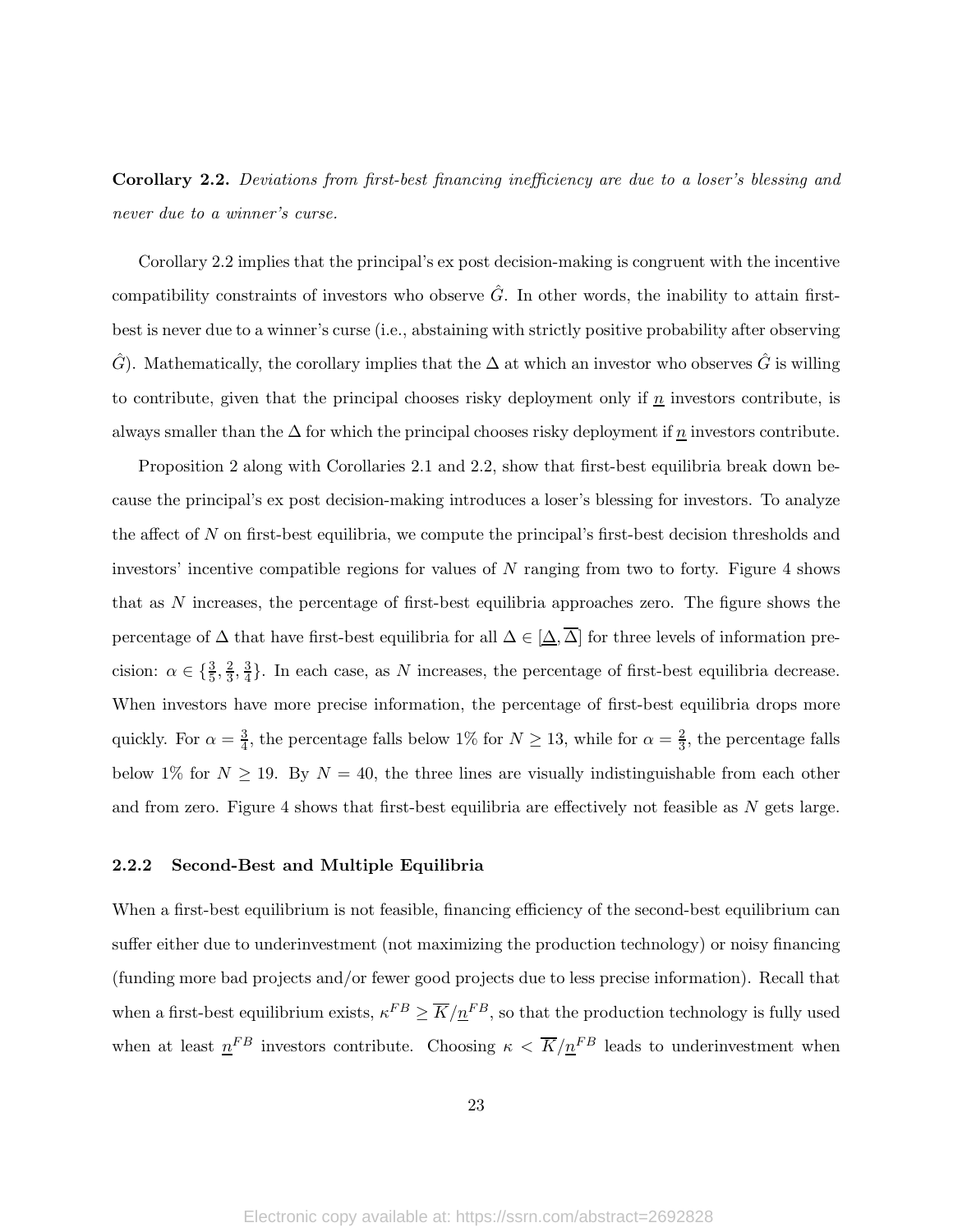**Corollary 2.2.** *Deviations from first-best financing inefficiency are due to a loser's blessing and never due to a winner's curse.*

Corollary 2.2 implies that the principal's ex post decision-making is congruent with the incentive compatibility constraints of investors who observe $\hat{G}$. In other words, the inability to attain first-best is never due to a winner's curse (i.e., abstaining with strictly positive probability after observing $\hat{G}$). Mathematically, the corollary implies that the $\Delta$ at which an investor who observes $\hat{G}$ is willing to contribute, given that the principal chooses risky deployment only if $\underline{n}$ investors contribute, is always smaller than the $\Delta$ for which the principal chooses risky deployment if $\underline{n}$ investors contribute.

Proposition 2 along with Corollaries 2.1 and 2.2, show that first-best equilibria break down because the principal's ex post decision-making introduces a loser's blessing for investors. To analyze the affect of $N$ on first-best equilibria, we compute the principal's first-best decision thresholds and investors' incentive compatible regions for values of $N$ ranging from two to forty. Figure 4 shows that as $N$ increases, the percentage of first-best equilibria approaches zero. The figure shows the percentage of $\Delta$ that have first-best equilibria for all $\Delta \in [\underline{\Delta}, \overline{\Delta}]$ for three levels of information precision: $\alpha \in \{\frac{3}{5}, \frac{2}{3}, \frac{3}{4}\}$. In each case, as $N$ increases, the percentage of first-best equilibria decrease. When investors have more precise information, the percentage of first-best equilibria drops more quickly. For $\alpha = \frac{3}{4}$, the percentage falls below 1% for $N \geq 13$, while for $\alpha = \frac{2}{3}$, the percentage falls below 1% for $N \geq 19$. By $N = 40$, the three lines are visually indistinguishable from each other and from zero. Figure 4 shows that first-best equilibria are effectively not feasible as $N$ gets large.

### 2.2.2 Second-Best and Multiple Equilibria

When a first-best equilibrium is not feasible, financing efficiency of the second-best equilibrium can suffer either due to underinvestment (not maximizing the production technology) or noisy financing (funding more bad projects and/or fewer good projects due to less precise information). Recall that when a first-best equilibrium exists, $\kappa^{FB} \geq \overline{K}/\underline{n}^{FB}$, so that the production technology is fully used when at least $\underline{n}^{FB}$ investors contribute. Choosing $\kappa < \overline{K}/\underline{n}^{FB}$ leads to underinvestment when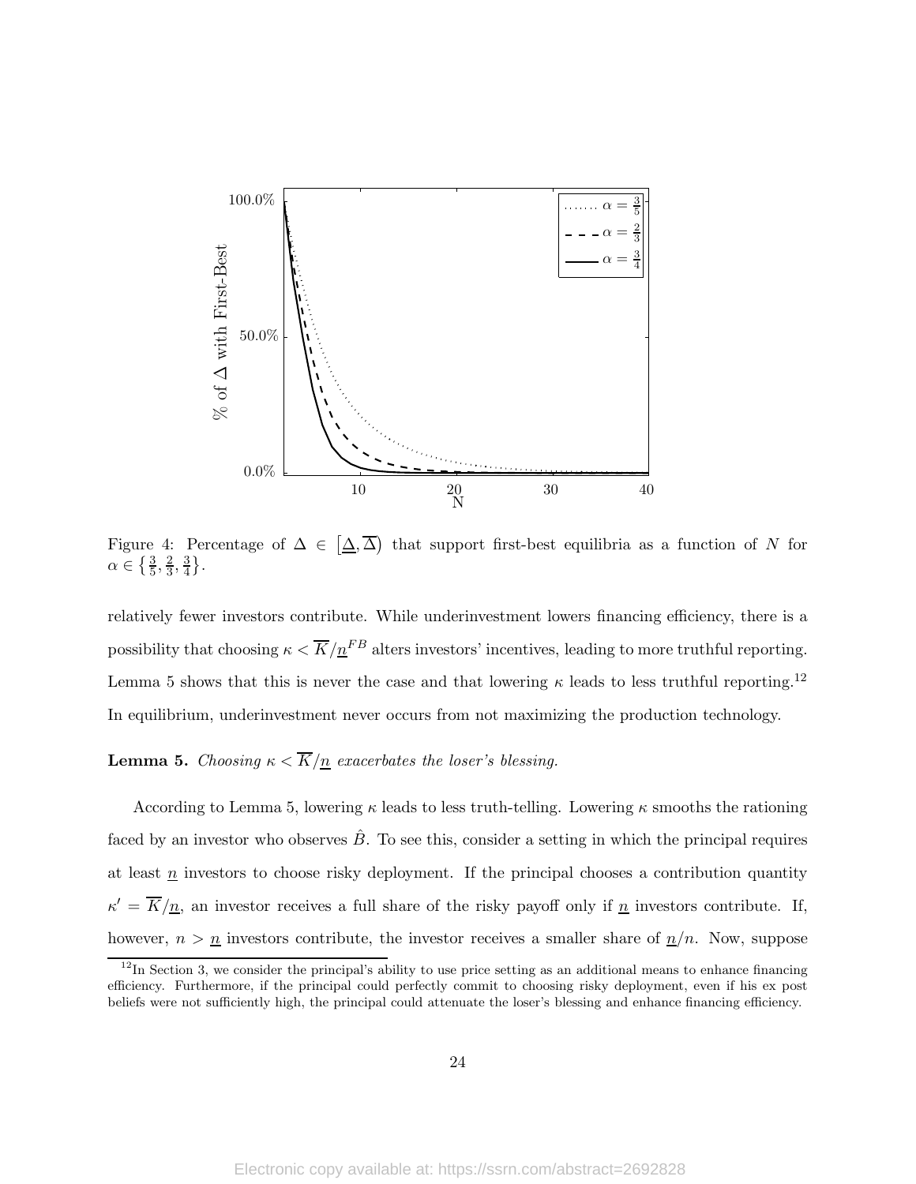Figure 4: Percentage of $\Delta \in [\underline{\Delta}, \overline{\Delta})$ that support first-best equilibria as a function of $N$ for $\alpha \in \{\frac{3}{5}, \frac{2}{3}, \frac{3}{4}\}$.

relatively fewer investors contribute. While underinvestment lowers financing efficiency, there is a possibility that choosing $\kappa < \overline{K}/\underline{n}^{FB}$ alters investors' incentives, leading to more truthful reporting. Lemma 5 shows that this is never the case and that lowering $\kappa$ leads to less truthful reporting.[12] In equilibrium, underinvestment never occurs from not maximizing the production technology.

**Lemma 5.** *Choosing $\kappa < \overline{K}/\underline{n}$ exacerbates the loser's blessing.*

According to Lemma 5, lowering $\kappa$ leads to less truth-telling. Lowering $\kappa$ smooths the rationing faced by an investor who observes $\hat{B}$. To see this, consider a setting in which the principal requires at least $\underline{n}$ investors to choose risky deployment. If the principal chooses a contribution quantity $\kappa' = \overline{K}/\underline{n}$, an investor receives a full share of the risky payoff only if $\underline{n}$ investors contribute. If, however, $n > \underline{n}$ investors contribute, the investor receives a smaller share of $\underline{n}/n$. Now, suppose

[12] In Section 3, we consider the principal's ability to use price setting as an additional means to enhance financing efficiency. Furthermore, if the principal could perfectly commit to choosing risky deployment, even if his ex post beliefs were not sufficiently high, the principal could attenuate the loser's blessing and enhance financing efficiency.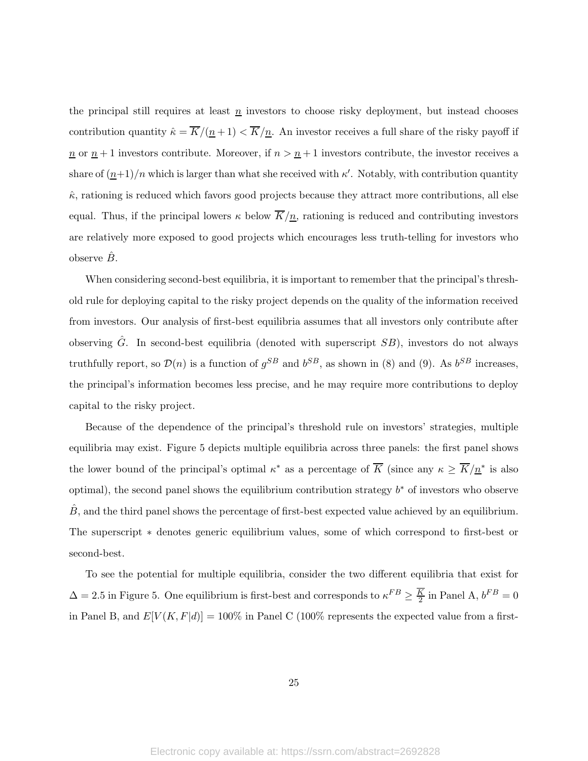the principal still requires at least $\underline{n}$ investors to choose risky deployment, but instead chooses contribution quantity $\hat{\kappa} = \overline{K}/(\underline{n}+1) < \overline{K}/\underline{n}$. An investor receives a full share of the risky payoff if $\underline{n}$ or $\underline{n}+1$ investors contribute. Moreover, if $n > \underline{n}+1$ investors contribute, the investor receives a share of $(\underline{n}+1)/n$ which is larger than what she received with $\kappa'$. Notably, with contribution quantity $\hat{\kappa}$, rationing is reduced which favors good projects because they attract more contributions, all else equal. Thus, if the principal lowers $\kappa$ below $\overline{K}/\underline{n}$, rationing is reduced and contributing investors are relatively more exposed to good projects which encourages less truth-telling for investors who observe $\hat{B}$.

When considering second-best equilibria, it is important to remember that the principal's threshold rule for deploying capital to the risky project depends on the quality of the information received from investors. Our analysis of first-best equilibria assumes that all investors only contribute after observing $\hat{G}$. In second-best equilibria (denoted with superscript $SB$), investors do not always truthfully report, so $\mathcal{D}(n)$ is a function of $g^{SB}$ and $b^{SB}$, as shown in (8) and (9). As $b^{SB}$ increases, the principal's information becomes less precise, and he may require more contributions to deploy capital to the risky project.

Because of the dependence of the principal's threshold rule on investors' strategies, multiple equilibria may exist. Figure 5 depicts multiple equilibria across three panels: the first panel shows the lower bound of the principal's optimal $\kappa^*$ as a percentage of $\overline{K}$ (since any $\kappa \geq \overline{K}/\underline{n}^*$ is also optimal), the second panel shows the equilibrium contribution strategy $b^*$ of investors who observe $\hat{B}$, and the third panel shows the percentage of first-best expected value achieved by an equilibrium. The superscript $*$ denotes generic equilibrium values, some of which correspond to first-best or second-best.

To see the potential for multiple equilibria, consider the two different equilibria that exist for $\Delta = 2.5$ in Figure 5. One equilibrium is first-best and corresponds to $\kappa^{FB} \geq \frac{\overline{K}}{2}$ in Panel A, $b^{FB} = 0$ in Panel B, and $E[V(K, F|d)] = 100\%$ in Panel C (100% represents the expected value from a first-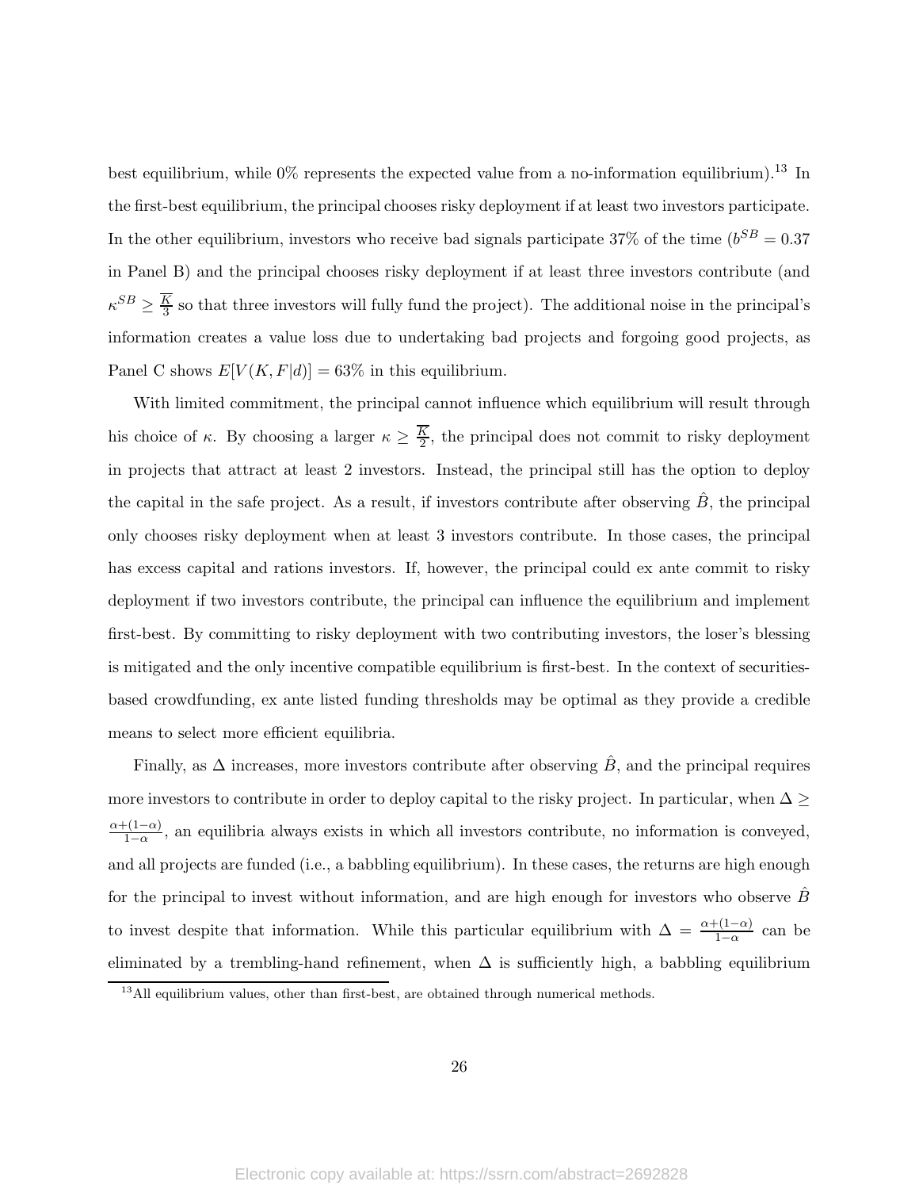best equilibrium, while 0% represents the expected value from a no-information equilibrium).[13] In the first-best equilibrium, the principal chooses risky deployment if at least two investors participate. In the other equilibrium, investors who receive bad signals participate 37% of the time ($b^{SB} = 0.37$ in Panel B) and the principal chooses risky deployment if at least three investors contribute (and $\kappa^{SB} \geq \frac{\overline{K}}{3}$ so that three investors will fully fund the project). The additional noise in the principal's information creates a value loss due to undertaking bad projects and forgoing good projects, as Panel C shows $E[V(K, F|d)] = 63\%$ in this equilibrium.

With limited commitment, the principal cannot influence which equilibrium will result through his choice of $\kappa$. By choosing a larger $\kappa \geq \frac{\overline{K}}{2}$, the principal does not commit to risky deployment in projects that attract at least 2 investors. Instead, the principal still has the option to deploy the capital in the safe project. As a result, if investors contribute after observing $\hat{B}$, the principal only chooses risky deployment when at least 3 investors contribute. In those cases, the principal has excess capital and rations investors. If, however, the principal could ex ante commit to risky deployment if two investors contribute, the principal can influence the equilibrium and implement first-best. By committing to risky deployment with two contributing investors, the loser's blessing is mitigated and the only incentive compatible equilibrium is first-best. In the context of securities-based crowdfunding, ex ante listed funding thresholds may be optimal as they provide a credible means to select more efficient equilibria.

Finally, as $\Delta$ increases, more investors contribute after observing $\hat{B}$, and the principal requires more investors to contribute in order to deploy capital to the risky project. In particular, when $\Delta \geq \frac{\alpha+(1-\alpha)}{1-\alpha}$, an equilibria always exists in which all investors contribute, no information is conveyed, and all projects are funded (i.e., a babbling equilibrium). In these cases, the returns are high enough for the principal to invest without information, and are high enough for investors who observe $\hat{B}$ to invest despite that information. While this particular equilibrium with $\Delta = \frac{\alpha+(1-\alpha)}{1-\alpha}$ can be eliminated by a trembling-hand refinement, when $\Delta$ is sufficiently high, a babbling equilibrium

[13] All equilibrium values, other than first-best, are obtained through numerical methods.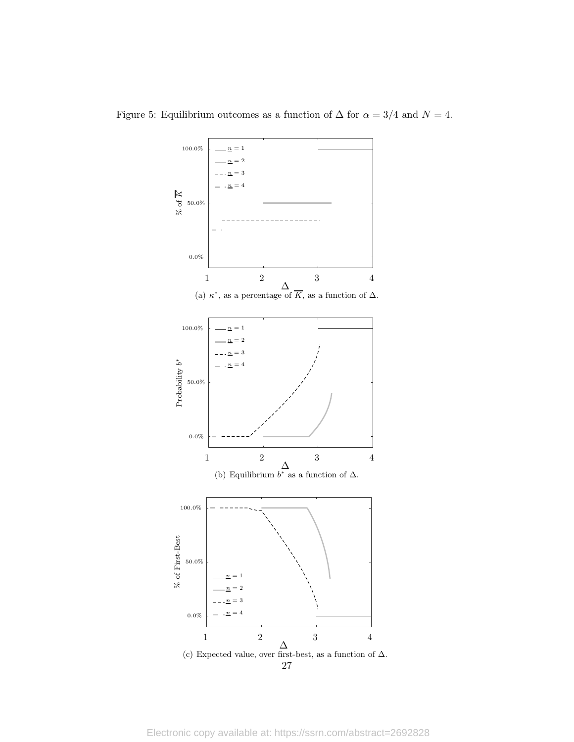Figure 5: Equilibrium outcomes as a function of $\Delta$ for $\alpha = 3/4$ and $N = 4$.

(a) $\kappa^*$, as a percentage of $\overline{K}$, as a function of $\Delta$.

(b) Equilibrium $b^*$ as a function of $\Delta$.

(c) Expected value, over first-best, as a function of $\Delta$.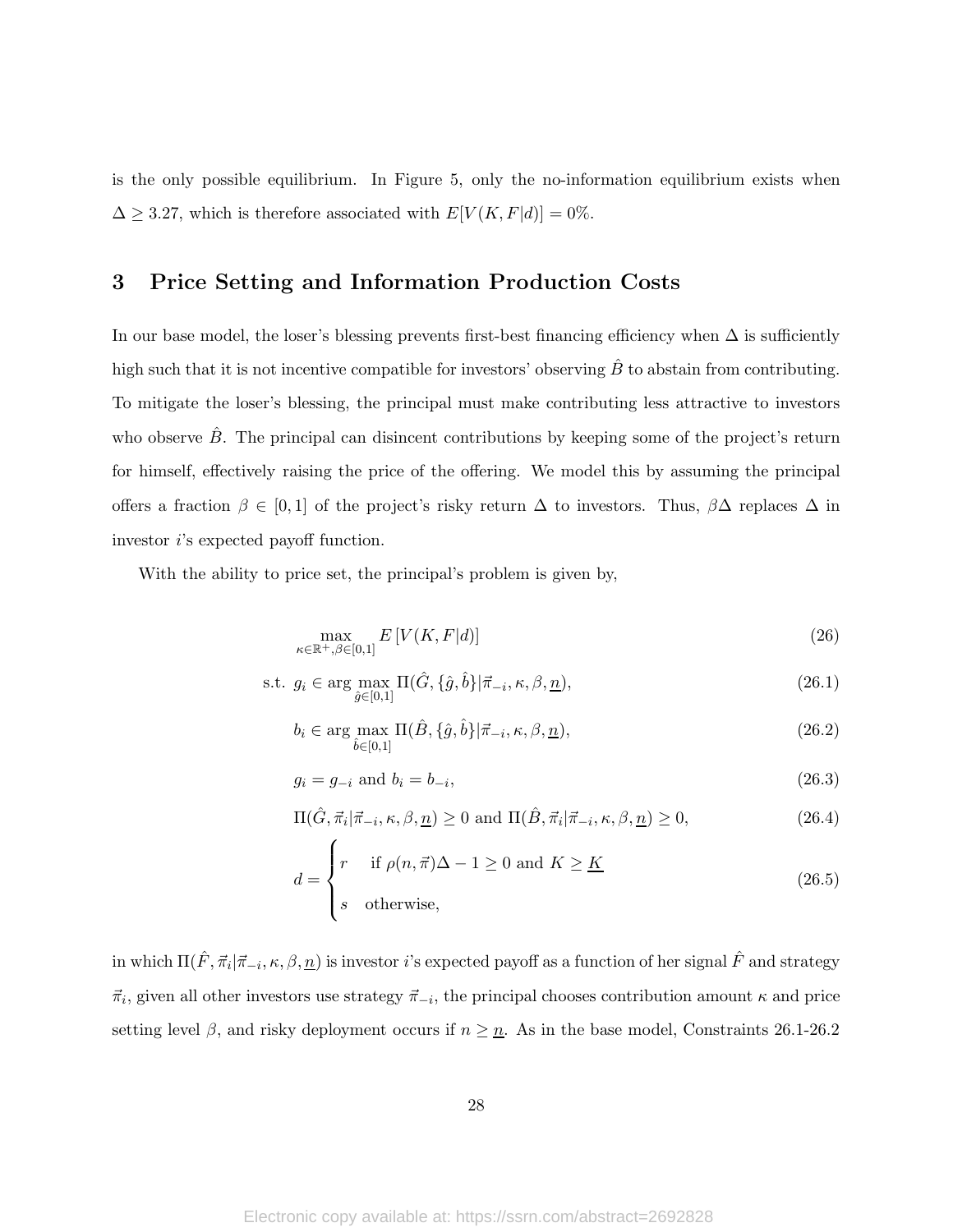is the only possible equilibrium. In Figure 5, only the no-information equilibrium exists when $\Delta \geq 3.27$, which is therefore associated with $E[V(K, F|d)] = 0\%$.

## 3 Price Setting and Information Production Costs

In our base model, the loser's blessing prevents first-best financing efficiency when $\Delta$ is sufficiently high such that it is not incentive compatible for investors' observing $\hat{B}$ to abstain from contributing. To mitigate the loser's blessing, the principal must make contributing less attractive to investors who observe $\hat{B}$. The principal can disincent contributions by keeping some of the project's return for himself, effectively raising the price of the offering. We model this by assuming the principal offers a fraction $\beta \in [0, 1]$ of the project's risky return $\Delta$ to investors. Thus, $\beta\Delta$ replaces $\Delta$ in investor $i$'s expected payoff function.

With the ability to price set, the principal's problem is given by,

$$\max_{\kappa \in \mathbb{R}^+, \beta \in [0,1]} E\left[V(K, F|d)\right] \tag{26}$$

$$\text{s.t. } g_i \in \arg\max_{\hat{g} \in [0,1]} \Pi(\hat{G}, \{\hat{g}, \hat{b}\}|\vec{\pi}_{-i}, \kappa, \beta, \underline{n}), \tag{26.1}$$

$$b_i \in \arg\max_{\hat{b} \in [0,1]} \Pi(\hat{B}, \{\hat{g}, \hat{b}\}|\vec{\pi}_{-i}, \kappa, \beta, \underline{n}), \tag{26.2}$$

$$g_i = g_{-i} \text{ and } b_i = b_{-i}, \tag{26.3}$$

$$\Pi(\hat{G}, \vec{\pi}_i|\vec{\pi}_{-i}, \kappa, \beta, \underline{n}) \geq 0 \text{ and } \Pi(\hat{B}, \vec{\pi}_i|\vec{\pi}_{-i}, \kappa, \beta, \underline{n}) \geq 0, \tag{26.4}$$

$$d = \begin{cases} r & \text{if } \rho(n, \vec{\pi})\Delta - 1 \geq 0 \text{ and } K \geq \underline{K} \\ s & \text{otherwise,} \end{cases} \tag{26.5}$$

in which $\Pi(\hat{F}, \vec{\pi}_i|\vec{\pi}_{-i}, \kappa, \beta, \underline{n})$ is investor $i$'s expected payoff as a function of her signal $\hat{F}$ and strategy $\vec{\pi}_i$, given all other investors use strategy $\vec{\pi}_{-i}$, the principal chooses contribution amount $\kappa$ and price setting level $\beta$, and risky deployment occurs if $n \geq \underline{n}$. As in the base model, Constraints 26.1-26.2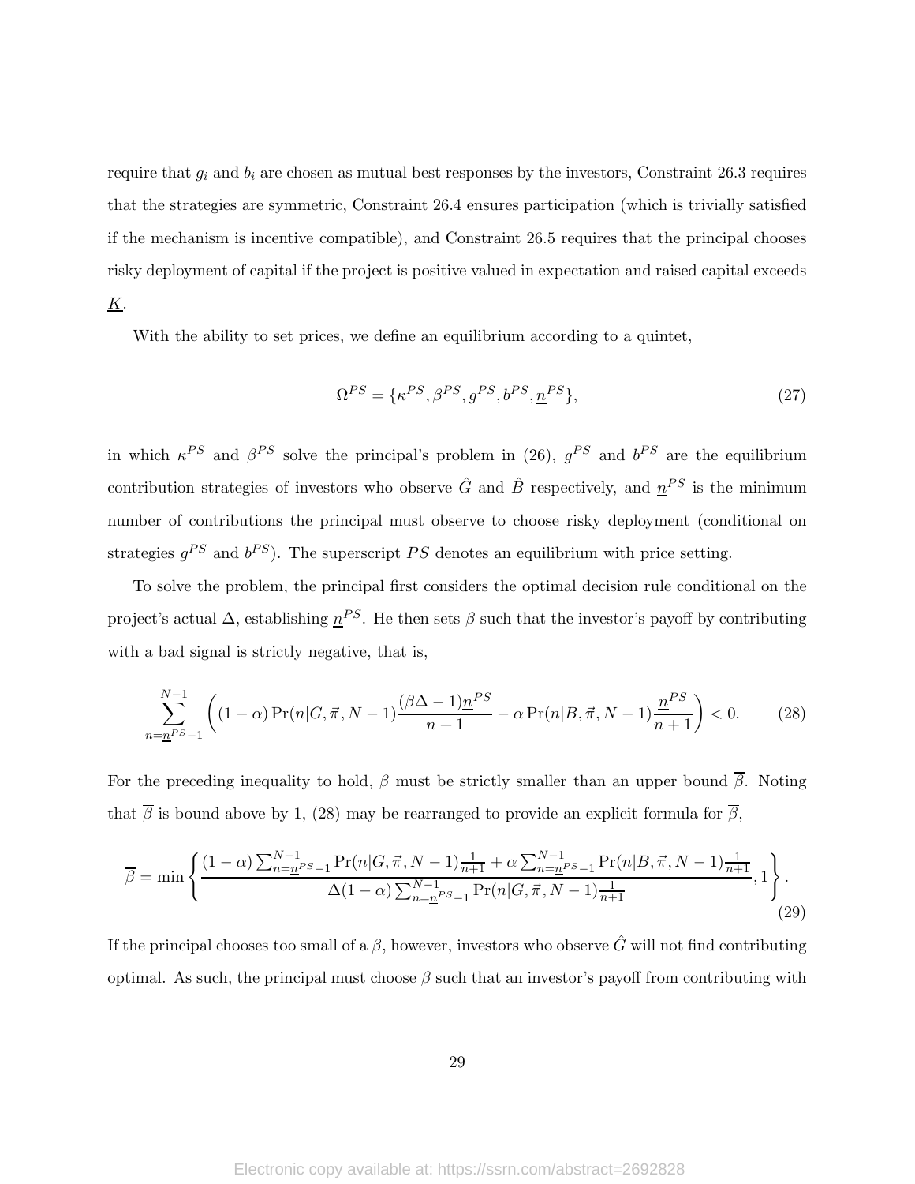require that $g_i$ and $b_i$ are chosen as mutual best responses by the investors, Constraint 26.3 requires that the strategies are symmetric, Constraint 26.4 ensures participation (which is trivially satisfied if the mechanism is incentive compatible), and Constraint 26.5 requires that the principal chooses risky deployment of capital if the project is positive valued in expectation and raised capital exceeds $\underline{K}$.

With the ability to set prices, we define an equilibrium according to a quintet,

$$\Omega^{PS} = \{\kappa^{PS}, \beta^{PS}, g^{PS}, b^{PS}, \underline{n}^{PS}\}, \tag{27}$$

in which $\kappa^{PS}$ and $\beta^{PS}$ solve the principal's problem in (26), $g^{PS}$ and $b^{PS}$ are the equilibrium contribution strategies of investors who observe $\hat{G}$ and $\hat{B}$ respectively, and $\underline{n}^{PS}$ is the minimum number of contributions the principal must observe to choose risky deployment (conditional on strategies $g^{PS}$ and $b^{PS}$). The superscript $PS$ denotes an equilibrium with price setting.

To solve the problem, the principal first considers the optimal decision rule conditional on the project's actual $\Delta$, establishing $\underline{n}^{PS}$. He then sets $\beta$ such that the investor's payoff by contributing with a bad signal is strictly negative, that is,

$$\sum_{n=\underline{n}^{PS}-1}^{N-1} \left( (1-\alpha) \Pr(n|G, \vec{\pi}, N-1) \frac{(\beta\Delta - 1)\underline{n}^{PS}}{n+1} - \alpha \Pr(n|B, \vec{\pi}, N-1) \frac{\underline{n}^{PS}}{n+1} \right) < 0. \tag{28}$$

For the preceding inequality to hold, $\beta$ must be strictly smaller than an upper bound $\overline{\beta}$. Noting that $\overline{\beta}$ is bound above by 1, (28) may be rearranged to provide an explicit formula for $\overline{\beta}$,

$$\overline{\beta} = \min\left\{ \frac{(1-\alpha)\sum_{n=\underline{n}^{PS}-1}^{N-1} \Pr(n|G, \vec{\pi}, N-1)\frac{1}{n+1} + \alpha \sum_{n=\underline{n}^{PS}-1}^{N-1} \Pr(n|B, \vec{\pi}, N-1)\frac{1}{n+1}}{\Delta(1-\alpha)\sum_{n=\underline{n}^{PS}-1}^{N-1} \Pr(n|G, \vec{\pi}, N-1)\frac{1}{n+1}}, 1 \right\}. \tag{29}$$

If the principal chooses too small of a $\beta$, however, investors who observe $\hat{G}$ will not find contributing optimal. As such, the principal must choose $\beta$ such that an investor's payoff from contributing with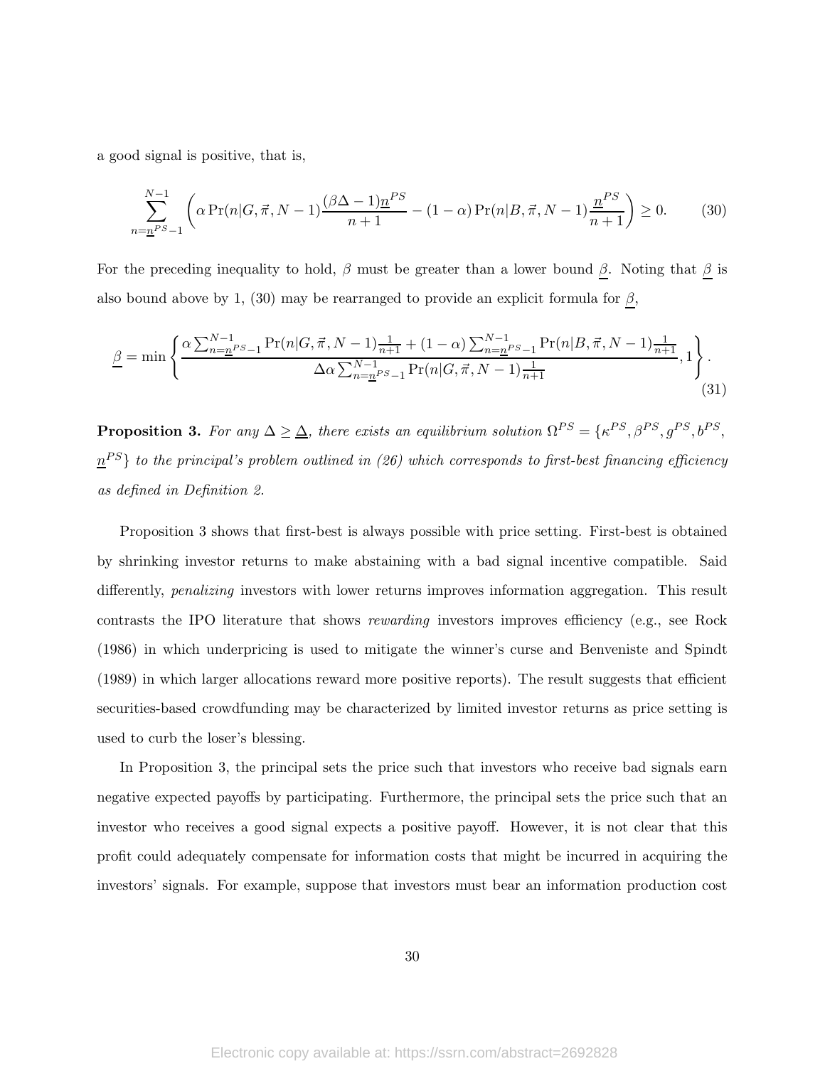a good signal is positive, that is,

$$\sum_{n=\underline{n}^{PS}-1}^{N-1} \left( \alpha \Pr(n|G, \vec{\pi}, N-1) \frac{(\beta\Delta - 1)\underline{n}^{PS}}{n+1} - (1-\alpha) \Pr(n|B, \vec{\pi}, N-1) \frac{\underline{n}^{PS}}{n+1} \right) \geq 0. \tag{30}$$

For the preceding inequality to hold, $\beta$ must be greater than a lower bound $\underline{\beta}$. Noting that $\underline{\beta}$ is also bound above by 1, (30) may be rearranged to provide an explicit formula for $\underline{\beta}$,

$$\underline{\beta} = \min \left\{ \frac{\alpha \sum_{n=\underline{n}^{PS}-1}^{N-1} \Pr(n|G, \vec{\pi}, N-1) \frac{1}{n+1} + (1-\alpha) \sum_{n=\underline{n}^{PS}-1}^{N-1} \Pr(n|B, \vec{\pi}, N-1) \frac{1}{n+1}}{\Delta \alpha \sum_{n=\underline{n}^{PS}-1}^{N-1} \Pr(n|G, \vec{\pi}, N-1) \frac{1}{n+1}}, 1 \right\}. \tag{31}$$

**Proposition 3.** *For any $\Delta \geq \underline{\Delta}$, there exists an equilibrium solution $\Omega^{PS} = \{\kappa^{PS}, \beta^{PS}, g^{PS}, b^{PS}, \underline{n}^{PS}\}$ to the principal's problem outlined in (26) which corresponds to first-best financing efficiency as defined in Definition 2.*

Proposition 3 shows that first-best is always possible with price setting. First-best is obtained by shrinking investor returns to make abstaining with a bad signal incentive compatible. Said differently, *penalizing* investors with lower returns improves information aggregation. This result contrasts the IPO literature that shows *rewarding* investors improves efficiency (e.g., see Rock (1986) in which underpricing is used to mitigate the winner's curse and Benveniste and Spindt (1989) in which larger allocations reward more positive reports). The result suggests that efficient securities-based crowdfunding may be characterized by limited investor returns as price setting is used to curb the loser's blessing.

In Proposition 3, the principal sets the price such that investors who receive bad signals earn negative expected payoffs by participating. Furthermore, the principal sets the price such that an investor who receives a good signal expects a positive payoff. However, it is not clear that this profit could adequately compensate for information costs that might be incurred in acquiring the investors' signals. For example, suppose that investors must bear an information production cost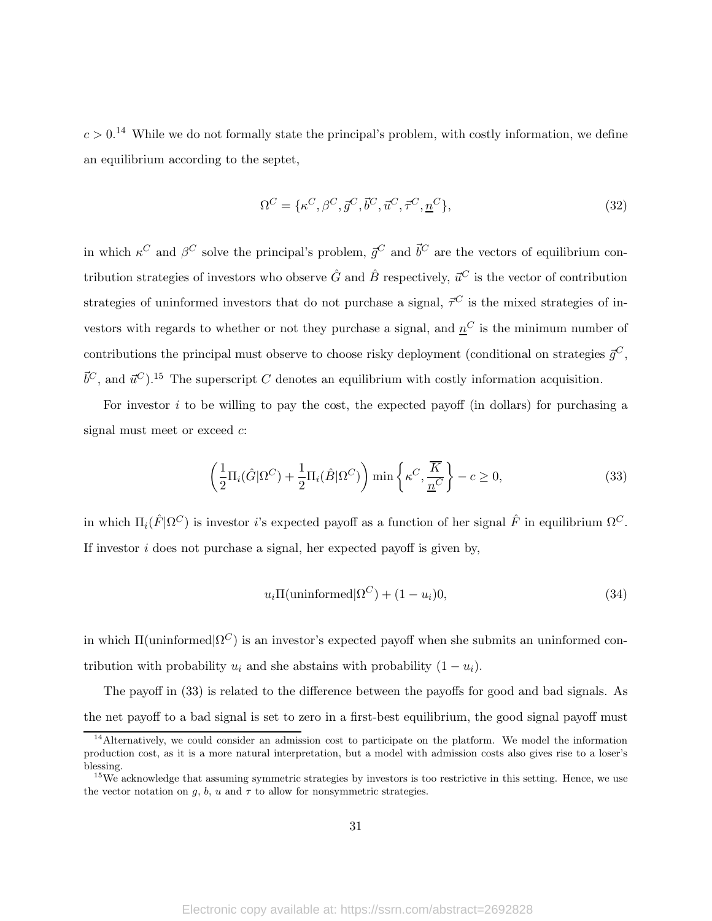$c > 0$.[14] While we do not formally state the principal's problem, with costly information, we define an equilibrium according to the septet,

$$\Omega^C = \{\kappa^C, \beta^C, \vec{g}^C, \vec{b}^C, \vec{u}^C, \vec{\tau}^C, \underline{n}^C\}, \tag{32}$$

in which $\kappa^C$ and $\beta^C$ solve the principal's problem, $\vec{g}^C$ and $\vec{b}^C$ are the vectors of equilibrium contribution strategies of investors who observe $\hat{G}$ and $\hat{B}$ respectively, $\vec{u}^C$ is the vector of contribution strategies of uninformed investors that do not purchase a signal, $\vec{\tau}^C$ is the mixed strategies of investors with regards to whether or not they purchase a signal, and $\underline{n}^C$ is the minimum number of contributions the principal must observe to choose risky deployment (conditional on strategies $\vec{g}^C$, $\vec{b}^C$, and $\vec{u}^C$).[15] The superscript $C$ denotes an equilibrium with costly information acquisition.

For investor $i$ to be willing to pay the cost, the expected payoff (in dollars) for purchasing a signal must meet or exceed $c$:

$$\left(\frac{1}{2}\Pi_i(\hat{G}|\Omega^C) + \frac{1}{2}\Pi_i(\hat{B}|\Omega^C)\right) \min\left\{\kappa^C, \frac{\overline{K}}{\underline{n}^C}\right\} - c \geq 0, \tag{33}$$

in which $\Pi_i(\hat{F}|\Omega^C)$ is investor $i$'s expected payoff as a function of her signal $\hat{F}$ in equilibrium $\Omega^C$. If investor $i$ does not purchase a signal, her expected payoff is given by,

$$u_i \Pi(\text{uninformed}|\Omega^C) + (1 - u_i)0, \tag{34}$$

in which $\Pi(\text{uninformed}|\Omega^C)$ is an investor's expected payoff when she submits an uninformed contribution with probability $u_i$ and she abstains with probability $(1 - u_i)$.

The payoff in (33) is related to the difference between the payoffs for good and bad signals. As the net payoff to a bad signal is set to zero in a first-best equilibrium, the good signal payoff must

[14] Alternatively, we could consider an admission cost to participate on the platform. We model the information production cost, as it is a more natural interpretation, but a model with admission costs also gives rise to a loser's blessing.

[15] We acknowledge that assuming symmetric strategies by investors is too restrictive in this setting. Hence, we use the vector notation on $g$, $b$, $u$ and $\tau$ to allow for nonsymmetric strategies.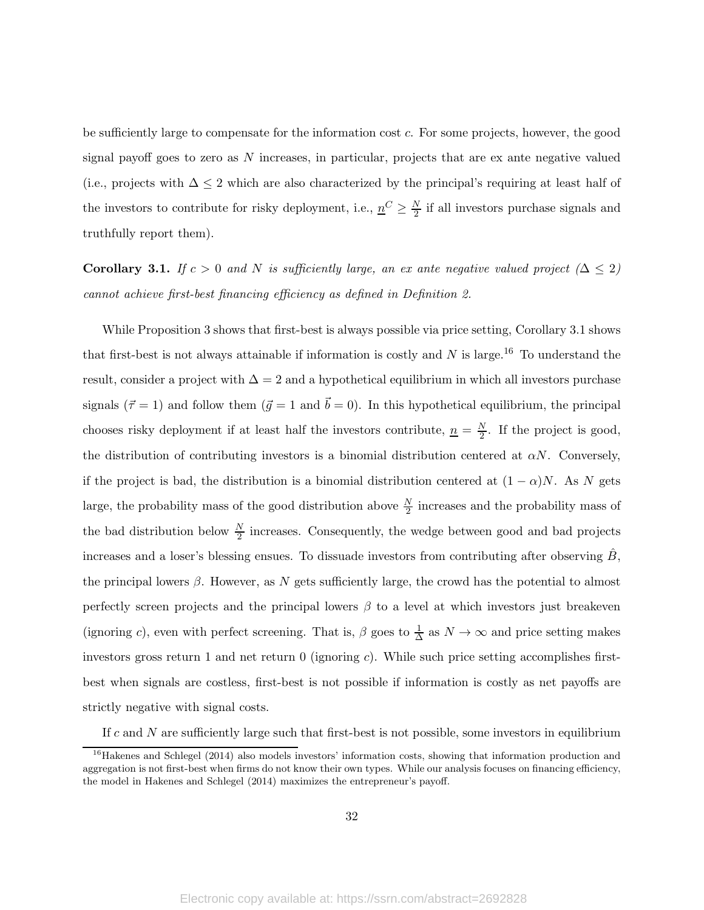be sufficiently large to compensate for the information cost $c$. For some projects, however, the good signal payoff goes to zero as $N$ increases, in particular, projects that are ex ante negative valued (i.e., projects with $\Delta \leq 2$ which are also characterized by the principal's requiring at least half of the investors to contribute for risky deployment, i.e., $\underline{n}^C \geq \frac{N}{2}$ if all investors purchase signals and truthfully report them).

**Corollary 3.1.** *If $c > 0$ and $N$ is sufficiently large, an ex ante negative valued project ($\Delta \leq 2$) cannot achieve first-best financing efficiency as defined in Definition 2.*

While Proposition 3 shows that first-best is always possible via price setting, Corollary 3.1 shows that first-best is not always attainable if information is costly and $N$ is large.[16] To understand the result, consider a project with $\Delta = 2$ and a hypothetical equilibrium in which all investors purchase signals ($\vec{\tau} = 1$) and follow them ($\vec{g} = 1$ and $\vec{b} = 0$). In this hypothetical equilibrium, the principal chooses risky deployment if at least half the investors contribute, $\underline{n} = \frac{N}{2}$. If the project is good, the distribution of contributing investors is a binomial distribution centered at $\alpha N$. Conversely, if the project is bad, the distribution is a binomial distribution centered at $(1-\alpha)N$. As $N$ gets large, the probability mass of the good distribution above $\frac{N}{2}$ increases and the probability mass of the bad distribution below $\frac{N}{2}$ increases. Consequently, the wedge between good and bad projects increases and a loser's blessing ensues. To dissuade investors from contributing after observing $\hat{B}$, the principal lowers $\beta$. However, as $N$ gets sufficiently large, the crowd has the potential to almost perfectly screen projects and the principal lowers $\beta$ to a level at which investors just breakeven (ignoring $c$), even with perfect screening. That is, $\beta$ goes to $\frac{1}{\Delta}$ as $N \to \infty$ and price setting makes investors gross return 1 and net return 0 (ignoring $c$). While such price setting accomplishes first-best when signals are costless, first-best is not possible if information is costly as net payoffs are strictly negative with signal costs.

If $c$ and $N$ are sufficiently large such that first-best is not possible, some investors in equilibrium

[16] Hakenes and Schlegel (2014) also models investors' information costs, showing that information production and aggregation is not first-best when firms do not know their own types. While our analysis focuses on financing efficiency, the model in Hakenes and Schlegel (2014) maximizes the entrepreneur's payoff.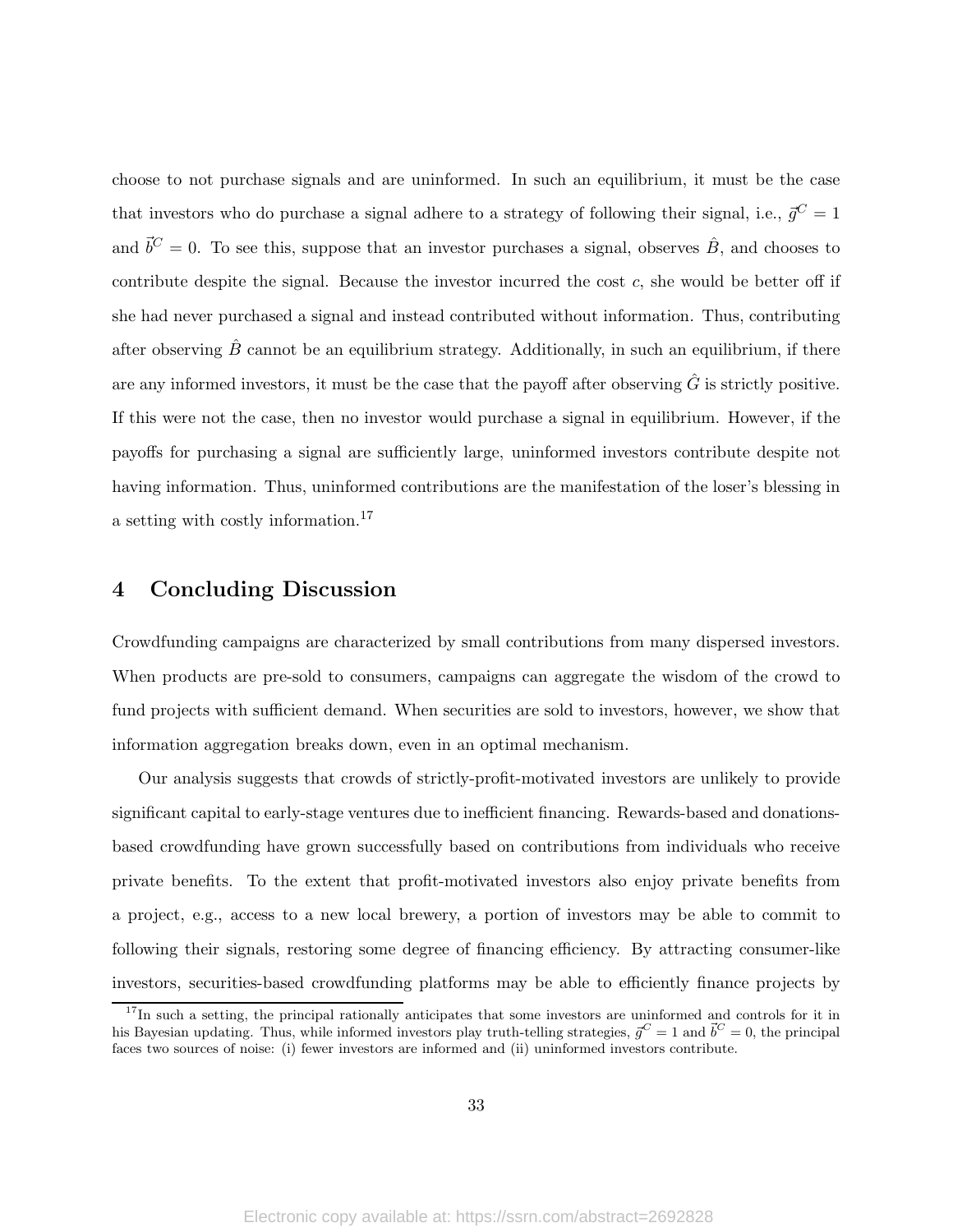choose to not purchase signals and are uninformed. In such an equilibrium, it must be the case that investors who do purchase a signal adhere to a strategy of following their signal, i.e., $\vec{g}^C = 1$ and $\vec{b}^C = 0$. To see this, suppose that an investor purchases a signal, observes $\hat{B}$, and chooses to contribute despite the signal. Because the investor incurred the cost $c$, she would be better off if she had never purchased a signal and instead contributed without information. Thus, contributing after observing $\hat{B}$ cannot be an equilibrium strategy. Additionally, in such an equilibrium, if there are any informed investors, it must be the case that the payoff after observing $\hat{G}$ is strictly positive. If this were not the case, then no investor would purchase a signal in equilibrium. However, if the payoffs for purchasing a signal are sufficiently large, uninformed investors contribute despite not having information. Thus, uninformed contributions are the manifestation of the loser's blessing in a setting with costly information.[17]

# 4 Concluding Discussion

Crowdfunding campaigns are characterized by small contributions from many dispersed investors. When products are pre-sold to consumers, campaigns can aggregate the wisdom of the crowd to fund projects with sufficient demand. When securities are sold to investors, however, we show that information aggregation breaks down, even in an optimal mechanism.

Our analysis suggests that crowds of strictly-profit-motivated investors are unlikely to provide significant capital to early-stage ventures due to inefficient financing. Rewards-based and donations-based crowdfunding have grown successfully based on contributions from individuals who receive private benefits. To the extent that profit-motivated investors also enjoy private benefits from a project, e.g., access to a new local brewery, a portion of investors may be able to commit to following their signals, restoring some degree of financing efficiency. By attracting consumer-like investors, securities-based crowdfunding platforms may be able to efficiently finance projects by

[17] In such a setting, the principal rationally anticipates that some investors are uninformed and controls for it in his Bayesian updating. Thus, while informed investors play truth-telling strategies, $\vec{g}^C = 1$ and $\vec{b}^C = 0$, the principal faces two sources of noise: (i) fewer investors are informed and (ii) uninformed investors contribute.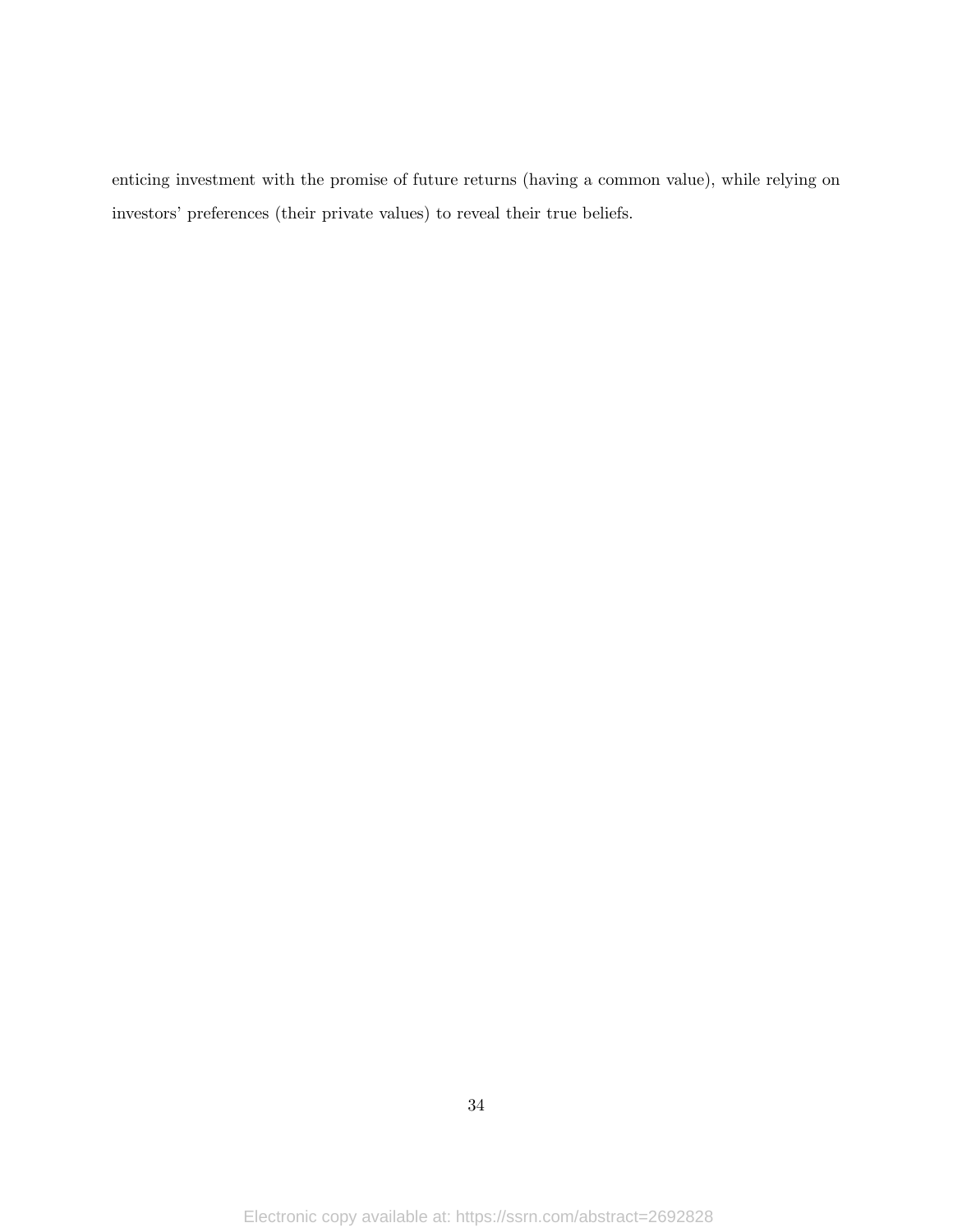enticing investment with the promise of future returns (having a common value), while relying on investors' preferences (their private values) to reveal their true beliefs.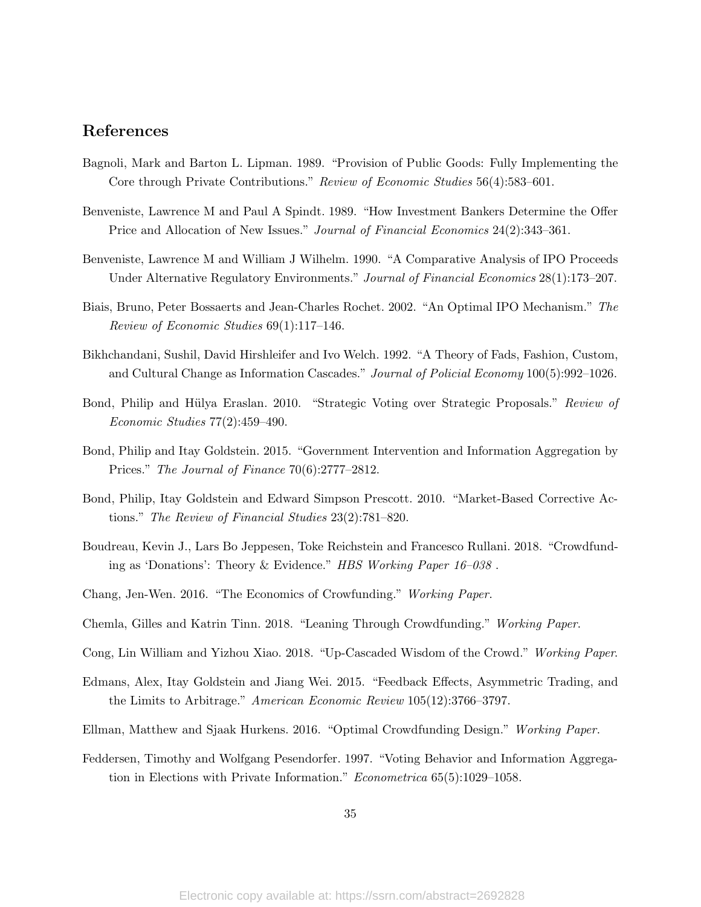## References

Bagnoli, Mark and Barton L. Lipman. 1989. "Provision of Public Goods: Fully Implementing the Core through Private Contributions." *Review of Economic Studies* 56(4):583–601.

Benveniste, Lawrence M and Paul A Spindt. 1989. "How Investment Bankers Determine the Offer Price and Allocation of New Issues." *Journal of Financial Economics* 24(2):343–361.

Benveniste, Lawrence M and William J Wilhelm. 1990. "A Comparative Analysis of IPO Proceeds Under Alternative Regulatory Environments." *Journal of Financial Economics* 28(1):173–207.

Biais, Bruno, Peter Bossaerts and Jean-Charles Rochet. 2002. "An Optimal IPO Mechanism." *The Review of Economic Studies* 69(1):117–146.

Bikhchandani, Sushil, David Hirshleifer and Ivo Welch. 1992. "A Theory of Fads, Fashion, Custom, and Cultural Change as Information Cascades." *Journal of Policial Economy* 100(5):992–1026.

Bond, Philip and Hülya Eraslan. 2010. "Strategic Voting over Strategic Proposals." *Review of Economic Studies* 77(2):459–490.

Bond, Philip and Itay Goldstein. 2015. "Government Intervention and Information Aggregation by Prices." *The Journal of Finance* 70(6):2777–2812.

Bond, Philip, Itay Goldstein and Edward Simpson Prescott. 2010. "Market-Based Corrective Actions." *The Review of Financial Studies* 23(2):781–820.

Boudreau, Kevin J., Lars Bo Jeppesen, Toke Reichstein and Francesco Rullani. 2018. "Crowdfunding as 'Donations': Theory & Evidence." *HBS Working Paper 16–038* .

Chang, Jen-Wen. 2016. "The Economics of Crowfunding." *Working Paper*.

Chemla, Gilles and Katrin Tinn. 2018. "Leaning Through Crowdfunding." *Working Paper*.

Cong, Lin William and Yizhou Xiao. 2018. "Up-Cascaded Wisdom of the Crowd." *Working Paper*.

Edmans, Alex, Itay Goldstein and Jiang Wei. 2015. "Feedback Effects, Asymmetric Trading, and the Limits to Arbitrage." *American Economic Review* 105(12):3766–3797.

Ellman, Matthew and Sjaak Hurkens. 2016. "Optimal Crowdfunding Design." *Working Paper*.

Feddersen, Timothy and Wolfgang Pesendorfer. 1997. "Voting Behavior and Information Aggregation in Elections with Private Information." *Econometrica* 65(5):1029–1058.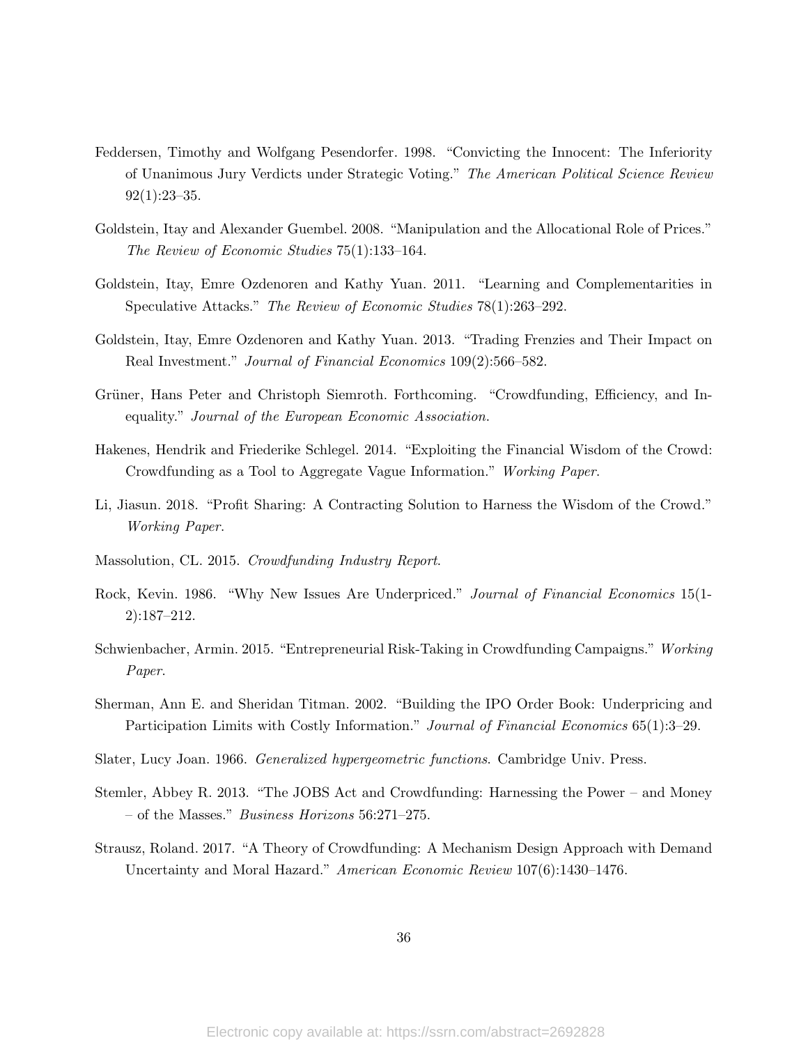Feddersen, Timothy and Wolfgang Pesendorfer. 1998. "Convicting the Innocent: The Inferiority of Unanimous Jury Verdicts under Strategic Voting." *The American Political Science Review* 92(1):23–35.

Goldstein, Itay and Alexander Guembel. 2008. "Manipulation and the Allocational Role of Prices." *The Review of Economic Studies* 75(1):133–164.

Goldstein, Itay, Emre Ozdenoren and Kathy Yuan. 2011. "Learning and Complementarities in Speculative Attacks." *The Review of Economic Studies* 78(1):263–292.

Goldstein, Itay, Emre Ozdenoren and Kathy Yuan. 2013. "Trading Frenzies and Their Impact on Real Investment." *Journal of Financial Economics* 109(2):566–582.

Grüner, Hans Peter and Christoph Siemroth. Forthcoming. "Crowdfunding, Efficiency, and Inequality." *Journal of the European Economic Association*.

Hakenes, Hendrik and Friederike Schlegel. 2014. "Exploiting the Financial Wisdom of the Crowd: Crowdfunding as a Tool to Aggregate Vague Information." *Working Paper*.

Li, Jiasun. 2018. "Profit Sharing: A Contracting Solution to Harness the Wisdom of the Crowd." *Working Paper*.

Massolution, CL. 2015. *Crowdfunding Industry Report*.

Rock, Kevin. 1986. "Why New Issues Are Underpriced." *Journal of Financial Economics* 15(1-2):187–212.

Schwienbacher, Armin. 2015. "Entrepreneurial Risk-Taking in Crowdfunding Campaigns." *Working Paper*.

Sherman, Ann E. and Sheridan Titman. 2002. "Building the IPO Order Book: Underpricing and Participation Limits with Costly Information." *Journal of Financial Economics* 65(1):3–29.

Slater, Lucy Joan. 1966. *Generalized hypergeometric functions*. Cambridge Univ. Press.

Stemler, Abbey R. 2013. "The JOBS Act and Crowdfunding: Harnessing the Power – and Money – of the Masses." *Business Horizons* 56:271–275.

Strausz, Roland. 2017. "A Theory of Crowdfunding: A Mechanism Design Approach with Demand Uncertainty and Moral Hazard." *American Economic Review* 107(6):1430–1476.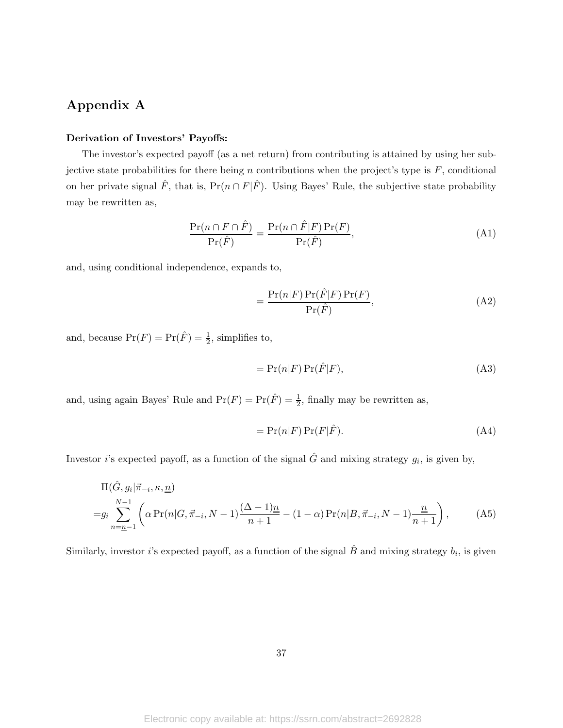# Appendix A

**Derivation of Investors' Payoffs:**

The investor's expected payoff (as a net return) from contributing is attained by using her subjective state probabilities for there being $n$ contributions when the project's type is $F$, conditional on her private signal $\hat{F}$, that is, $\Pr(n \cap F|\hat{F})$. Using Bayes' Rule, the subjective state probability may be rewritten as,

$$\frac{\Pr(n \cap F \cap \hat{F})}{\Pr(\hat{F})} = \frac{\Pr(n \cap \hat{F}|F)\Pr(F)}{\Pr(\hat{F})}, \tag{A1}$$

and, using conditional independence, expands to,

$$= \frac{\Pr(n|F)\Pr(\hat{F}|F)\Pr(F)}{\Pr(\hat{F})}, \tag{A2}$$

and, because $\Pr(F) = \Pr(\hat{F}) = \frac{1}{2}$, simplifies to,

$$= \Pr(n|F)\Pr(\hat{F}|F), \tag{A3}$$

and, using again Bayes' Rule and $\Pr(F) = \Pr(\hat{F}) = \frac{1}{2}$, finally may be rewritten as,

$$= \Pr(n|F)\Pr(F|\hat{F}). \tag{A4}$$

Investor $i$'s expected payoff, as a function of the signal $\hat{G}$ and mixing strategy $g_i$, is given by,

$$\begin{aligned} &\Pi(\hat{G}, g_i|\vec{\pi}_{-i}, \kappa, \underline{n}) \\ =&g_i \sum_{n=\underline{n}-1}^{N-1} \left( \alpha \Pr(n|G, \vec{\pi}_{-i}, N-1) \frac{(\Delta - 1)\underline{n}}{n+1} - (1-\alpha)\Pr(n|B, \vec{\pi}_{-i}, N-1)\frac{\underline{n}}{n+1} \right), \end{aligned} \tag{A5}$$

Similarly, investor $i$'s expected payoff, as a function of the signal $\hat{B}$ and mixing strategy $b_i$, is given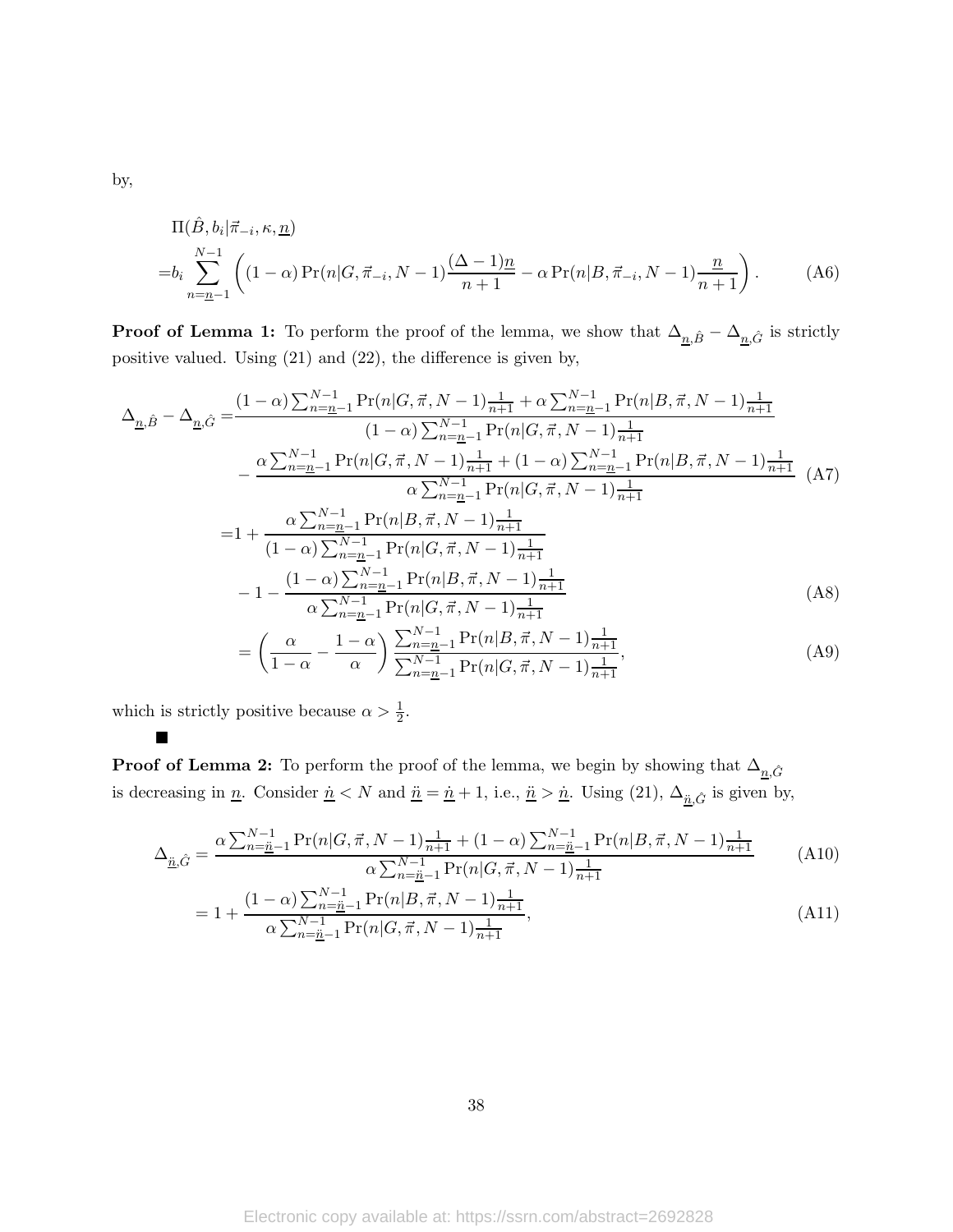by,

$$
\begin{aligned}
&\Pi(\hat{B}, b_i|\vec{\pi}_{-i}, \kappa, \underline{n}) \\
=&b_i \sum_{n=\underline{n}-1}^{N-1} \left( (1-\alpha) \Pr(n|G, \vec{\pi}_{-i}, N-1) \frac{(\Delta-1)\underline{n}}{n+1} - \alpha \Pr(n|B, \vec{\pi}_{-i}, N-1) \frac{\underline{n}}{n+1} \right). \qquad \text{(A6)}
\end{aligned}
$$

**Proof of Lemma 1:** To perform the proof of the lemma, we show that $\Delta_{\underline{n},\hat{B}} - \Delta_{\underline{n},\hat{G}}$ is strictly positive valued. Using (21) and (22), the difference is given by,

$$
\begin{aligned}
\Delta_{\underline{n},\hat{B}} - \Delta_{\underline{n},\hat{G}} =& \frac{(1-\alpha)\sum_{n=\underline{n}-1}^{N-1} \Pr(n|G,\vec{\pi},N-1)\frac{1}{n+1} + \alpha \sum_{n=\underline{n}-1}^{N-1} \Pr(n|B,\vec{\pi},N-1)\frac{1}{n+1}}{(1-\alpha)\sum_{n=\underline{n}-1}^{N-1} \Pr(n|G,\vec{\pi},N-1)\frac{1}{n+1}} \\
&- \frac{\alpha\sum_{n=\underline{n}-1}^{N-1} \Pr(n|G,\vec{\pi},N-1)\frac{1}{n+1} + (1-\alpha) \sum_{n=\underline{n}-1}^{N-1} \Pr(n|B,\vec{\pi},N-1)\frac{1}{n+1}}{\alpha\sum_{n=\underline{n}-1}^{N-1} \Pr(n|G,\vec{\pi},N-1)\frac{1}{n+1}} \qquad \text{(A7)} \\
=&1 + \frac{\alpha\sum_{n=\underline{n}-1}^{N-1} \Pr(n|B,\vec{\pi},N-1)\frac{1}{n+1}}{(1-\alpha)\sum_{n=\underline{n}-1}^{N-1} \Pr(n|G,\vec{\pi},N-1)\frac{1}{n+1}} \\
&- 1 - \frac{(1-\alpha)\sum_{n=\underline{n}-1}^{N-1} \Pr(n|B,\vec{\pi},N-1)\frac{1}{n+1}}{\alpha\sum_{n=\underline{n}-1}^{N-1} \Pr(n|G,\vec{\pi},N-1)\frac{1}{n+1}} \qquad \text{(A8)} \\
=& \left( \frac{\alpha}{1-\alpha} - \frac{1-\alpha}{\alpha} \right) \frac{\sum_{n=\underline{n}-1}^{N-1} \Pr(n|B,\vec{\pi},N-1)\frac{1}{n+1}}{\sum_{n=\underline{n}-1}^{N-1} \Pr(n|G,\vec{\pi},N-1)\frac{1}{n+1}}, \qquad \text{(A9)}
\end{aligned}
$$

which is strictly positive because $\alpha > \frac{1}{2}$.

■

**Proof of Lemma 2:** To perform the proof of the lemma, we begin by showing that $\Delta_{\underline{n},\hat{G}}$ is decreasing in $\underline{n}$. Consider $\underline{\dot{n}} < N$ and $\underline{\ddot{n}} = \underline{\dot{n}} + 1$, i.e., $\underline{\ddot{n}} > \underline{\dot{n}}$. Using (21), $\Delta_{\underline{\ddot{n}},\hat{G}}$ is given by,

$$
\begin{aligned}
\Delta_{\underline{\ddot{n}},\hat{G}} &= \frac{\alpha\sum_{n=\underline{\ddot{n}}-1}^{N-1} \Pr(n|G,\vec{\pi},N-1)\frac{1}{n+1} + (1-\alpha) \sum_{n=\underline{\ddot{n}}-1}^{N-1} \Pr(n|B,\vec{\pi},N-1)\frac{1}{n+1}}{\alpha\sum_{n=\underline{\ddot{n}}-1}^{N-1} \Pr(n|G,\vec{\pi},N-1)\frac{1}{n+1}} \qquad \text{(A10)} \\
&= 1 + \frac{(1-\alpha)\sum_{n=\underline{\ddot{n}}-1}^{N-1} \Pr(n|B,\vec{\pi},N-1)\frac{1}{n+1}}{\alpha\sum_{n=\underline{\ddot{n}}-1}^{N-1} \Pr(n|G,\vec{\pi},N-1)\frac{1}{n+1}}, \qquad \text{(A11)}
\end{aligned}
$$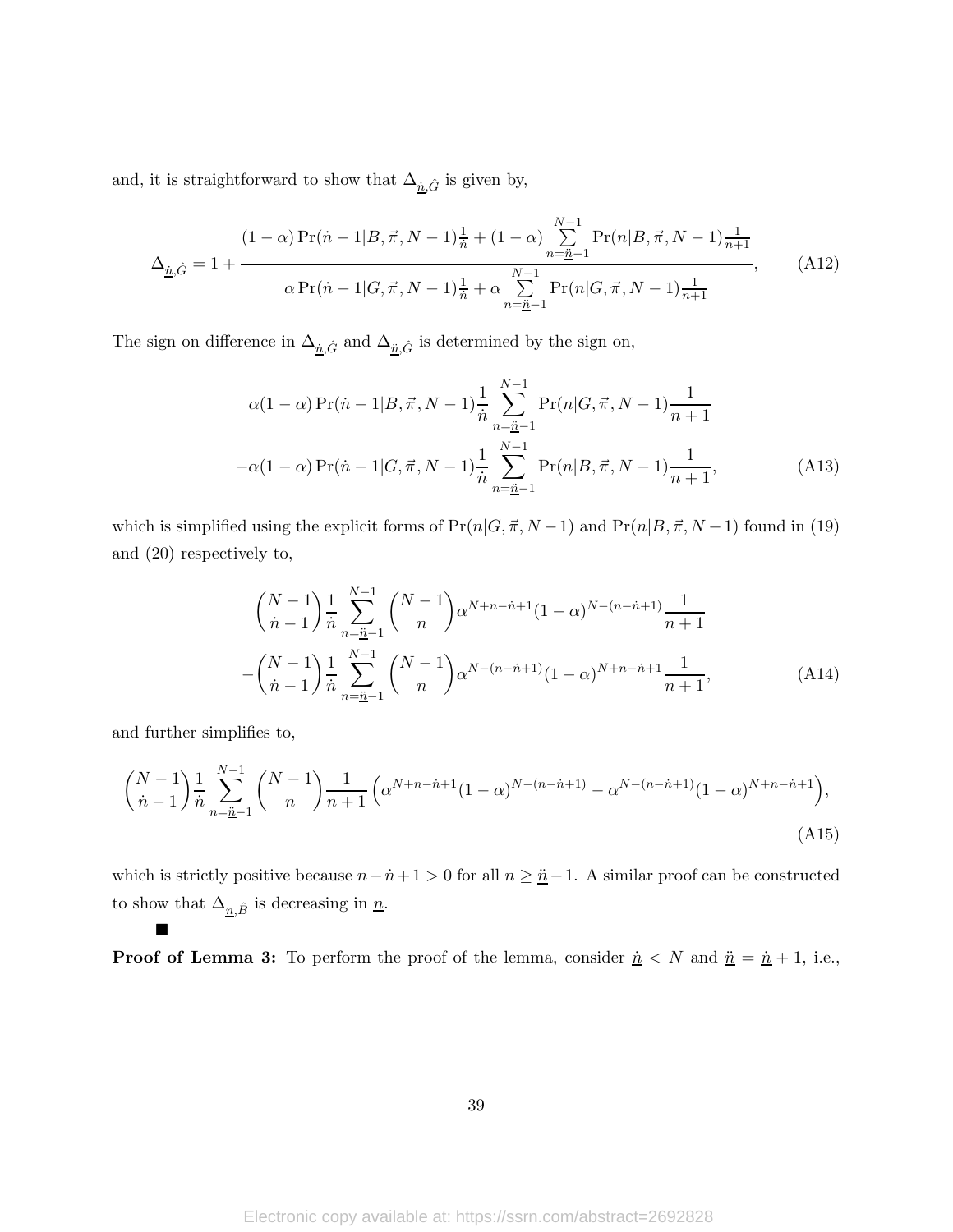and, it is straightforward to show that $\Delta_{\underline{\dot{n}},\hat{G}}$ is given by,

$$\Delta_{\underline{\dot{n}},\hat{G}} = 1 + \frac{(1-\alpha)\Pr(\dot{n}-1|B,\vec{\pi},N-1)\frac{1}{\dot{n}} + (1-\alpha)\sum_{n=\underline{\ddot{n}}-1}^{N-1}\Pr(n|B,\vec{\pi},N-1)\frac{1}{n+1}}{\alpha\Pr(\dot{n}-1|G,\vec{\pi},N-1)\frac{1}{\dot{n}} + \alpha\sum_{n=\underline{\ddot{n}}-1}^{N-1}\Pr(n|G,\vec{\pi},N-1)\frac{1}{n+1}}, \tag{A12}$$

The sign on difference in $\Delta_{\underline{\dot{n}},\hat{G}}$ and $\Delta_{\underline{\ddot{n}},\hat{G}}$ is determined by the sign on,

$$\begin{aligned}
&\alpha(1-\alpha)\Pr(\dot{n}-1|B,\vec{\pi},N-1)\frac{1}{\dot{n}}\sum_{n=\underline{\ddot{n}}-1}^{N-1}\Pr(n|G,\vec{\pi},N-1)\frac{1}{n+1} \\
&-\alpha(1-\alpha)\Pr(\dot{n}-1|G,\vec{\pi},N-1)\frac{1}{\dot{n}}\sum_{n=\underline{\ddot{n}}-1}^{N-1}\Pr(n|B,\vec{\pi},N-1)\frac{1}{n+1},
\end{aligned} \tag{A13}$$

which is simplified using the explicit forms of $\Pr(n|G,\vec{\pi},N-1)$ and $\Pr(n|B,\vec{\pi},N-1)$ found in (19) and (20) respectively to,

$$\begin{aligned}
&\binom{N-1}{\dot{n}-1}\frac{1}{\dot{n}}\sum_{n=\underline{\ddot{n}}-1}^{N-1}\binom{N-1}{n}\alpha^{N+n-\dot{n}+1}(1-\alpha)^{N-(n-\dot{n}+1)}\frac{1}{n+1} \\
&-\binom{N-1}{\dot{n}-1}\frac{1}{\dot{n}}\sum_{n=\underline{\ddot{n}}-1}^{N-1}\binom{N-1}{n}\alpha^{N-(n-\dot{n}+1)}(1-\alpha)^{N+n-\dot{n}+1}\frac{1}{n+1},
\end{aligned} \tag{A14}$$

and further simplifies to,

$$\binom{N-1}{\dot{n}-1}\frac{1}{\dot{n}}\sum_{n=\underline{\ddot{n}}-1}^{N-1}\binom{N-1}{n}\frac{1}{n+1}\Big(\alpha^{N+n-\dot{n}+1}(1-\alpha)^{N-(n-\dot{n}+1)} - \alpha^{N-(n-\dot{n}+1)}(1-\alpha)^{N+n-\dot{n}+1}\Big), \tag{A15}$$

which is strictly positive because $n-\dot{n}+1>0$ for all $n \geq \underline{\ddot{n}}-1$. A similar proof can be constructed to show that $\Delta_{\underline{n},\hat{B}}$ is decreasing in $\underline{n}$.

■

**Proof of Lemma 3:** To perform the proof of the lemma, consider $\underline{\dot{n}} < N$ and $\underline{\ddot{n}} = \underline{\dot{n}} + 1$, i.e.,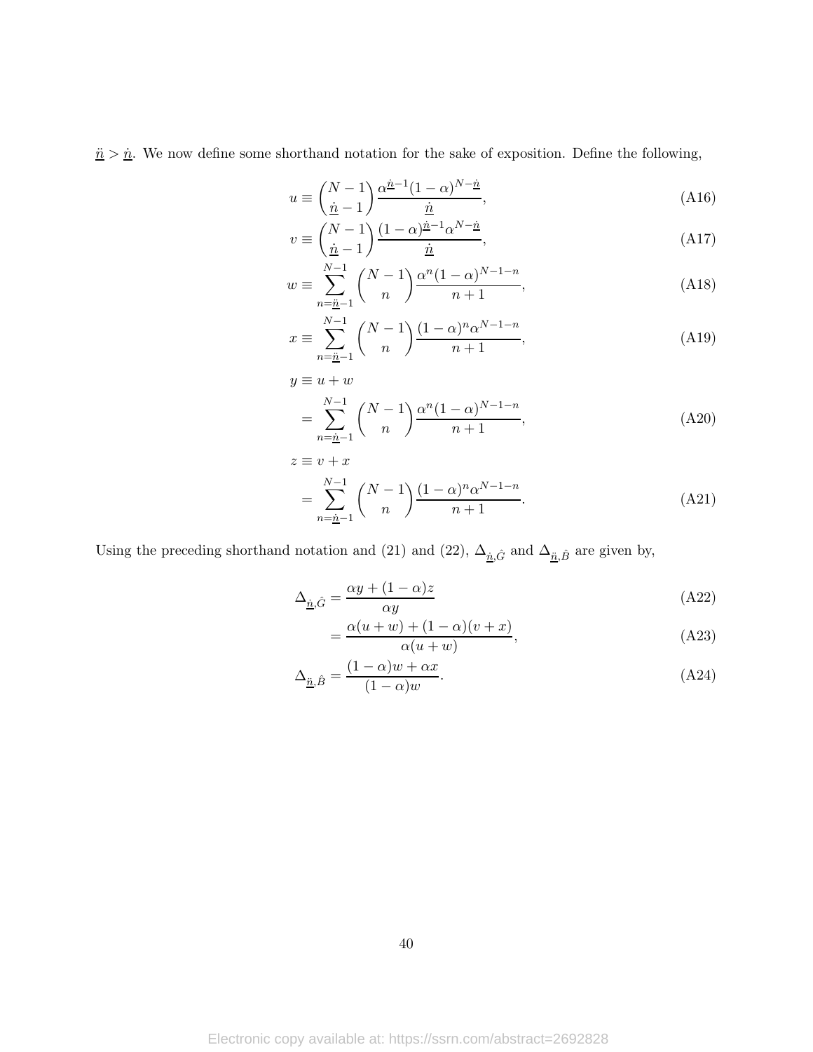$\underline{\ddot{n}} > \underline{\dot{n}}$. We now define some shorthand notation for the sake of exposition. Define the following,

$$u \equiv \binom{N-1}{\underline{\dot{n}}-1} \frac{\alpha^{\underline{\dot{n}}-1}(1-\alpha)^{N-\underline{\dot{n}}}}{\underline{\dot{n}}}, \tag{A16}$$

$$v \equiv \binom{N-1}{\underline{\dot{n}}-1} \frac{(1-\alpha)^{\underline{\dot{n}}-1}\alpha^{N-\underline{\dot{n}}}}{\underline{\dot{n}}}, \tag{A17}$$

$$w \equiv \sum_{n=\underline{\ddot{n}}-1}^{N-1} \binom{N-1}{n} \frac{\alpha^{n}(1-\alpha)^{N-1-n}}{n+1}, \tag{A18}$$

$$x \equiv \sum_{n=\underline{\ddot{n}}-1}^{N-1} \binom{N-1}{n} \frac{(1-\alpha)^{n}\alpha^{N-1-n}}{n+1}, \tag{A19}$$

$$\begin{aligned} y &\equiv u + w \\ &= \sum_{n=\underline{\dot{n}}-1}^{N-1} \binom{N-1}{n} \frac{\alpha^{n}(1-\alpha)^{N-1-n}}{n+1}, \end{aligned} \tag{A20}$$

$$\begin{aligned} z &\equiv v + x \\ &= \sum_{n=\underline{\dot{n}}-1}^{N-1} \binom{N-1}{n} \frac{(1-\alpha)^{n}\alpha^{N-1-n}}{n+1}. \end{aligned} \tag{A21}$$

Using the preceding shorthand notation and (21) and (22), $\Delta_{\underline{\dot{n}},\hat{G}}$ and $\Delta_{\underline{\ddot{n}},\hat{B}}$ are given by,

$$\Delta_{\underline{\dot{n}},\hat{G}} = \frac{\alpha y + (1-\alpha)z}{\alpha y} \tag{A22}$$

$$= \frac{\alpha(u+w) + (1-\alpha)(v+x)}{\alpha(u+w)}, \tag{A23}$$

$$\Delta_{\underline{\ddot{n}},\hat{B}} = \frac{(1-\alpha)w + \alpha x}{(1-\alpha)w}. \tag{A24}$$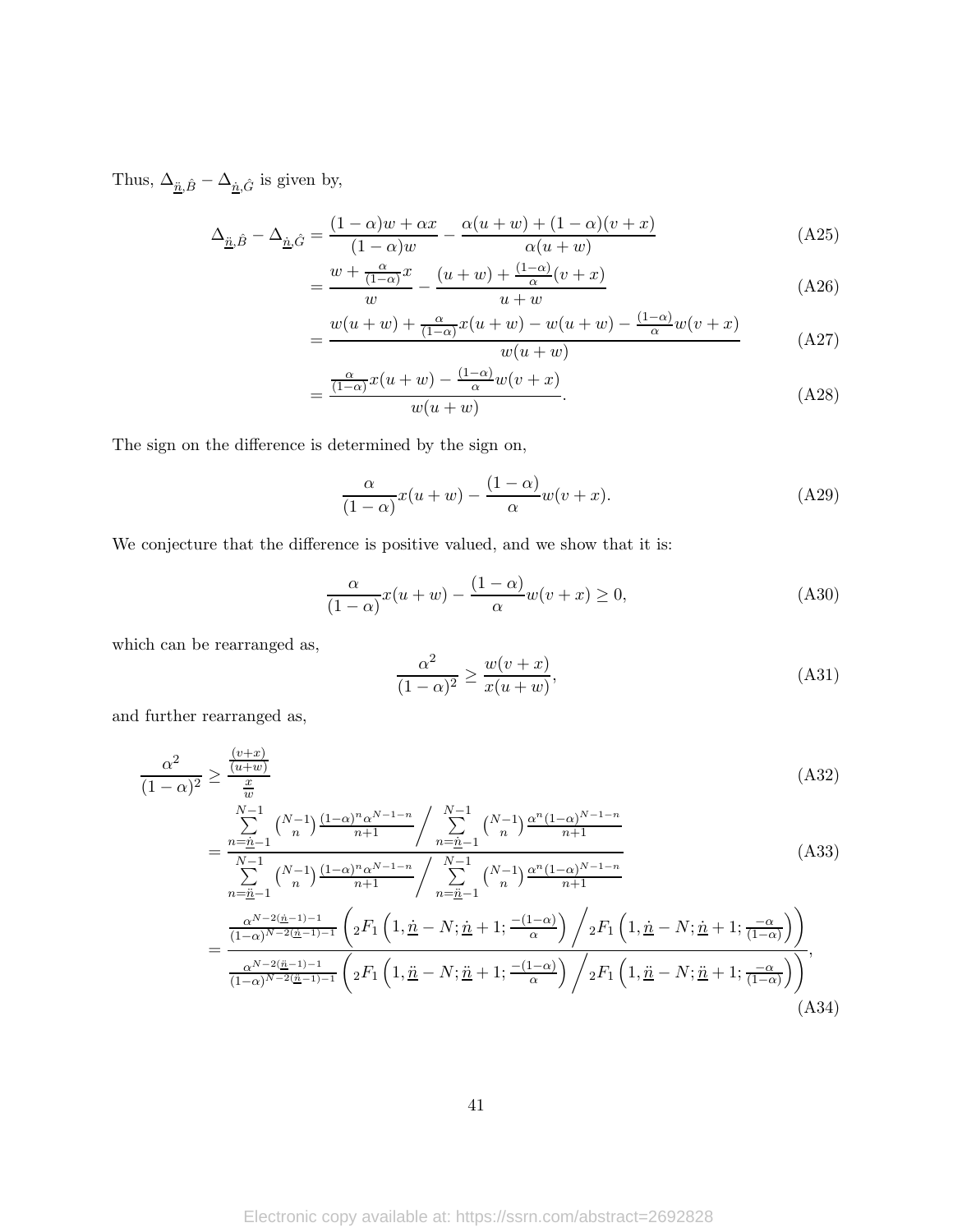Thus, $\Delta_{\underline{\ddot{n}},\hat{B}} - \Delta_{\underline{\dot{n}},\hat{G}}$ is given by,

$$\Delta_{\underline{\ddot{n}},\hat{B}} - \Delta_{\underline{\dot{n}},\hat{G}} = \frac{(1-\alpha)w + \alpha x}{(1-\alpha)w} - \frac{\alpha(u+w) + (1-\alpha)(v+x)}{\alpha(u+w)} \tag{A25}$$

$$= \frac{w + \frac{\alpha}{(1-\alpha)}x}{w} - \frac{(u+w) + \frac{(1-\alpha)}{\alpha}(v+x)}{u+w} \tag{A26}$$

$$= \frac{w(u+w) + \frac{\alpha}{(1-\alpha)}x(u+w) - w(u+w) - \frac{(1-\alpha)}{\alpha}w(v+x)}{w(u+w)} \tag{A27}$$

$$= \frac{\frac{\alpha}{(1-\alpha)}x(u+w) - \frac{(1-\alpha)}{\alpha}w(v+x)}{w(u+w)}. \tag{A28}$$

The sign on the difference is determined by the sign on,

$$\frac{\alpha}{(1-\alpha)}x(u+w) - \frac{(1-\alpha)}{\alpha}w(v+x). \tag{A29}$$

We conjecture that the difference is positive valued, and we show that it is:

$$\frac{\alpha}{(1-\alpha)}x(u+w) - \frac{(1-\alpha)}{\alpha}w(v+x) \geq 0, \tag{A30}$$

which can be rearranged as,

$$\frac{\alpha^2}{(1-\alpha)^2} \geq \frac{w(v+x)}{x(u+w)}, \tag{A31}$$

and further rearranged as,

$$\frac{\alpha^2}{(1-\alpha)^2} \geq \frac{\frac{(v+x)}{(u+w)}}{\frac{x}{w}} \tag{A32}$$

$$= \frac{\sum\limits_{n=\underline{\dot{n}}-1}^{N-1} \binom{N-1}{n} \frac{(1-\alpha)^n \alpha^{N-1-n}}{n+1} \Bigg/ \sum\limits_{n=\underline{\dot{n}}-1}^{N-1} \binom{N-1}{n} \frac{\alpha^n (1-\alpha)^{N-1-n}}{n+1}}{\sum\limits_{n=\underline{\ddot{n}}-1}^{N-1} \binom{N-1}{n} \frac{(1-\alpha)^n \alpha^{N-1-n}}{n+1} \Bigg/ \sum\limits_{n=\underline{\ddot{n}}-1}^{N-1} \binom{N-1}{n} \frac{\alpha^n (1-\alpha)^{N-1-n}}{n+1}} \tag{A33}$$

$$= \frac{\frac{\alpha^{N-2(\underline{\dot{n}}-1)-1}}{(1-\alpha)^{N-2(\underline{\dot{n}}-1)-1}} \left( {}_2F_1\left(1, \underline{\dot{n}} - N; \underline{\dot{n}} + 1; \frac{-(1-\alpha)}{\alpha}\right) \Big/ {}_2F_1\left(1, \underline{\dot{n}} - N; \underline{\dot{n}} + 1; \frac{-\alpha}{(1-\alpha)}\right) \right)}{\frac{\alpha^{N-2(\underline{\ddot{n}}-1)-1}}{(1-\alpha)^{N-2(\underline{\ddot{n}}-1)-1}} \left( {}_2F_1\left(1, \underline{\ddot{n}} - N; \underline{\ddot{n}} + 1; \frac{-(1-\alpha)}{\alpha}\right) \Big/ {}_2F_1\left(1, \underline{\ddot{n}} - N; \underline{\ddot{n}} + 1; \frac{-\alpha}{(1-\alpha)}\right) \right)}, \tag{A34}$$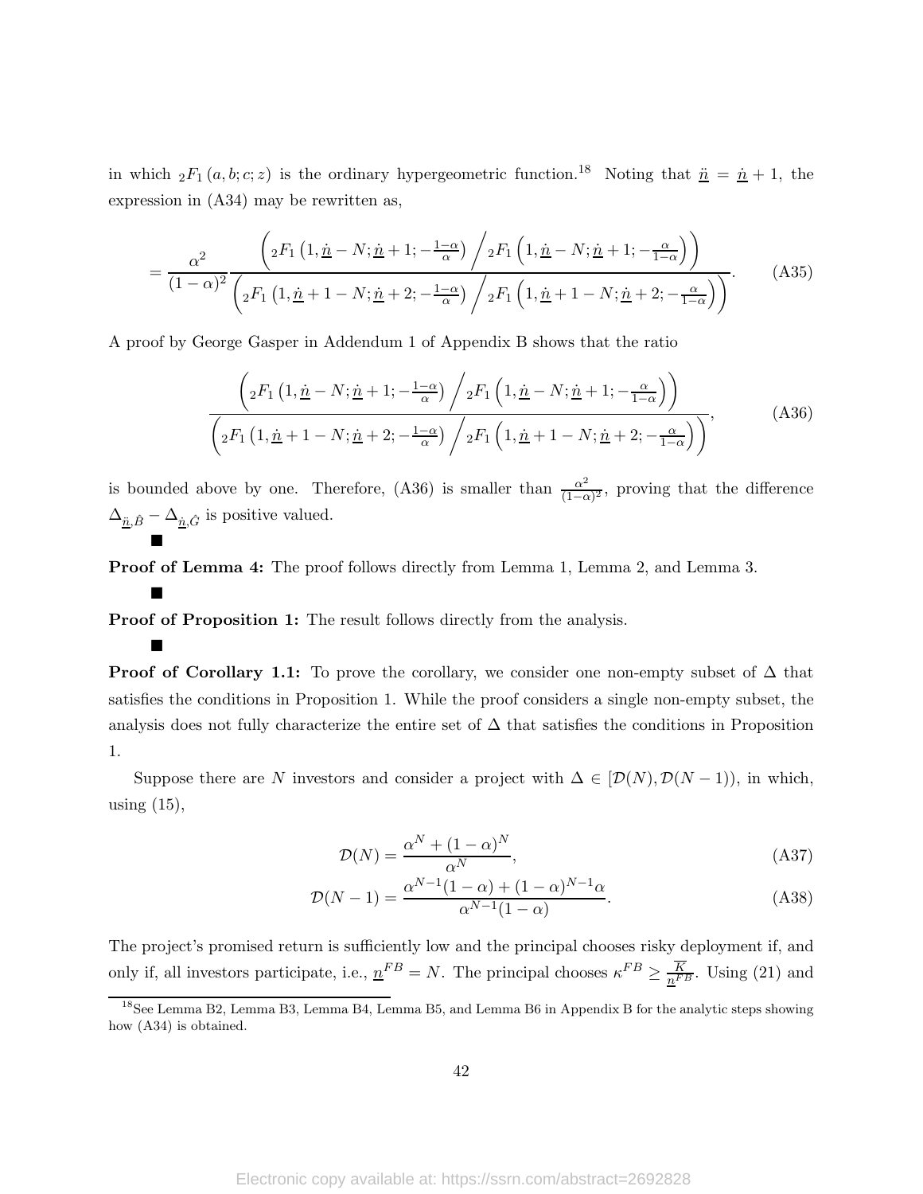in which ${}_2F_1(a, b; c; z)$ is the ordinary hypergeometric function.[18] Noting that $\underline{\ddot{n}} = \underline{\dot{n}} + 1$, the expression in (A34) may be rewritten as,

$$= \frac{\alpha^2}{(1-\alpha)^2} \frac{\left( {}_2F_1\left(1, \underline{\dot{n}} - N; \underline{\dot{n}} + 1; -\frac{1-\alpha}{\alpha}\right) \Big/ {}_2F_1\left(1, \underline{\dot{n}} - N; \underline{\dot{n}} + 1; -\frac{\alpha}{1-\alpha}\right) \right)}{\left( {}_2F_1\left(1, \underline{\dot{n}} + 1 - N; \underline{\dot{n}} + 2; -\frac{1-\alpha}{\alpha}\right) \Big/ {}_2F_1\left(1, \underline{\dot{n}} + 1 - N; \underline{\dot{n}} + 2; -\frac{\alpha}{1-\alpha}\right) \right)}. \tag{A35}$$

A proof by George Gasper in Addendum 1 of Appendix B shows that the ratio

$$\frac{\left( {}_2F_1\left(1, \underline{\dot{n}} - N; \underline{\dot{n}} + 1; -\frac{1-\alpha}{\alpha}\right) \Big/ {}_2F_1\left(1, \underline{\dot{n}} - N; \underline{\dot{n}} + 1; -\frac{\alpha}{1-\alpha}\right) \right)}{\left( {}_2F_1\left(1, \underline{\dot{n}} + 1 - N; \underline{\dot{n}} + 2; -\frac{1-\alpha}{\alpha}\right) \Big/ {}_2F_1\left(1, \underline{\dot{n}} + 1 - N; \underline{\dot{n}} + 2; -\frac{\alpha}{1-\alpha}\right) \right)}, \tag{A36}$$

is bounded above by one. Therefore, (A36) is smaller than $\frac{\alpha^2}{(1-\alpha)^2}$, proving that the difference $\Delta_{\underline{\ddot{n}},\hat{B}} - \Delta_{\underline{\dot{n}},\hat{G}}$ is positive valued.

■

**Proof of Lemma 4:** The proof follows directly from Lemma 1, Lemma 2, and Lemma 3.

■

**Proof of Proposition 1:** The result follows directly from the analysis.

■

**Proof of Corollary 1.1:** To prove the corollary, we consider one non-empty subset of $\Delta$ that satisfies the conditions in Proposition 1. While the proof considers a single non-empty subset, the analysis does not fully characterize the entire set of $\Delta$ that satisfies the conditions in Proposition 1.

Suppose there are $N$ investors and consider a project with $\Delta \in [\mathcal{D}(N), \mathcal{D}(N-1))$, in which, using (15),

$$\mathcal{D}(N) = \frac{\alpha^N + (1-\alpha)^N}{\alpha^N}, \tag{A37}$$

$$\mathcal{D}(N-1) = \frac{\alpha^{N-1}(1-\alpha) + (1-\alpha)^{N-1}\alpha}{\alpha^{N-1}(1-\alpha)}. \tag{A38}$$

The project's promised return is sufficiently low and the principal chooses risky deployment if, and only if, all investors participate, i.e., $\underline{n}^{FB} = N$. The principal chooses $\kappa^{FB} \geq \frac{\overline{K}}{\underline{n}^{FB}}$. Using (21) and

[18] See Lemma B2, Lemma B3, Lemma B4, Lemma B5, and Lemma B6 in Appendix B for the analytic steps showing how (A34) is obtained.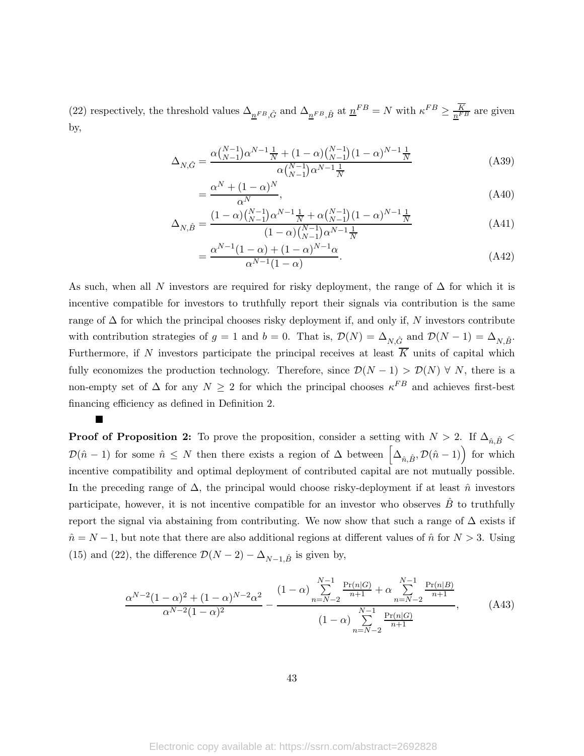(22) respectively, the threshold values $\Delta_{\underline{n}^{FB},\hat{G}}$ and $\Delta_{\underline{n}^{FB},\hat{B}}$ at $\underline{n}^{FB} = N$ with $\kappa^{FB} \geq \frac{\overline{K}}{\underline{n}^{FB}}$ are given by,

$$\Delta_{N,\hat{G}} = \frac{\alpha\binom{N-1}{N-1}\alpha^{N-1}\frac{1}{N} + (1-\alpha)\binom{N-1}{N-1}(1-\alpha)^{N-1}\frac{1}{N}}{\alpha\binom{N-1}{N-1}\alpha^{N-1}\frac{1}{N}} \tag{A39}$$

$$= \frac{\alpha^N + (1-\alpha)^N}{\alpha^N}, \tag{A40}$$

$$\Delta_{N,\hat{B}} = \frac{(1-\alpha)\binom{N-1}{N-1}\alpha^{N-1}\frac{1}{N} + \alpha\binom{N-1}{N-1}(1-\alpha)^{N-1}\frac{1}{N}}{(1-\alpha)\binom{N-1}{N-1}\alpha^{N-1}\frac{1}{N}} \tag{A41}$$

$$= \frac{\alpha^{N-1}(1-\alpha) + (1-\alpha)^{N-1}\alpha}{\alpha^{N-1}(1-\alpha)}. \tag{A42}$$

As such, when all $N$ investors are required for risky deployment, the range of $\Delta$ for which it is incentive compatible for investors to truthfully report their signals via contribution is the same range of $\Delta$ for which the principal chooses risky deployment if, and only if, $N$ investors contribute with contribution strategies of $g = 1$ and $b = 0$. That is, $\mathcal{D}(N) = \Delta_{N,\hat{G}}$ and $\mathcal{D}(N-1) = \Delta_{N,\hat{B}}$. Furthermore, if $N$ investors participate the principal receives at least $\overline{K}$ units of capital which fully economizes the production technology. Therefore, since $\mathcal{D}(N-1) > \mathcal{D}(N)$ $\forall$ $N$, there is a non-empty set of $\Delta$ for any $N \geq 2$ for which the principal chooses $\kappa^{FB}$ and achieves first-best financing efficiency as defined in Definition 2.

■

**Proof of Proposition 2:** To prove the proposition, consider a setting with $N > 2$. If $\Delta_{\hat{n},\hat{B}} < \mathcal{D}(\hat{n}-1)$ for some $\hat{n} \leq N$ then there exists a region of $\Delta$ between $\left[\Delta_{\hat{n},\hat{B}}, \mathcal{D}(\hat{n}-1)\right)$ for which incentive compatibility and optimal deployment of contributed capital are not mutually possible. In the preceding range of $\Delta$, the principal would choose risky-deployment if at least $\hat{n}$ investors participate, however, it is not incentive compatible for an investor who observes $\hat{B}$ to truthfully report the signal via abstaining from contributing. We now show that such a range of $\Delta$ exists if $\hat{n} = N-1$, but note that there are also additional regions at different values of $\hat{n}$ for $N > 3$. Using (15) and (22), the difference $\mathcal{D}(N-2) - \Delta_{N-1,\hat{B}}$ is given by,

$$\frac{\alpha^{N-2}(1-\alpha)^2 + (1-\alpha)^{N-2}\alpha^2}{\alpha^{N-2}(1-\alpha)^2} - \frac{(1-\alpha)\sum\limits_{n=N-2}^{N-1}\frac{\Pr(n|G)}{n+1} + \alpha\sum\limits_{n=N-2}^{N-1}\frac{\Pr(n|B)}{n+1}}{(1-\alpha)\sum\limits_{n=N-2}^{N-1}\frac{\Pr(n|G)}{n+1}}, \tag{A43}$$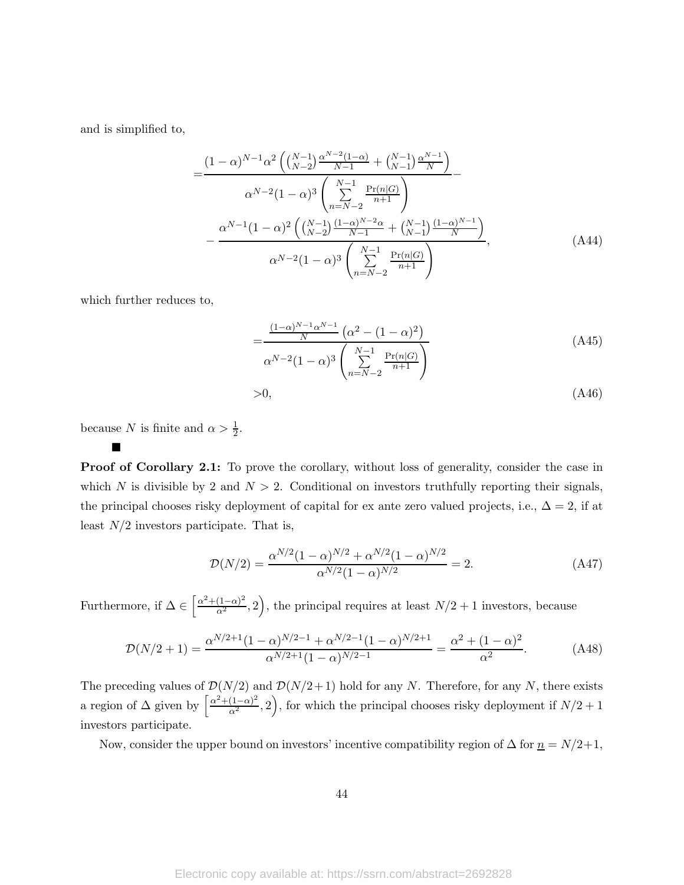and is simplified to,

$$
\begin{aligned}
=&\frac{(1-\alpha)^{N-1}\alpha^2\left(\binom{N-1}{N-2}\frac{\alpha^{N-2}(1-\alpha)}{N-1}+\binom{N-1}{N-1}\frac{\alpha^{N-1}}{N}\right)}{\alpha^{N-2}(1-\alpha)^3\left(\sum\limits_{n=N-2}^{N-1}\frac{\Pr(n|G)}{n+1}\right)}- \\
&-\frac{\alpha^{N-1}(1-\alpha)^2\left(\binom{N-1}{N-2}\frac{(1-\alpha)^{N-2}\alpha}{N-1}+\binom{N-1}{N-1}\frac{(1-\alpha)^{N-1}}{N}\right)}{\alpha^{N-2}(1-\alpha)^3\left(\sum\limits_{n=N-2}^{N-1}\frac{\Pr(n|G)}{n+1}\right)},
\end{aligned}
\tag{A44}
$$

which further reduces to,

$$
=\frac{\frac{(1-\alpha)^{N-1}\alpha^{N-1}}{N}\left(\alpha^2-(1-\alpha)^2\right)}{\alpha^{N-2}(1-\alpha)^3\left(\sum\limits_{n=N-2}^{N-1}\frac{\Pr(n|G)}{n+1}\right)}
\tag{A45}
$$

$$
>0,
\tag{A46}
$$

because $N$ is finite and $\alpha > \frac{1}{2}$.

■

**Proof of Corollary 2.1:** To prove the corollary, without loss of generality, consider the case in which $N$ is divisible by 2 and $N > 2$. Conditional on investors truthfully reporting their signals, the principal chooses risky deployment of capital for ex ante zero valued projects, i.e., $\Delta = 2$, if at least $N/2$ investors participate. That is,

$$
\mathcal{D}(N/2) = \frac{\alpha^{N/2}(1-\alpha)^{N/2} + \alpha^{N/2}(1-\alpha)^{N/2}}{\alpha^{N/2}(1-\alpha)^{N/2}} = 2.
\tag{A47}
$$

Furthermore, if $\Delta \in \left[\frac{\alpha^2+(1-\alpha)^2}{\alpha^2}, 2\right)$, the principal requires at least $N/2+1$ investors, because

$$
\mathcal{D}(N/2+1) = \frac{\alpha^{N/2+1}(1-\alpha)^{N/2-1} + \alpha^{N/2-1}(1-\alpha)^{N/2+1}}{\alpha^{N/2+1}(1-\alpha)^{N/2-1}} = \frac{\alpha^2+(1-\alpha)^2}{\alpha^2}.
\tag{A48}
$$

The preceding values of $\mathcal{D}(N/2)$ and $\mathcal{D}(N/2+1)$ hold for any $N$. Therefore, for any $N$, there exists a region of $\Delta$ given by $\left[\frac{\alpha^2+(1-\alpha)^2}{\alpha^2}, 2\right)$, for which the principal chooses risky deployment if $N/2+1$ investors participate.

Now, consider the upper bound on investors' incentive compatibility region of $\Delta$ for $\underline{n} = N/2+1$,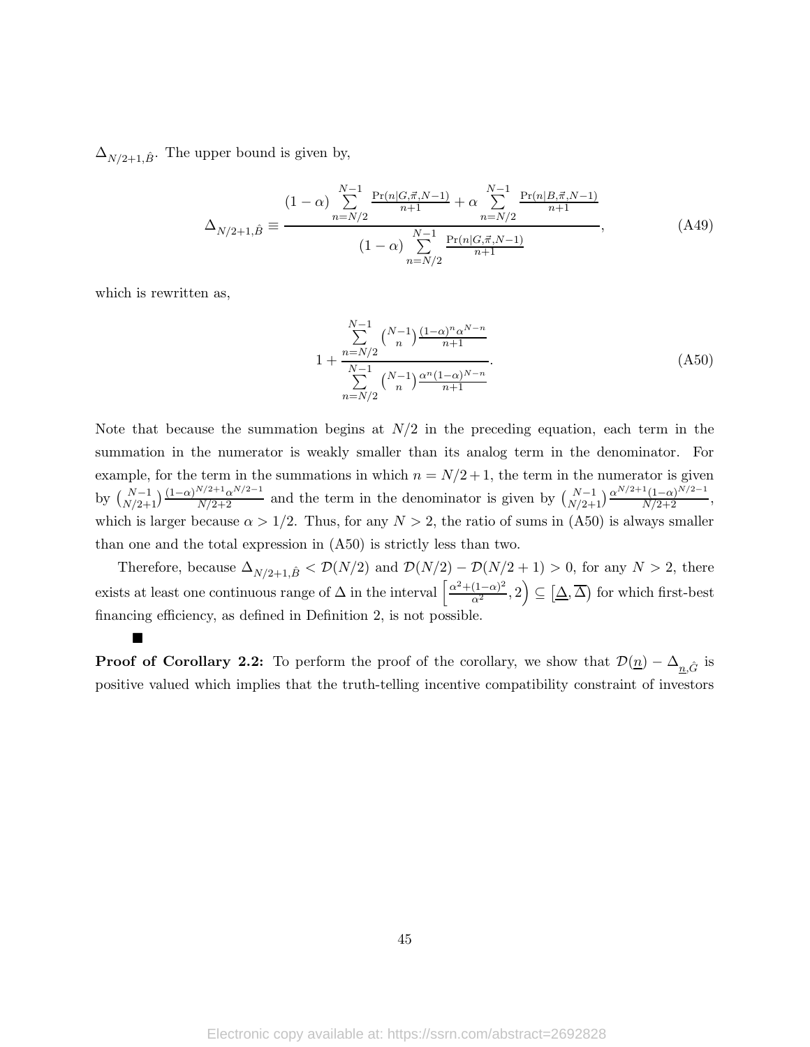$\Delta_{N/2+1,\hat{B}}$. The upper bound is given by,

$$\Delta_{N/2+1,\hat{B}} \equiv \frac{(1-\alpha)\sum\limits_{n=N/2}^{N-1}\frac{\Pr(n|G,\vec{\pi},N-1)}{n+1}+\alpha\sum\limits_{n=N/2}^{N-1}\frac{\Pr(n|B,\vec{\pi},N-1)}{n+1}}{(1-\alpha)\sum\limits_{n=N/2}^{N-1}\frac{\Pr(n|G,\vec{\pi},N-1)}{n+1}}, \tag{A49}$$

which is rewritten as,

$$1+\frac{\sum\limits_{n=N/2}^{N-1}\binom{N-1}{n}\frac{(1-\alpha)^n\alpha^{N-n}}{n+1}}{\sum\limits_{n=N/2}^{N-1}\binom{N-1}{n}\frac{\alpha^n(1-\alpha)^{N-n}}{n+1}}. \tag{A50}$$

Note that because the summation begins at $N/2$ in the preceding equation, each term in the summation in the numerator is weakly smaller than its analog term in the denominator. For example, for the term in the summations in which $n = N/2+1$, the term in the numerator is given by $\binom{N-1}{N/2+1}\frac{(1-\alpha)^{N/2+1}\alpha^{N/2-1}}{N/2+2}$ and the term in the denominator is given by $\binom{N-1}{N/2+1}\frac{\alpha^{N/2+1}(1-\alpha)^{N/2-1}}{N/2+2}$, which is larger because $\alpha > 1/2$. Thus, for any $N > 2$, the ratio of sums in (A50) is always smaller than one and the total expression in (A50) is strictly less than two.

Therefore, because $\Delta_{N/2+1,\hat{B}} < \mathcal{D}(N/2)$ and $\mathcal{D}(N/2) - \mathcal{D}(N/2+1) > 0$, for any $N > 2$, there exists at least one continuous range of $\Delta$ in the interval $\left[\frac{\alpha^2+(1-\alpha)^2}{\alpha^2}, 2\right) \subseteq [\underline{\Delta}, \overline{\Delta})$ for which first-best financing efficiency, as defined in Definition 2, is not possible.

■

**Proof of Corollary 2.2:** To perform the proof of the corollary, we show that $\mathcal{D}(\underline{n}) - \Delta_{\underline{n},\hat{G}}$ is positive valued which implies that the truth-telling incentive compatibility constraint of investors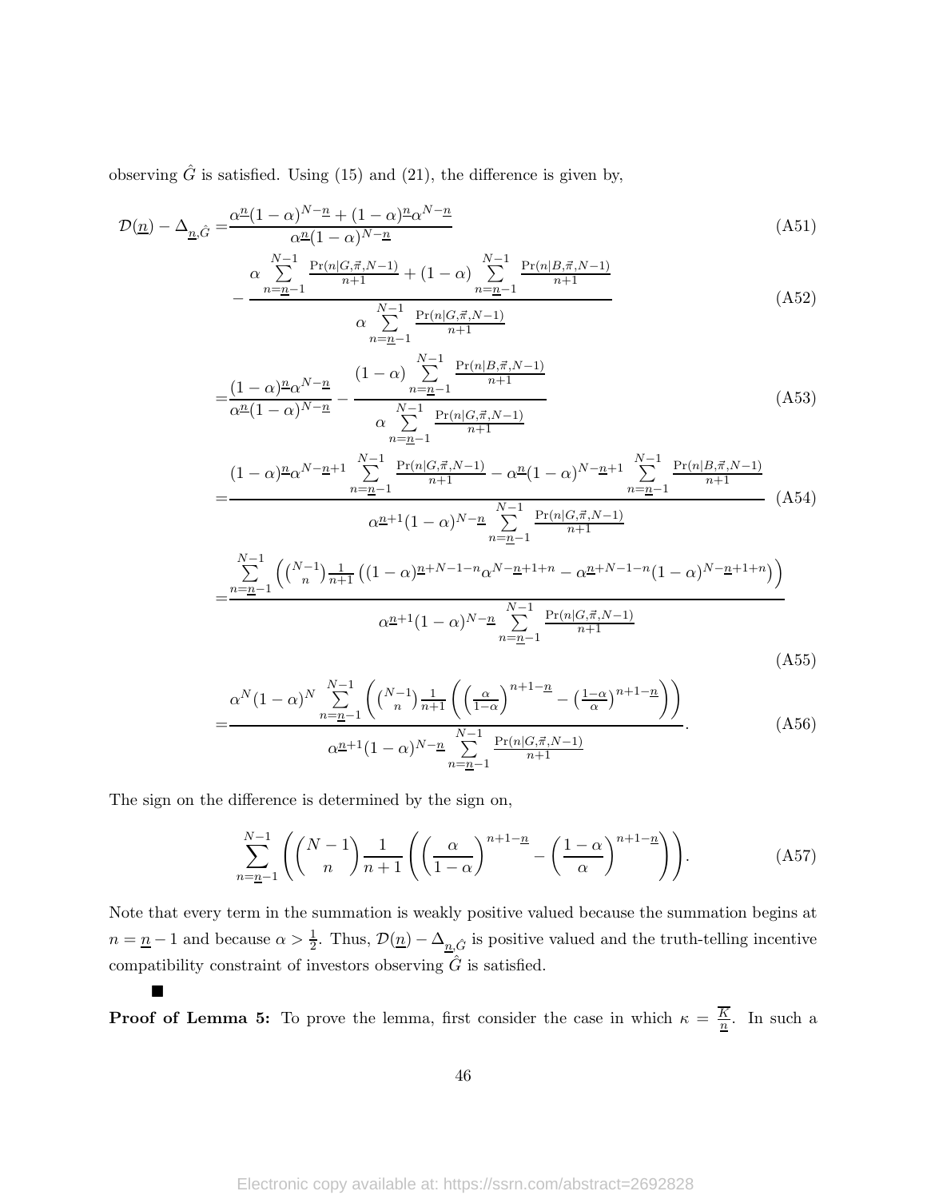observing $\hat{G}$ is satisfied. Using (15) and (21), the difference is given by,

$$\mathcal{D}(\underline{n}) - \Delta_{\underline{n},\hat{G}} = \frac{\alpha^{\underline{n}}(1-\alpha)^{N-\underline{n}} + (1-\alpha)^{\underline{n}}\alpha^{N-\underline{n}}}{\alpha^{\underline{n}}(1-\alpha)^{N-\underline{n}}} \tag{A51}$$

$$- \frac{\alpha \sum_{n=\underline{n}-1}^{N-1} \frac{\Pr(n|G,\vec{\pi},N-1)}{n+1} + (1-\alpha) \sum_{n=\underline{n}-1}^{N-1} \frac{\Pr(n|B,\vec{\pi},N-1)}{n+1}}{\alpha \sum_{n=\underline{n}-1}^{N-1} \frac{\Pr(n|G,\vec{\pi},N-1)}{n+1}} \tag{A52}$$

$$= \frac{(1-\alpha)^{\underline{n}}\alpha^{N-\underline{n}}}{\alpha^{\underline{n}}(1-\alpha)^{N-\underline{n}}} - \frac{(1-\alpha) \sum_{n=\underline{n}-1}^{N-1} \frac{\Pr(n|B,\vec{\pi},N-1)}{n+1}}{\alpha \sum_{n=\underline{n}-1}^{N-1} \frac{\Pr(n|G,\vec{\pi},N-1)}{n+1}} \tag{A53}$$

$$= \frac{(1-\alpha)^{\underline{n}}\alpha^{N-\underline{n}+1} \sum_{n=\underline{n}-1}^{N-1} \frac{\Pr(n|G,\vec{\pi},N-1)}{n+1} - \alpha^{\underline{n}}(1-\alpha)^{N-\underline{n}+1} \sum_{n=\underline{n}-1}^{N-1} \frac{\Pr(n|B,\vec{\pi},N-1)}{n+1}}{\alpha^{\underline{n}+1}(1-\alpha)^{N-\underline{n}} \sum_{n=\underline{n}-1}^{N-1} \frac{\Pr(n|G,\vec{\pi},N-1)}{n+1}} \tag{A54}$$

$$= \frac{\sum_{n=\underline{n}-1}^{N-1} \left( \binom{N-1}{n} \frac{1}{n+1} \left( (1-\alpha)^{\underline{n}+N-1-n}\alpha^{N-\underline{n}+1+n} - \alpha^{\underline{n}+N-1-n}(1-\alpha)^{N-\underline{n}+1+n} \right) \right)}{\alpha^{\underline{n}+1}(1-\alpha)^{N-\underline{n}} \sum_{n=\underline{n}-1}^{N-1} \frac{\Pr(n|G,\vec{\pi},N-1)}{n+1}} \tag{A55}$$

$$= \frac{\alpha^N(1-\alpha)^N \sum_{n=\underline{n}-1}^{N-1} \left( \binom{N-1}{n} \frac{1}{n+1} \left( \left(\frac{\alpha}{1-\alpha}\right)^{n+1-\underline{n}} - \left(\frac{1-\alpha}{\alpha}\right)^{n+1-\underline{n}} \right) \right)}{\alpha^{\underline{n}+1}(1-\alpha)^{N-\underline{n}} \sum_{n=\underline{n}-1}^{N-1} \frac{\Pr(n|G,\vec{\pi},N-1)}{n+1}}. \tag{A56}$$

The sign on the difference is determined by the sign on,

$$\sum_{n=\underline{n}-1}^{N-1} \left( \binom{N-1}{n} \frac{1}{n+1} \left( \left(\frac{\alpha}{1-\alpha}\right)^{n+1-\underline{n}} - \left(\frac{1-\alpha}{\alpha}\right)^{n+1-\underline{n}} \right) \right). \tag{A57}$$

Note that every term in the summation is weakly positive valued because the summation begins at $n = \underline{n} - 1$ and because $\alpha > \frac{1}{2}$. Thus, $\mathcal{D}(\underline{n}) - \Delta_{\underline{n},\hat{G}}$ is positive valued and the truth-telling incentive compatibility constraint of investors observing $\hat{G}$ is satisfied.

■

**Proof of Lemma 5:** To prove the lemma, first consider the case in which $\kappa = \frac{\overline{K}}{\underline{n}}$. In such a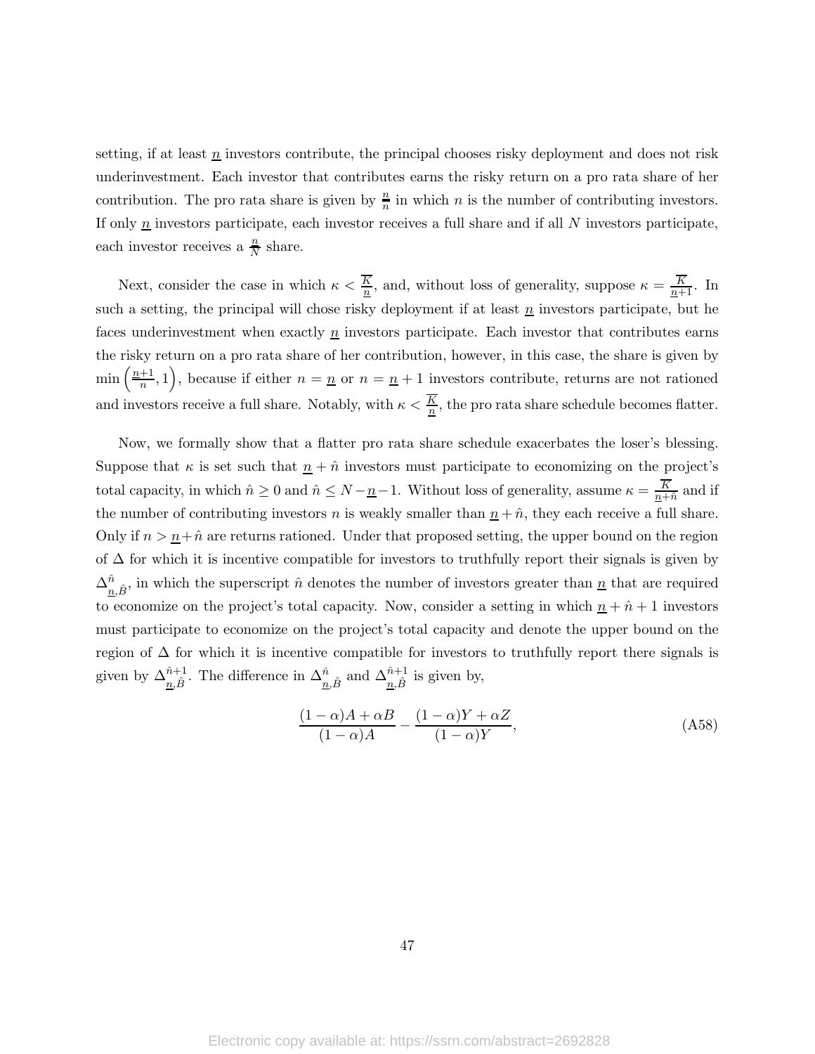setting, if at least $\underline{n}$ investors contribute, the principal chooses risky deployment and does not risk underinvestment. Each investor that contributes earns the risky return on a pro rata share of her contribution. The pro rata share is given by $\frac{\underline{n}}{n}$ in which $n$ is the number of contributing investors. If only $\underline{n}$ investors participate, each investor receives a full share and if all $N$ investors participate, each investor receives a $\frac{\underline{n}}{N}$ share.

Next, consider the case in which $\kappa < \frac{\overline{K}}{\underline{n}}$, and, without loss of generality, suppose $\kappa = \frac{\overline{K}}{\underline{n}+1}$. In such a setting, the principal will chose risky deployment if at least $\underline{n}$ investors participate, but he faces underinvestment when exactly $\underline{n}$ investors participate. Each investor that contributes earns the risky return on a pro rata share of her contribution, however, in this case, the share is given by $\min\left(\frac{\underline{n}+1}{n}, 1\right)$, because if either $n = \underline{n}$ or $n = \underline{n} + 1$ investors contribute, returns are not rationed and investors receive a full share. Notably, with $\kappa < \frac{\overline{K}}{\underline{n}}$, the pro rata share schedule becomes flatter.

Now, we formally show that a flatter pro rata share schedule exacerbates the loser's blessing. Suppose that $\kappa$ is set such that $\underline{n} + \hat{n}$ investors must participate to economizing on the project's total capacity, in which $\hat{n} \geq 0$ and $\hat{n} \leq N - \underline{n} - 1$. Without loss of generality, assume $\kappa = \frac{\overline{K}}{\underline{n}+\hat{n}}$ and if the number of contributing investors $n$ is weakly smaller than $\underline{n} + \hat{n}$, they each receive a full share. Only if $n > \underline{n} + \hat{n}$ are returns rationed. Under that proposed setting, the upper bound on the region of $\Delta$ for which it is incentive compatible for investors to truthfully report their signals is given by $\Delta^{\hat{n}}_{\underline{n},\hat{B}}$, in which the superscript $\hat{n}$ denotes the number of investors greater than $\underline{n}$ that are required to economize on the project's total capacity. Now, consider a setting in which $\underline{n} + \hat{n} + 1$ investors must participate to economize on the project's total capacity and denote the upper bound on the region of $\Delta$ for which it is incentive compatible for investors to truthfully report there signals is given by $\Delta^{\hat{n}+1}_{\underline{n},\hat{B}}$. The difference in $\Delta^{\hat{n}}_{\underline{n},\hat{B}}$ and $\Delta^{\hat{n}+1}_{\underline{n},\hat{B}}$ is given by,

$$
\frac{(1-\alpha)A + \alpha B}{(1-\alpha)A} - \frac{(1-\alpha)Y + \alpha Z}{(1-\alpha)Y}, \tag{A58}
$$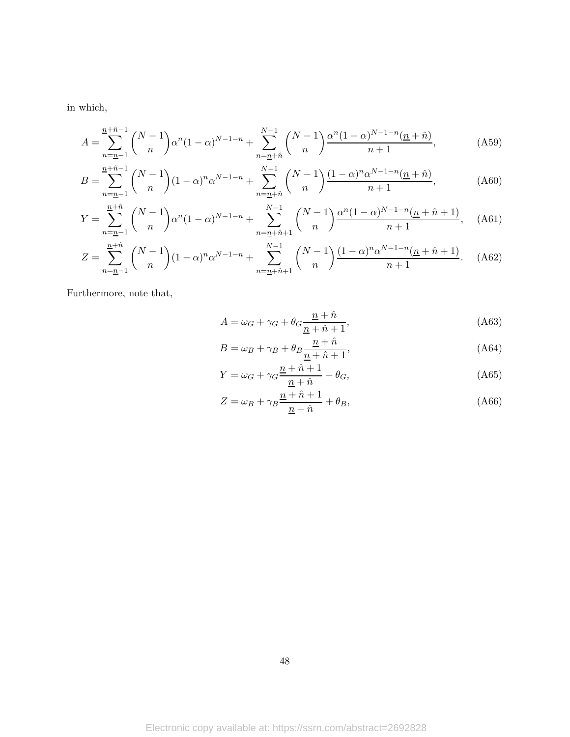in which,

$$A = \sum_{n=\underline{n}-1}^{\underline{n}+\hat{n}-1} \binom{N-1}{n} \alpha^n (1-\alpha)^{N-1-n} + \sum_{n=\underline{n}+\hat{n}}^{N-1} \binom{N-1}{n} \frac{\alpha^n (1-\alpha)^{N-1-n} (\underline{n}+\hat{n})}{n+1}, \tag{A59}$$

$$B = \sum_{n=\underline{n}-1}^{\underline{n}+\hat{n}-1} \binom{N-1}{n} (1-\alpha)^n \alpha^{N-1-n} + \sum_{n=\underline{n}+\hat{n}}^{N-1} \binom{N-1}{n} \frac{(1-\alpha)^n \alpha^{N-1-n} (\underline{n}+\hat{n})}{n+1}, \tag{A60}$$

$$Y = \sum_{n=\underline{n}-1}^{\underline{n}+\hat{n}} \binom{N-1}{n} \alpha^n (1-\alpha)^{N-1-n} + \sum_{n=\underline{n}+\hat{n}+1}^{N-1} \binom{N-1}{n} \frac{\alpha^n (1-\alpha)^{N-1-n} (\underline{n}+\hat{n}+1)}{n+1}, \tag{A61}$$

$$Z = \sum_{n=\underline{n}-1}^{\underline{n}+\hat{n}} \binom{N-1}{n} (1-\alpha)^n \alpha^{N-1-n} + \sum_{n=\underline{n}+\hat{n}+1}^{N-1} \binom{N-1}{n} \frac{(1-\alpha)^n \alpha^{N-1-n} (\underline{n}+\hat{n}+1)}{n+1}. \tag{A62}$$

Furthermore, note that,

$$A = \omega_G + \gamma_G + \theta_G \frac{\underline{n}+\hat{n}}{\underline{n}+\hat{n}+1}, \tag{A63}$$

$$B = \omega_B + \gamma_B + \theta_B \frac{\underline{n}+\hat{n}}{\underline{n}+\hat{n}+1}, \tag{A64}$$

$$Y = \omega_G + \gamma_G \frac{\underline{n}+\hat{n}+1}{\underline{n}+\hat{n}} + \theta_G, \tag{A65}$$

$$Z = \omega_B + \gamma_B \frac{\underline{n}+\hat{n}+1}{\underline{n}+\hat{n}} + \theta_B, \tag{A66}$$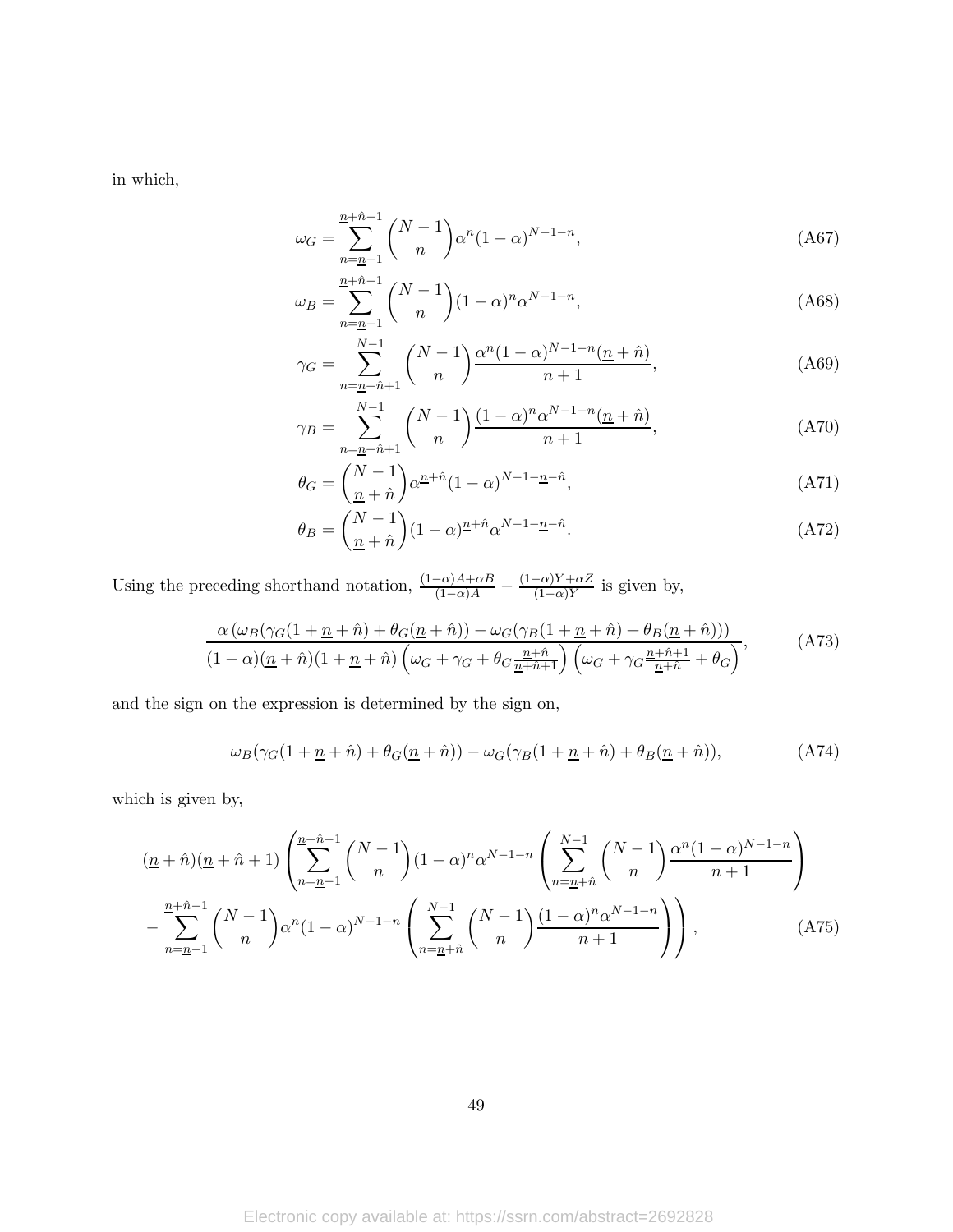in which,

$$\omega_G = \sum_{n=\underline{n}-1}^{\underline{n}+\hat{n}-1} \binom{N-1}{n} \alpha^n (1-\alpha)^{N-1-n}, \tag{A67}$$

$$\omega_B = \sum_{n=\underline{n}-1}^{\underline{n}+\hat{n}-1} \binom{N-1}{n} (1-\alpha)^n \alpha^{N-1-n}, \tag{A68}$$

$$\gamma_G = \sum_{n=\underline{n}+\hat{n}+1}^{N-1} \binom{N-1}{n} \frac{\alpha^n (1-\alpha)^{N-1-n} (\underline{n}+\hat{n})}{n+1}, \tag{A69}$$

$$\gamma_B = \sum_{n=\underline{n}+\hat{n}+1}^{N-1} \binom{N-1}{n} \frac{(1-\alpha)^n \alpha^{N-1-n} (\underline{n}+\hat{n})}{n+1}, \tag{A70}$$

$$\theta_G = \binom{N-1}{\underline{n}+\hat{n}} \alpha^{\underline{n}+\hat{n}} (1-\alpha)^{N-1-\underline{n}-\hat{n}}, \tag{A71}$$

$$\theta_B = \binom{N-1}{\underline{n}+\hat{n}} (1-\alpha)^{\underline{n}+\hat{n}} \alpha^{N-1-\underline{n}-\hat{n}}. \tag{A72}$$

Using the preceding shorthand notation, $\frac{(1-\alpha)A+\alpha B}{(1-\alpha)A} - \frac{(1-\alpha)Y+\alpha Z}{(1-\alpha)Y}$ is given by,

$$\frac{\alpha\left(\omega_B(\gamma_G(1+\underline{n}+\hat{n}) + \theta_G(\underline{n}+\hat{n})) - \omega_G(\gamma_B(1+\underline{n}+\hat{n}) + \theta_B(\underline{n}+\hat{n}))\right)}{(1-\alpha)(\underline{n}+\hat{n})(1+\underline{n}+\hat{n})\left(\omega_G + \gamma_G + \theta_G \frac{\underline{n}+\hat{n}}{\underline{n}+\hat{n}+1}\right)\left(\omega_G + \gamma_G \frac{\underline{n}+\hat{n}+1}{\underline{n}+\hat{n}} + \theta_G\right)}, \tag{A73}$$

and the sign on the expression is determined by the sign on,

$$\omega_B(\gamma_G(1+\underline{n}+\hat{n}) + \theta_G(\underline{n}+\hat{n})) - \omega_G(\gamma_B(1+\underline{n}+\hat{n}) + \theta_B(\underline{n}+\hat{n})), \tag{A74}$$

which is given by,

$$\begin{aligned}
&(\underline{n}+\hat{n})(\underline{n}+\hat{n}+1)\left(\sum_{n=\underline{n}-1}^{\underline{n}+\hat{n}-1} \binom{N-1}{n} (1-\alpha)^n \alpha^{N-1-n} \left(\sum_{n=\underline{n}+\hat{n}}^{N-1} \binom{N-1}{n} \frac{\alpha^n (1-\alpha)^{N-1-n}}{n+1}\right)\right. \\
&\left. - \sum_{n=\underline{n}-1}^{\underline{n}+\hat{n}-1} \binom{N-1}{n} \alpha^n (1-\alpha)^{N-1-n} \left(\sum_{n=\underline{n}+\hat{n}}^{N-1} \binom{N-1}{n} \frac{(1-\alpha)^n \alpha^{N-1-n}}{n+1}\right)\right),
\end{aligned} \tag{A75}$$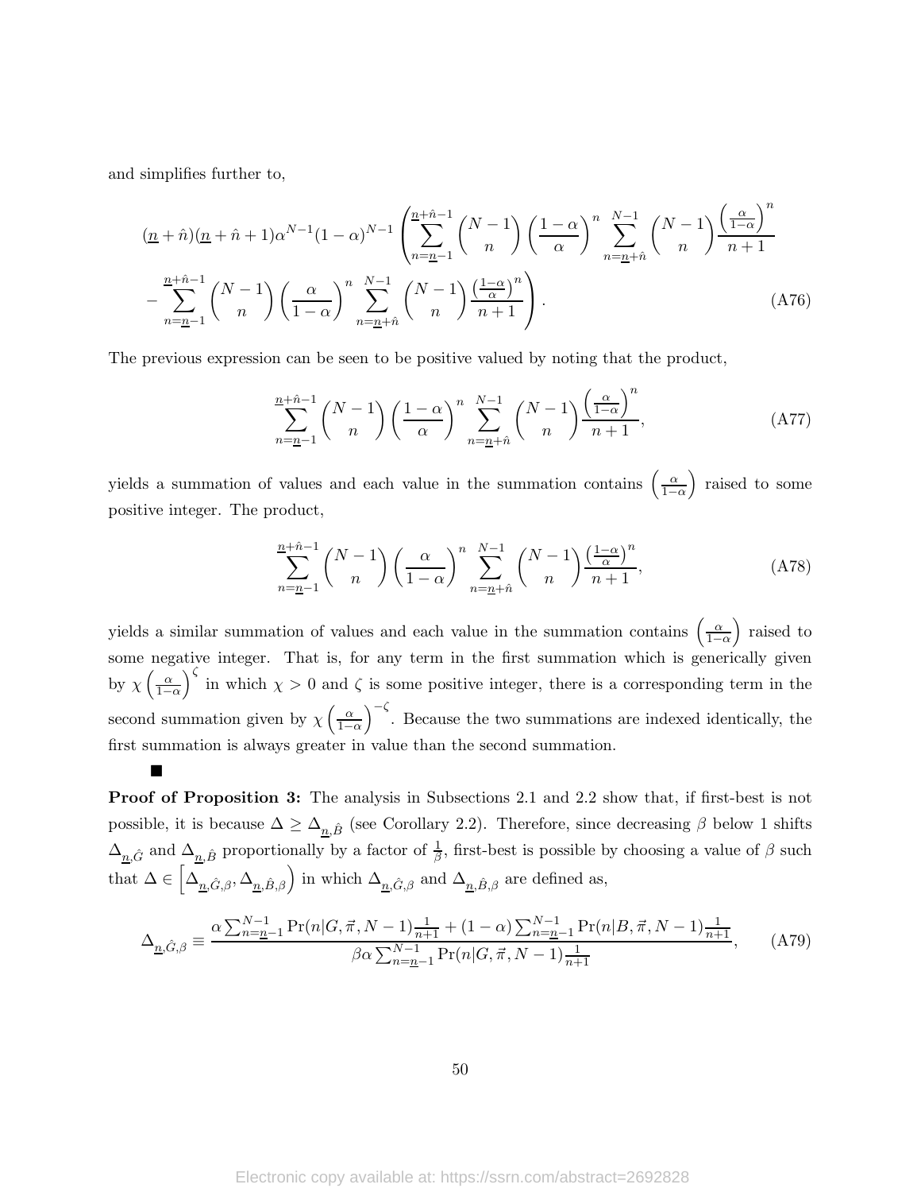and simplifies further to,

$$
(\underline{n}+\hat{n})(\underline{n}+\hat{n}+1)\alpha^{N-1}(1-\alpha)^{N-1}\left(\sum_{n=\underline{n}-1}^{\underline{n}+\hat{n}-1}\binom{N-1}{n}\left(\frac{1-\alpha}{\alpha}\right)^{n}\sum_{n=\underline{n}+\hat{n}}^{N-1}\binom{N-1}{n}\frac{\left(\frac{\alpha}{1-\alpha}\right)^{n}}{n+1}\right.
$$

$$
\left.-\sum_{n=\underline{n}-1}^{\underline{n}+\hat{n}-1}\binom{N-1}{n}\left(\frac{\alpha}{1-\alpha}\right)^{n}\sum_{n=\underline{n}+\hat{n}}^{N-1}\binom{N-1}{n}\frac{\left(\frac{1-\alpha}{\alpha}\right)^{n}}{n+1}\right). \tag{A76}
$$

The previous expression can be seen to be positive valued by noting that the product,

$$
\sum_{n=\underline{n}-1}^{\underline{n}+\hat{n}-1}\binom{N-1}{n}\left(\frac{1-\alpha}{\alpha}\right)^{n}\sum_{n=\underline{n}+\hat{n}}^{N-1}\binom{N-1}{n}\frac{\left(\frac{\alpha}{1-\alpha}\right)^{n}}{n+1}, \tag{A77}
$$

yields a summation of values and each value in the summation contains $\left(\frac{\alpha}{1-\alpha}\right)$ raised to some positive integer. The product,

$$
\sum_{n=\underline{n}-1}^{\underline{n}+\hat{n}-1}\binom{N-1}{n}\left(\frac{\alpha}{1-\alpha}\right)^{n}\sum_{n=\underline{n}+\hat{n}}^{N-1}\binom{N-1}{n}\frac{\left(\frac{1-\alpha}{\alpha}\right)^{n}}{n+1}, \tag{A78}
$$

yields a similar summation of values and each value in the summation contains $\left(\frac{\alpha}{1-\alpha}\right)$ raised to some negative integer. That is, for any term in the first summation which is generically given by $\chi\left(\frac{\alpha}{1-\alpha}\right)^{\zeta}$ in which $\chi > 0$ and $\zeta$ is some positive integer, there is a corresponding term in the second summation given by $\chi\left(\frac{\alpha}{1-\alpha}\right)^{-\zeta}$. Because the two summations are indexed identically, the first summation is always greater in value than the second summation.

■

**Proof of Proposition 3:** The analysis in Subsections 2.1 and 2.2 show that, if first-best is not possible, it is because $\Delta \geq \Delta_{\underline{n},\hat{B}}$ (see Corollary 2.2). Therefore, since decreasing $\beta$ below 1 shifts $\Delta_{\underline{n},\hat{G}}$ and $\Delta_{\underline{n},\hat{B}}$ proportionally by a factor of $\frac{1}{\beta}$, first-best is possible by choosing a value of $\beta$ such that $\Delta \in \left[\Delta_{\underline{n},\hat{G},\beta}, \Delta_{\underline{n},\hat{B},\beta}\right)$ in which $\Delta_{\underline{n},\hat{G},\beta}$ and $\Delta_{\underline{n},\hat{B},\beta}$ are defined as,

$$
\Delta_{\underline{n},\hat{G},\beta} \equiv \frac{\alpha\sum_{n=\underline{n}-1}^{N-1}\Pr(n|G,\vec{\pi},N-1)\frac{1}{n+1}+(1-\alpha)\sum_{n=\underline{n}-1}^{N-1}\Pr(n|B,\vec{\pi},N-1)\frac{1}{n+1}}{\beta\alpha\sum_{n=\underline{n}-1}^{N-1}\Pr(n|G,\vec{\pi},N-1)\frac{1}{n+1}}, \tag{A79}
$$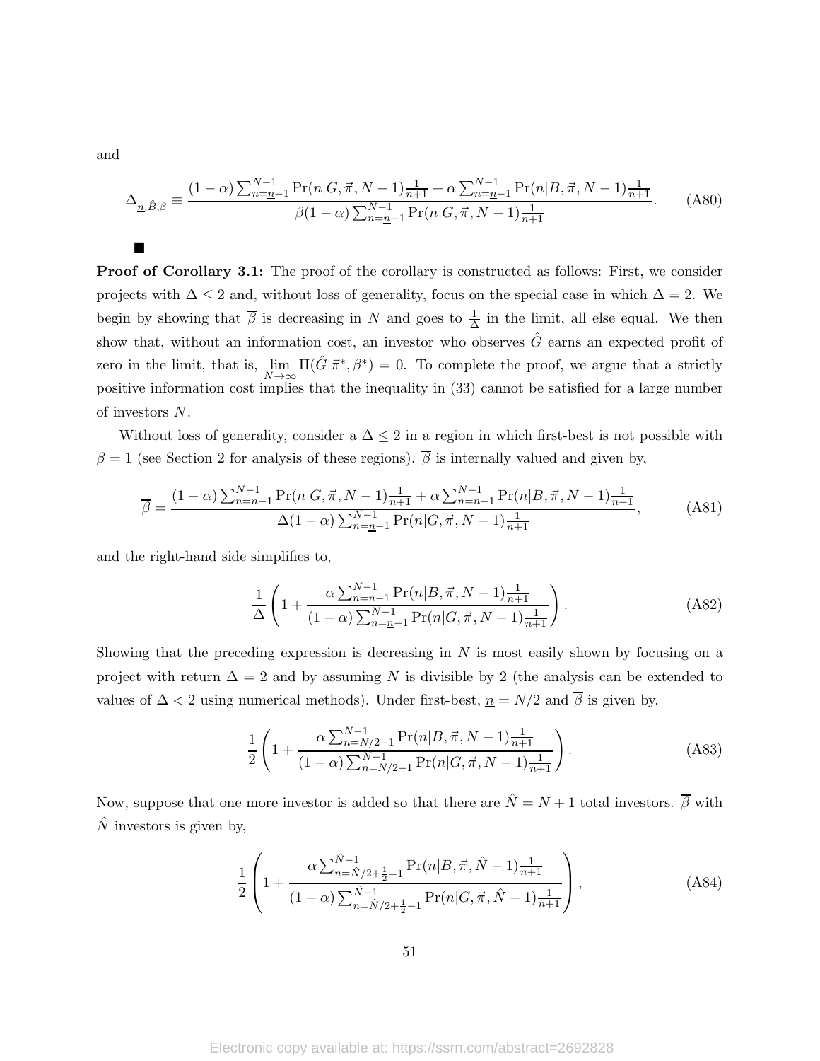and

$$\Delta_{\underline{n},\hat{B},\beta} \equiv \frac{(1-\alpha)\sum_{n=\underline{n}-1}^{N-1}\Pr(n|G,\vec{\pi},N-1)\frac{1}{n+1} + \alpha\sum_{n=\underline{n}-1}^{N-1}\Pr(n|B,\vec{\pi},N-1)\frac{1}{n+1}}{\beta(1-\alpha)\sum_{n=\underline{n}-1}^{N-1}\Pr(n|G,\vec{\pi},N-1)\frac{1}{n+1}}. \tag{A80}$$

■

**Proof of Corollary 3.1:** The proof of the corollary is constructed as follows: First, we consider projects with $\Delta \leq 2$ and, without loss of generality, focus on the special case in which $\Delta = 2$. We begin by showing that $\overline{\beta}$ is decreasing in $N$ and goes to $\frac{1}{\Delta}$ in the limit, all else equal. We then show that, without an information cost, an investor who observes $\hat{G}$ earns an expected profit of zero in the limit, that is, $\lim_{N\to\infty}\Pi(\hat{G}|\vec{\pi}^*,\beta^*) = 0$. To complete the proof, we argue that a strictly positive information cost implies that the inequality in (33) cannot be satisfied for a large number of investors $N$.

Without loss of generality, consider a $\Delta \leq 2$ in a region in which first-best is not possible with $\beta = 1$ (see Section 2 for analysis of these regions). $\overline{\beta}$ is internally valued and given by,

$$\overline{\beta} = \frac{(1-\alpha)\sum_{n=\underline{n}-1}^{N-1}\Pr(n|G,\vec{\pi},N-1)\frac{1}{n+1} + \alpha\sum_{n=\underline{n}-1}^{N-1}\Pr(n|B,\vec{\pi},N-1)\frac{1}{n+1}}{\Delta(1-\alpha)\sum_{n=\underline{n}-1}^{N-1}\Pr(n|G,\vec{\pi},N-1)\frac{1}{n+1}}, \tag{A81}$$

and the right-hand side simplifies to,

$$\frac{1}{\Delta}\left(1 + \frac{\alpha\sum_{n=\underline{n}-1}^{N-1}\Pr(n|B,\vec{\pi},N-1)\frac{1}{n+1}}{(1-\alpha)\sum_{n=\underline{n}-1}^{N-1}\Pr(n|G,\vec{\pi},N-1)\frac{1}{n+1}}\right). \tag{A82}$$

Showing that the preceding expression is decreasing in $N$ is most easily shown by focusing on a project with return $\Delta = 2$ and by assuming $N$ is divisible by 2 (the analysis can be extended to values of $\Delta < 2$ using numerical methods). Under first-best, $\underline{n} = N/2$ and $\overline{\beta}$ is given by,

$$\frac{1}{2}\left(1 + \frac{\alpha\sum_{n=N/2-1}^{N-1}\Pr(n|B,\vec{\pi},N-1)\frac{1}{n+1}}{(1-\alpha)\sum_{n=N/2-1}^{N-1}\Pr(n|G,\vec{\pi},N-1)\frac{1}{n+1}}\right). \tag{A83}$$

Now, suppose that one more investor is added so that there are $\hat{N} = N+1$ total investors. $\overline{\beta}$ with $\hat{N}$ investors is given by,

$$\frac{1}{2}\left(1 + \frac{\alpha\sum_{n=\hat{N}/2+\frac{1}{2}-1}^{\hat{N}-1}\Pr(n|B,\vec{\pi},\hat{N}-1)\frac{1}{n+1}}{(1-\alpha)\sum_{n=\hat{N}/2+\frac{1}{2}-1}^{\hat{N}-1}\Pr(n|G,\vec{\pi},\hat{N}-1)\frac{1}{n+1}}\right), \tag{A84}$$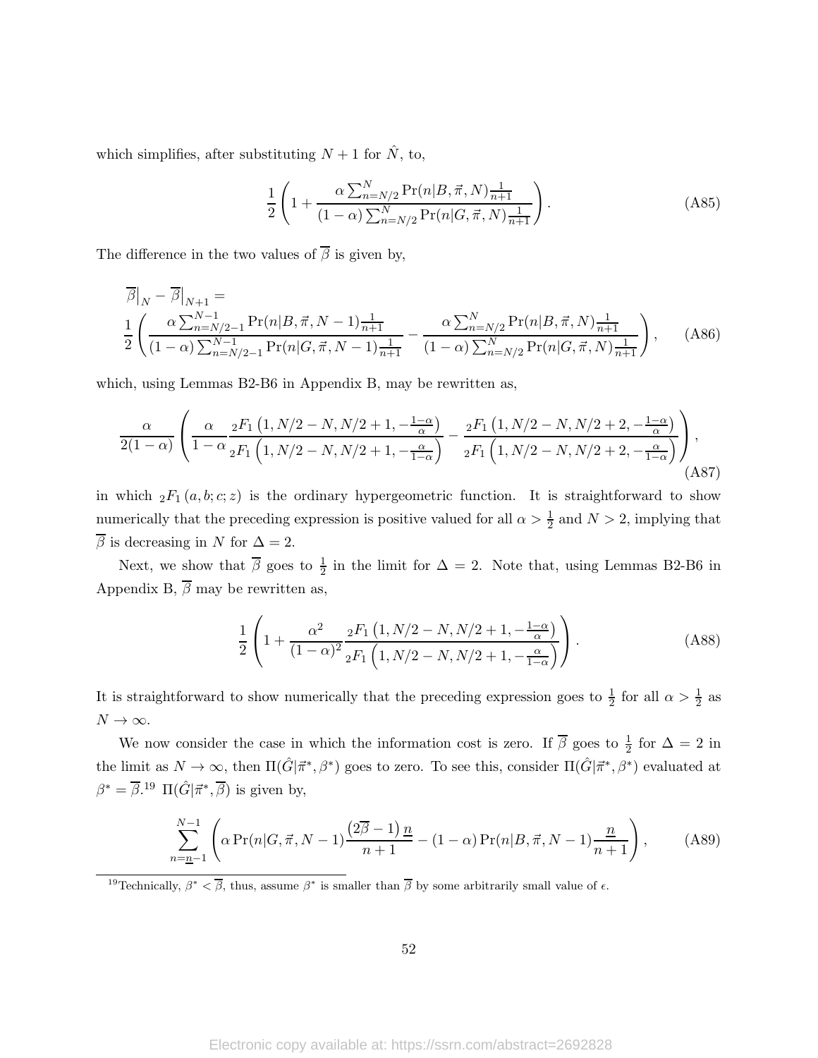which simplifies, after substituting $N+1$ for $\hat{N}$, to,

$$\frac{1}{2}\left(1+\frac{\alpha\sum_{n=N/2}^{N}\Pr(n|B,\vec{\pi},N)\frac{1}{n+1}}{(1-\alpha)\sum_{n=N/2}^{N}\Pr(n|G,\vec{\pi},N)\frac{1}{n+1}}\right). \tag{A85}$$

The difference in the two values of $\overline{\beta}$ is given by,

$$\begin{aligned}&\overline{\beta}\big|_N-\overline{\beta}\big|_{N+1}=\\&\frac{1}{2}\left(\frac{\alpha\sum_{n=N/2-1}^{N-1}\Pr(n|B,\vec{\pi},N-1)\frac{1}{n+1}}{(1-\alpha)\sum_{n=N/2-1}^{N-1}\Pr(n|G,\vec{\pi},N-1)\frac{1}{n+1}}-\frac{\alpha\sum_{n=N/2}^{N}\Pr(n|B,\vec{\pi},N)\frac{1}{n+1}}{(1-\alpha)\sum_{n=N/2}^{N}\Pr(n|G,\vec{\pi},N)\frac{1}{n+1}}\right),\end{aligned} \tag{A86}$$

which, using Lemmas B2-B6 in Appendix B, may be rewritten as,

$$\frac{\alpha}{2(1-\alpha)}\left(\frac{\alpha}{1-\alpha}\frac{{}_2F_1\left(1,N/2-N,N/2+1,-\frac{1-\alpha}{\alpha}\right)}{{}_2F_1\left(1,N/2-N,N/2+1,-\frac{\alpha}{1-\alpha}\right)}-\frac{{}_2F_1\left(1,N/2-N,N/2+2,-\frac{1-\alpha}{\alpha}\right)}{{}_2F_1\left(1,N/2-N,N/2+2,-\frac{\alpha}{1-\alpha}\right)}\right), \tag{A87}$$

in which ${}_2F_1(a,b;c;z)$ is the ordinary hypergeometric function. It is straightforward to show numerically that the preceding expression is positive valued for all $\alpha>\frac{1}{2}$ and $N>2$, implying that $\overline{\beta}$ is decreasing in $N$ for $\Delta=2$.

Next, we show that $\overline{\beta}$ goes to $\frac{1}{2}$ in the limit for $\Delta=2$. Note that, using Lemmas B2-B6 in Appendix B, $\overline{\beta}$ may be rewritten as,

$$\frac{1}{2}\left(1+\frac{\alpha^2}{(1-\alpha)^2}\frac{{}_2F_1\left(1,N/2-N,N/2+1,-\frac{1-\alpha}{\alpha}\right)}{{}_2F_1\left(1,N/2-N,N/2+1,-\frac{\alpha}{1-\alpha}\right)}\right). \tag{A88}$$

It is straightforward to show numerically that the preceding expression goes to $\frac{1}{2}$ for all $\alpha>\frac{1}{2}$ as $N\to\infty$.

We now consider the case in which the information cost is zero. If $\overline{\beta}$ goes to $\frac{1}{2}$ for $\Delta=2$ in the limit as $N\to\infty$, then $\Pi(\hat{G}|\vec{\pi}^*,\beta^*)$ goes to zero. To see this, consider $\Pi(\hat{G}|\vec{\pi}^*,\beta^*)$ evaluated at $\beta^*=\overline{\beta}$.[19] $\Pi(\hat{G}|\vec{\pi}^*,\overline{\beta})$ is given by,

$$\sum_{n=\underline{n}-1}^{N-1}\left(\alpha\Pr(n|G,\vec{\pi},N-1)\frac{\left(2\overline{\beta}-1\right)\underline{n}}{n+1}-(1-\alpha)\Pr(n|B,\vec{\pi},N-1)\frac{\underline{n}}{n+1}\right), \tag{A89}$$

[19] Technically, $\beta^*<\overline{\beta}$, thus, assume $\beta^*$ is smaller than $\overline{\beta}$ by some arbitrarily small value of $\epsilon$.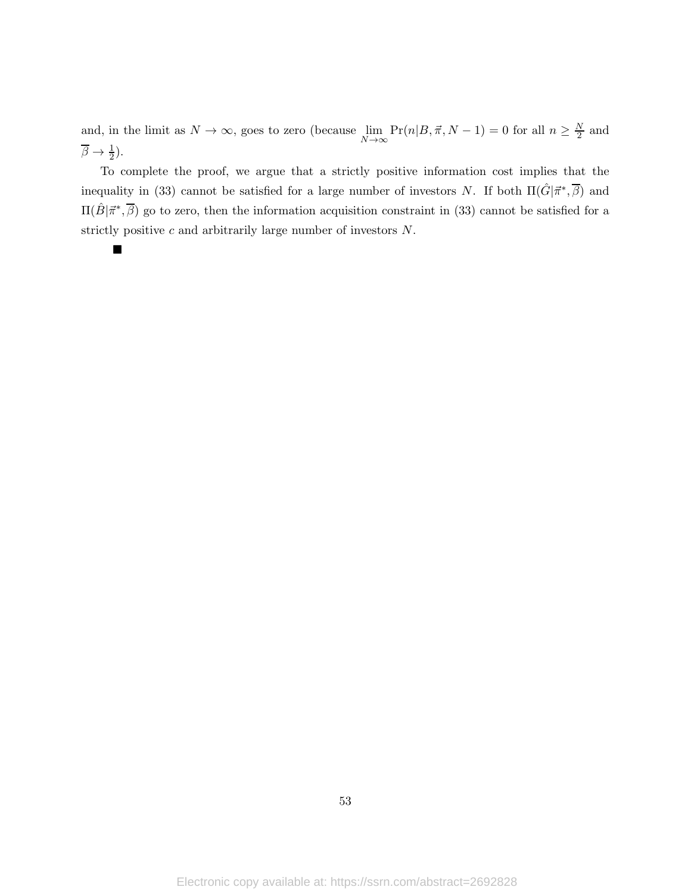and, in the limit as $N \to \infty$, goes to zero (because $\lim_{N \to \infty} \Pr(n|B, \vec{\pi}, N-1) = 0$ for all $n \geq \frac{N}{2}$ and $\overline{\beta} \to \frac{1}{2}$).

To complete the proof, we argue that a strictly positive information cost implies that the inequality in (33) cannot be satisfied for a large number of investors $N$. If both $\Pi(\hat{G}|\vec{\pi}^*, \overline{\beta})$ and $\Pi(\hat{B}|\vec{\pi}^*, \overline{\beta})$ go to zero, then the information acquisition constraint in (33) cannot be satisfied for a strictly positive $c$ and arbitrarily large number of investors $N$.

■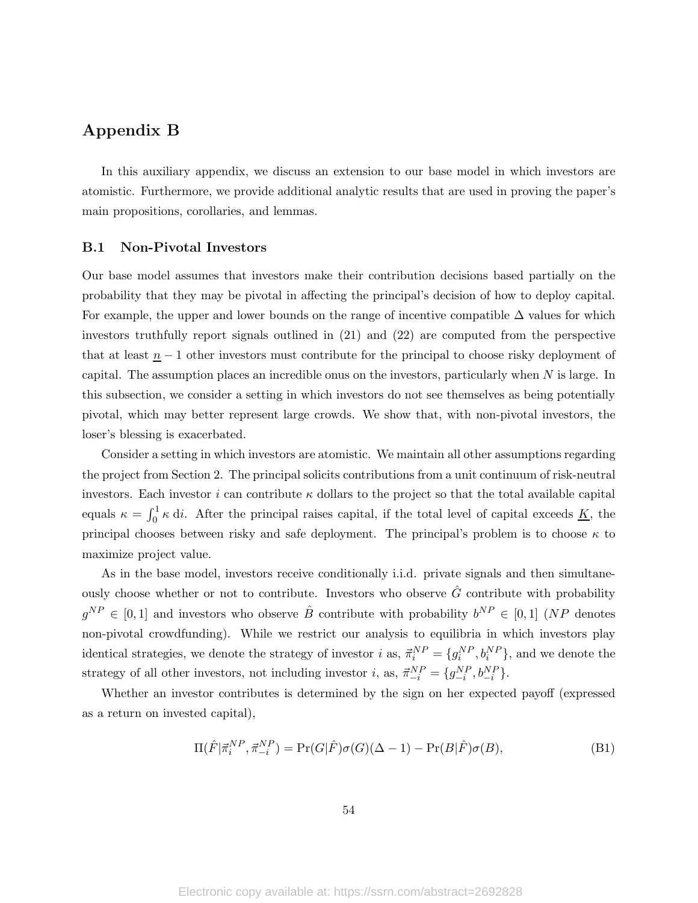# Appendix B

In this auxiliary appendix, we discuss an extension to our base model in which investors are atomistic. Furthermore, we provide additional analytic results that are used in proving the paper's main propositions, corollaries, and lemmas.

## B.1 Non-Pivotal Investors

Our base model assumes that investors make their contribution decisions based partially on the probability that they may be pivotal in affecting the principal's decision of how to deploy capital. For example, the upper and lower bounds on the range of incentive compatible $\Delta$ values for which investors truthfully report signals outlined in (21) and (22) are computed from the perspective that at least $\underline{n}-1$ other investors must contribute for the principal to choose risky deployment of capital. The assumption places an incredible onus on the investors, particularly when $N$ is large. In this subsection, we consider a setting in which investors do not see themselves as being potentially pivotal, which may better represent large crowds. We show that, with non-pivotal investors, the loser's blessing is exacerbated.

Consider a setting in which investors are atomistic. We maintain all other assumptions regarding the project from Section 2. The principal solicits contributions from a unit continuum of risk-neutral investors. Each investor $i$ can contribute $\kappa$ dollars to the project so that the total available capital equals $\kappa = \int_0^1 \kappa \, \mathrm{d}i$. After the principal raises capital, if the total level of capital exceeds $\underline{K}$, the principal chooses between risky and safe deployment. The principal's problem is to choose $\kappa$ to maximize project value.

As in the base model, investors receive conditionally i.i.d. private signals and then simultaneously choose whether or not to contribute. Investors who observe $\hat{G}$ contribute with probability $g^{NP} \in [0,1]$ and investors who observe $\hat{B}$ contribute with probability $b^{NP} \in [0,1]$ ($NP$ denotes non-pivotal crowdfunding). While we restrict our analysis to equilibria in which investors play identical strategies, we denote the strategy of investor $i$ as, $\vec{\pi}_i^{NP} = \{g_i^{NP}, b_i^{NP}\}$, and we denote the strategy of all other investors, not including investor $i$, as, $\vec{\pi}_{-i}^{NP} = \{g_{-i}^{NP}, b_{-i}^{NP}\}$.

Whether an investor contributes is determined by the sign on her expected payoff (expressed as a return on invested capital),

$$\Pi(\hat{F}|\vec{\pi}_i^{NP}, \vec{\pi}_{-i}^{NP}) = \Pr(G|\hat{F})\sigma(G)(\Delta - 1) - \Pr(B|\hat{F})\sigma(B), \tag{B1}$$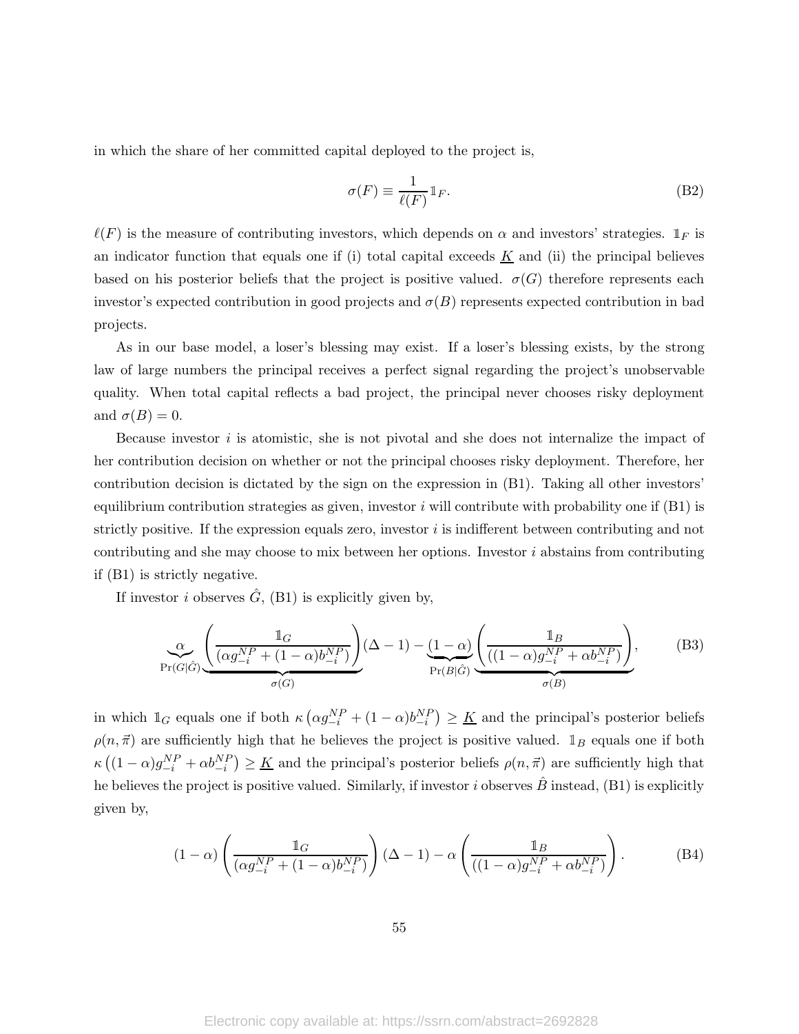in which the share of her committed capital deployed to the project is,

$$\sigma(F) \equiv \frac{1}{\ell(F)} \mathbb{1}_F. \tag{B2}$$

$\ell(F)$ is the measure of contributing investors, which depends on $\alpha$ and investors' strategies. $\mathbb{1}_F$ is an indicator function that equals one if (i) total capital exceeds $\underline{K}$ and (ii) the principal believes based on his posterior beliefs that the project is positive valued. $\sigma(G)$ therefore represents each investor's expected contribution in good projects and $\sigma(B)$ represents expected contribution in bad projects.

As in our base model, a loser's blessing may exist. If a loser's blessing exists, by the strong law of large numbers the principal receives a perfect signal regarding the project's unobservable quality. When total capital reflects a bad project, the principal never chooses risky deployment and $\sigma(B) = 0$.

Because investor $i$ is atomistic, she is not pivotal and she does not internalize the impact of her contribution decision on whether or not the principal chooses risky deployment. Therefore, her contribution decision is dictated by the sign on the expression in (B1). Taking all other investors' equilibrium contribution strategies as given, investor $i$ will contribute with probability one if (B1) is strictly positive. If the expression equals zero, investor $i$ is indifferent between contributing and not contributing and she may choose to mix between her options. Investor $i$ abstains from contributing if (B1) is strictly negative.

If investor $i$ observes $\hat{G}$, (B1) is explicitly given by,

$$\underbrace{\alpha}_{\Pr(G|\hat{G})} \underbrace{\left( \frac{\mathbb{1}_G}{(\alpha g_{-i}^{NP} + (1-\alpha) b_{-i}^{NP})} \right)}_{\sigma(G)} (\Delta - 1) - \underbrace{(1-\alpha)}_{\Pr(B|\hat{G})} \underbrace{\left( \frac{\mathbb{1}_B}{((1-\alpha) g_{-i}^{NP} + \alpha b_{-i}^{NP})} \right)}_{\sigma(B)}, \tag{B3}$$

in which $\mathbb{1}_G$ equals one if both $\kappa \left( \alpha g_{-i}^{NP} + (1-\alpha) b_{-i}^{NP} \right) \geq \underline{K}$ and the principal's posterior beliefs $\rho(n, \vec{\pi})$ are sufficiently high that he believes the project is positive valued. $\mathbb{1}_B$ equals one if both $\kappa \left( (1-\alpha) g_{-i}^{NP} + \alpha b_{-i}^{NP} \right) \geq \underline{K}$ and the principal's posterior beliefs $\rho(n, \vec{\pi})$ are sufficiently high that he believes the project is positive valued. Similarly, if investor $i$ observes $\hat{B}$ instead, (B1) is explicitly given by,

$$(1-\alpha) \left( \frac{\mathbb{1}_G}{(\alpha g_{-i}^{NP} + (1-\alpha) b_{-i}^{NP})} \right) (\Delta - 1) - \alpha \left( \frac{\mathbb{1}_B}{((1-\alpha) g_{-i}^{NP} + \alpha b_{-i}^{NP})} \right). \tag{B4}$$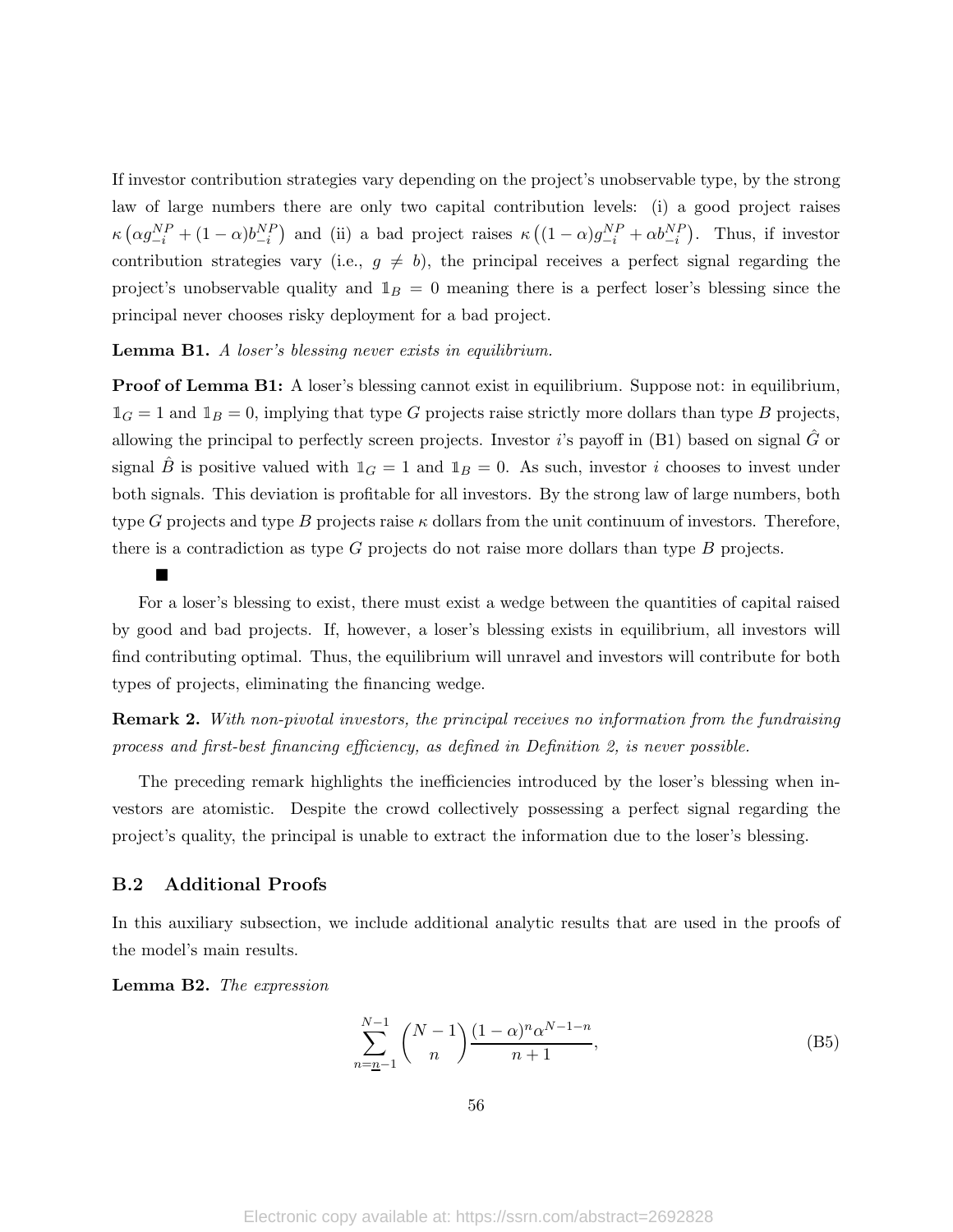If investor contribution strategies vary depending on the project's unobservable type, by the strong law of large numbers there are only two capital contribution levels: (i) a good project raises $\kappa\left(\alpha g_{-i}^{NP} + (1-\alpha) b_{-i}^{NP}\right)$ and (ii) a bad project raises $\kappa\left((1-\alpha) g_{-i}^{NP} + \alpha b_{-i}^{NP}\right)$. Thus, if investor contribution strategies vary (i.e., $g \neq b$), the principal receives a perfect signal regarding the project's unobservable quality and $\mathbb{1}_B = 0$ meaning there is a perfect loser's blessing since the principal never chooses risky deployment for a bad project.

**Lemma B1.** *A loser's blessing never exists in equilibrium.*

**Proof of Lemma B1:** A loser's blessing cannot exist in equilibrium. Suppose not: in equilibrium, $\mathbb{1}_G = 1$ and $\mathbb{1}_B = 0$, implying that type $G$ projects raise strictly more dollars than type $B$ projects, allowing the principal to perfectly screen projects. Investor $i$'s payoff in (B1) based on signal $\hat{G}$ or signal $\hat{B}$ is positive valued with $\mathbb{1}_G = 1$ and $\mathbb{1}_B = 0$. As such, investor $i$ chooses to invest under both signals. This deviation is profitable for all investors. By the strong law of large numbers, both type $G$ projects and type $B$ projects raise $\kappa$ dollars from the unit continuum of investors. Therefore, there is a contradiction as type $G$ projects do not raise more dollars than type $B$ projects.

■

For a loser's blessing to exist, there must exist a wedge between the quantities of capital raised by good and bad projects. If, however, a loser's blessing exists in equilibrium, all investors will find contributing optimal. Thus, the equilibrium will unravel and investors will contribute for both types of projects, eliminating the financing wedge.

**Remark 2.** *With non-pivotal investors, the principal receives no information from the fundraising process and first-best financing efficiency, as defined in Definition 2, is never possible.*

The preceding remark highlights the inefficiencies introduced by the loser's blessing when investors are atomistic. Despite the crowd collectively possessing a perfect signal regarding the project's quality, the principal is unable to extract the information due to the loser's blessing.

## B.2 Additional Proofs

In this auxiliary subsection, we include additional analytic results that are used in the proofs of the model's main results.

**Lemma B2.** *The expression*

$$\sum_{n=\underline{n}-1}^{N-1} \binom{N-1}{n} \frac{(1-\alpha)^n \alpha^{N-1-n}}{n+1}, \tag{B5}$$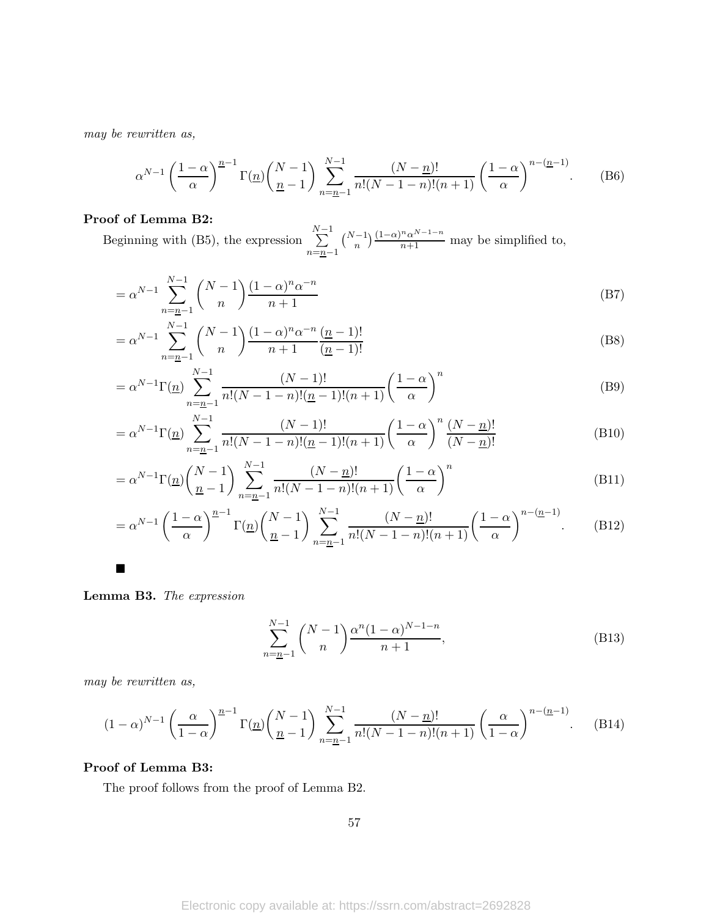*may be rewritten as,*

$$\alpha^{N-1}\left(\frac{1-\alpha}{\alpha}\right)^{\underline{n}-1}\Gamma(\underline{n})\binom{N-1}{\underline{n}-1}\sum_{n=\underline{n}-1}^{N-1}\frac{(N-\underline{n})!}{n!(N-1-n)!(n+1)}\left(\frac{1-\alpha}{\alpha}\right)^{n-(\underline{n}-1)}. \tag{B6}$$

**Proof of Lemma B2:**

Beginning with (B5), the expression $\sum_{n=\underline{n}-1}^{N-1}\binom{N-1}{n}\frac{(1-\alpha)^n\alpha^{N-1-n}}{n+1}$ may be simplified to,

$$= \alpha^{N-1}\sum_{n=\underline{n}-1}^{N-1}\binom{N-1}{n}\frac{(1-\alpha)^n\alpha^{-n}}{n+1} \tag{B7}$$

$$= \alpha^{N-1}\sum_{n=\underline{n}-1}^{N-1}\binom{N-1}{n}\frac{(1-\alpha)^n\alpha^{-n}}{n+1}\frac{(\underline{n}-1)!}{(\underline{n}-1)!} \tag{B8}$$

$$= \alpha^{N-1}\Gamma(\underline{n})\sum_{n=\underline{n}-1}^{N-1}\frac{(N-1)!}{n!(N-1-n)!(\underline{n}-1)!(n+1)}\left(\frac{1-\alpha}{\alpha}\right)^n \tag{B9}$$

$$= \alpha^{N-1}\Gamma(\underline{n})\sum_{n=\underline{n}-1}^{N-1}\frac{(N-1)!}{n!(N-1-n)!(\underline{n}-1)!(n+1)}\left(\frac{1-\alpha}{\alpha}\right)^n\frac{(N-\underline{n})!}{(N-\underline{n})!} \tag{B10}$$

$$= \alpha^{N-1}\Gamma(\underline{n})\binom{N-1}{\underline{n}-1}\sum_{n=\underline{n}-1}^{N-1}\frac{(N-\underline{n})!}{n!(N-1-n)!(n+1)}\left(\frac{1-\alpha}{\alpha}\right)^n \tag{B11}$$

$$= \alpha^{N-1}\left(\frac{1-\alpha}{\alpha}\right)^{\underline{n}-1}\Gamma(\underline{n})\binom{N-1}{\underline{n}-1}\sum_{n=\underline{n}-1}^{N-1}\frac{(N-\underline{n})!}{n!(N-1-n)!(n+1)}\left(\frac{1-\alpha}{\alpha}\right)^{n-(\underline{n}-1)}. \tag{B12}$$

■

**Lemma B3.** *The expression*

$$\sum_{n=\underline{n}-1}^{N-1}\binom{N-1}{n}\frac{\alpha^n(1-\alpha)^{N-1-n}}{n+1}, \tag{B13}$$

*may be rewritten as,*

$$(1-\alpha)^{N-1}\left(\frac{\alpha}{1-\alpha}\right)^{\underline{n}-1}\Gamma(\underline{n})\binom{N-1}{\underline{n}-1}\sum_{n=\underline{n}-1}^{N-1}\frac{(N-\underline{n})!}{n!(N-1-n)!(n+1)}\left(\frac{\alpha}{1-\alpha}\right)^{n-(\underline{n}-1)}. \tag{B14}$$

**Proof of Lemma B3:**

The proof follows from the proof of Lemma B2.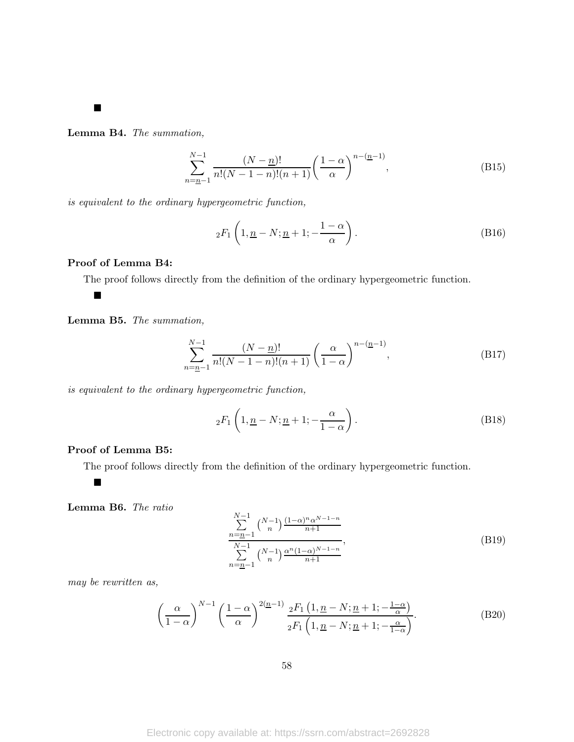■

**Lemma B4.** *The summation,*

$$\sum_{n=\underline{n}-1}^{N-1} \frac{(N-\underline{n})!}{n!(N-1-n)!(n+1)} \left(\frac{1-\alpha}{\alpha}\right)^{n-(\underline{n}-1)}, \tag{B15}$$

*is equivalent to the ordinary hypergeometric function,*

$${}_2F_1\left(1, \underline{n}-N; \underline{n}+1; -\frac{1-\alpha}{\alpha}\right). \tag{B16}$$

**Proof of Lemma B4:**

The proof follows directly from the definition of the ordinary hypergeometric function.

■

**Lemma B5.** *The summation,*

$$\sum_{n=\underline{n}-1}^{N-1} \frac{(N-\underline{n})!}{n!(N-1-n)!(n+1)} \left(\frac{\alpha}{1-\alpha}\right)^{n-(\underline{n}-1)}, \tag{B17}$$

*is equivalent to the ordinary hypergeometric function,*

$${}_2F_1\left(1, \underline{n}-N; \underline{n}+1; -\frac{\alpha}{1-\alpha}\right). \tag{B18}$$

**Proof of Lemma B5:**

The proof follows directly from the definition of the ordinary hypergeometric function.

■

**Lemma B6.** *The ratio*

$$\frac{\sum\limits_{n=\underline{n}-1}^{N-1} \binom{N-1}{n} \frac{(1-\alpha)^n \alpha^{N-1-n}}{n+1}}{\sum\limits_{n=\underline{n}-1}^{N-1} \binom{N-1}{n} \frac{\alpha^n (1-\alpha)^{N-1-n}}{n+1}}, \tag{B19}$$

*may be rewritten as,*

$$\left(\frac{\alpha}{1-\alpha}\right)^{N-1} \left(\frac{1-\alpha}{\alpha}\right)^{2(\underline{n}-1)} \frac{{}_2F_1\left(1, \underline{n}-N; \underline{n}+1; -\frac{1-\alpha}{\alpha}\right)}{{}_2F_1\left(1, \underline{n}-N; \underline{n}+1; -\frac{\alpha}{1-\alpha}\right)}. \tag{B20}$$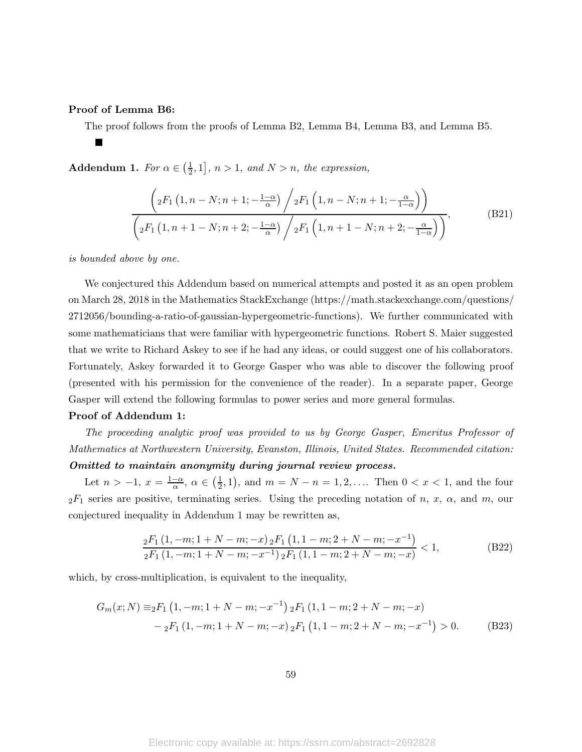**Proof of Lemma B6:**

The proof follows from the proofs of Lemma B2, Lemma B4, Lemma B3, and Lemma B5.

■

**Addendum 1.** *For $\alpha \in \left(\frac{1}{2}, 1\right]$, $n > 1$, and $N > n$, the expression,*

$$\frac{\left({}_2F_1\left(1, n-N; n+1; -\frac{1-\alpha}{\alpha}\right) \Big/ {}_2F_1\left(1, n-N; n+1; -\frac{\alpha}{1-\alpha}\right)\right)}{\left({}_2F_1\left(1, n+1-N; n+2; -\frac{1-\alpha}{\alpha}\right) \Big/ {}_2F_1\left(1, n+1-N; n+2; -\frac{\alpha}{1-\alpha}\right)\right)}, \tag{B21}$$

*is bounded above by one.*

We conjectured this Addendum based on numerical attempts and posted it as an open problem on March 28, 2018 in the Mathematics StackExchange (https://math.stackexchange.com/questions/2712056/bounding-a-ratio-of-gaussian-hypergeometric-functions). We further communicated with some mathematicians that were familiar with hypergeometric functions. Robert S. Maier suggested that we write to Richard Askey to see if he had any ideas, or could suggest one of his collaborators. Fortunately, Askey forwarded it to George Gasper who was able to discover the following proof (presented with his permission for the convenience of the reader). In a separate paper, George Gasper will extend the following formulas to power series and more general formulas.

**Proof of Addendum 1:**

*The proceeding analytic proof was provided to us by George Gasper, Emeritus Professor of Mathematics at Northwestern University, Evanston, Illinois, United States. Recommended citation:* ***Omitted to maintain anonymity during journal review process.***

Let $n > -1$, $x = \frac{1-\alpha}{\alpha}$, $\alpha \in \left(\frac{1}{2}, 1\right)$, and $m = N - n = 1, 2, \ldots$. Then $0 < x < 1$, and the four ${}_2F_1$ series are positive, terminating series. Using the preceding notation of $n$, $x$, $\alpha$, and $m$, our conjectured inequality in Addendum 1 may be rewritten as,

$$\frac{{}_2F_1\left(1, -m; 1+N-m; -x\right) {}_2F_1\left(1, 1-m; 2+N-m; -x^{-1}\right)}{{}_2F_1\left(1, -m; 1+N-m; -x^{-1}\right) {}_2F_1\left(1, 1-m; 2+N-m; -x\right)} < 1, \tag{B22}$$

which, by cross-multiplication, is equivalent to the inequality,

$$\begin{aligned} G_m(x; N) \equiv &{}_2F_1\left(1, -m; 1+N-m; -x^{-1}\right) {}_2F_1\left(1, 1-m; 2+N-m; -x\right) \\ &- {}_2F_1\left(1, -m; 1+N-m; -x\right) {}_2F_1\left(1, 1-m; 2+N-m; -x^{-1}\right) > 0. \end{aligned} \tag{B23}$$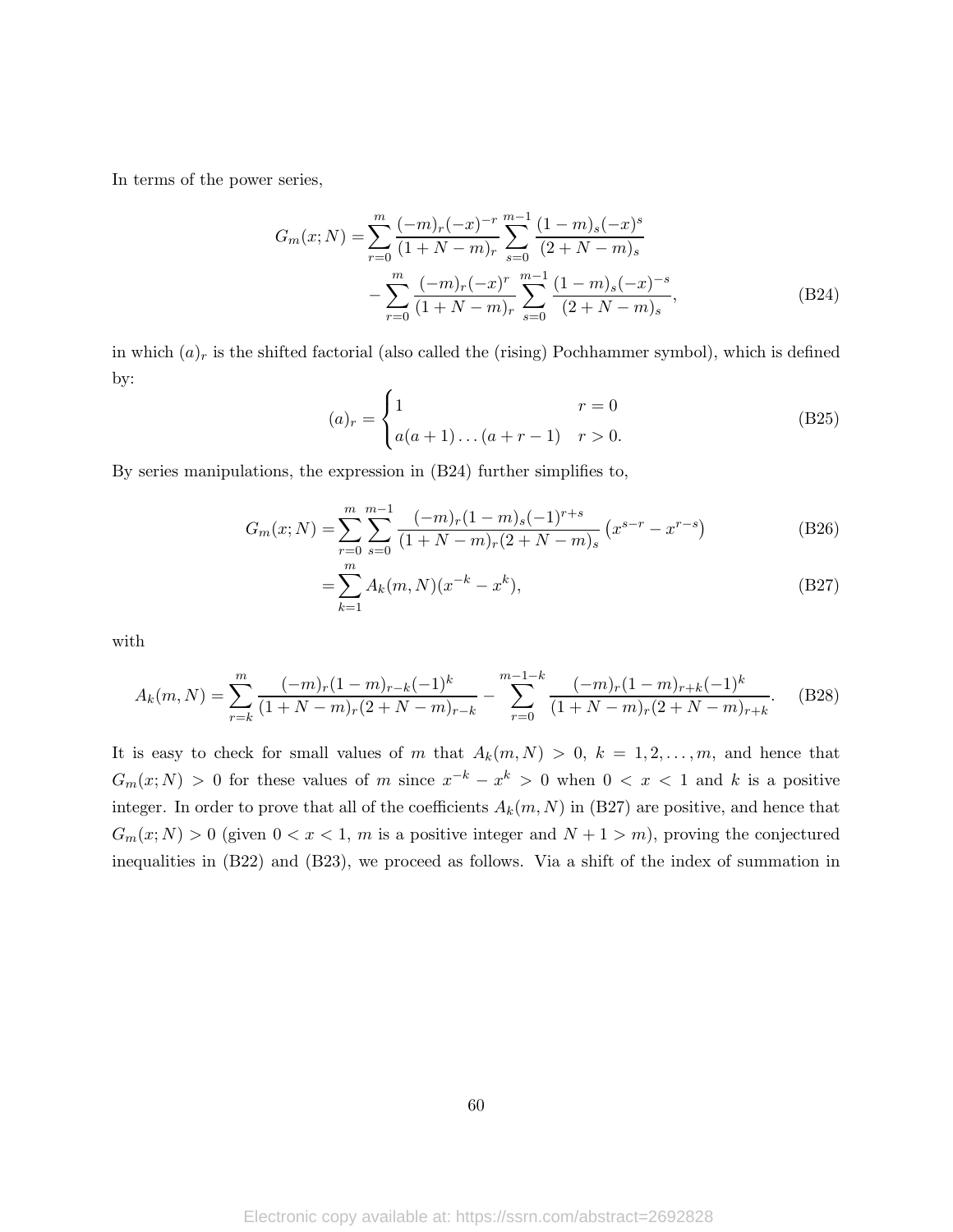In terms of the power series,

$$
\begin{aligned}
G_m(x; N) = &\sum_{r=0}^{m} \frac{(-m)_r (-x)^{-r}}{(1+N-m)_r} \sum_{s=0}^{m-1} \frac{(1-m)_s (-x)^s}{(2+N-m)_s} \\
&- \sum_{r=0}^{m} \frac{(-m)_r (-x)^{r}}{(1+N-m)_r} \sum_{s=0}^{m-1} \frac{(1-m)_s (-x)^{-s}}{(2+N-m)_s},
\end{aligned} \tag{B24}
$$

in which $(a)_r$ is the shifted factorial (also called the (rising) Pochhammer symbol), which is defined by:

$$
(a)_r = \begin{cases} 1 & r = 0 \\ a(a+1)\dots(a+r-1) & r > 0. \end{cases} \tag{B25}
$$

By series manipulations, the expression in (B24) further simplifies to,

$$
G_m(x; N) = \sum_{r=0}^{m} \sum_{s=0}^{m-1} \frac{(-m)_r (1-m)_s (-1)^{r+s}}{(1+N-m)_r (2+N-m)_s} \left( x^{s-r} - x^{r-s} \right) \tag{B26}
$$

$$
= \sum_{k=1}^{m} A_k(m, N)(x^{-k} - x^k), \tag{B27}
$$

with

$$
A_k(m, N) = \sum_{r=k}^{m} \frac{(-m)_r (1-m)_{r-k} (-1)^k}{(1+N-m)_r (2+N-m)_{r-k}} - \sum_{r=0}^{m-1-k} \frac{(-m)_r (1-m)_{r+k} (-1)^k}{(1+N-m)_r (2+N-m)_{r+k}}. \tag{B28}
$$

It is easy to check for small values of $m$ that $A_k(m, N) > 0$, $k = 1, 2, \dots, m$, and hence that $G_m(x; N) > 0$ for these values of $m$ since $x^{-k} - x^k > 0$ when $0 < x < 1$ and $k$ is a positive integer. In order to prove that all of the coefficients $A_k(m, N)$ in (B27) are positive, and hence that $G_m(x; N) > 0$ (given $0 < x < 1$, $m$ is a positive integer and $N + 1 > m$), proving the conjectured inequalities in (B22) and (B23), we proceed as follows. Via a shift of the index of summation in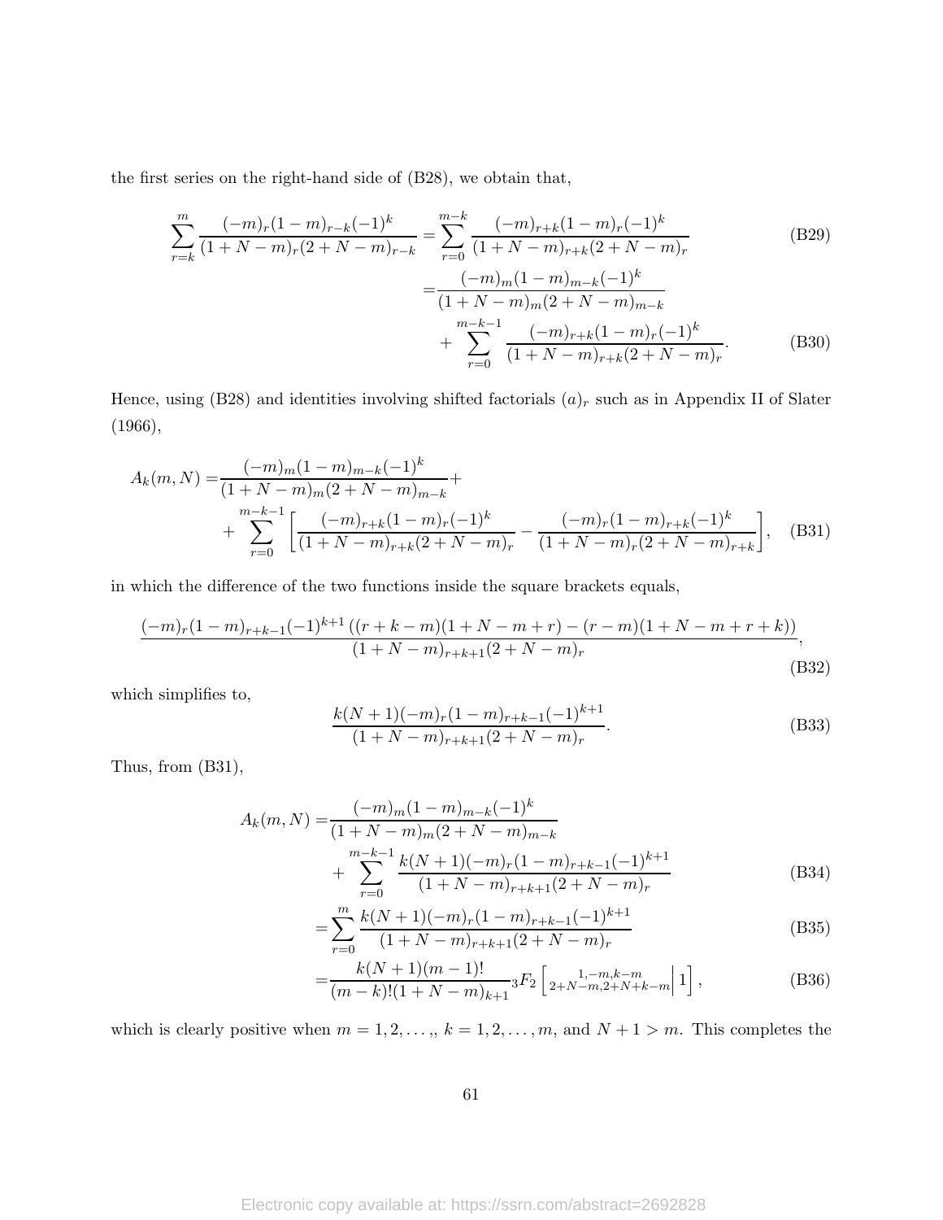the first series on the right-hand side of (B28), we obtain that,

$$
\begin{aligned}
\sum_{r=k}^{m} \frac{(-m)_r(1-m)_{r-k}(-1)^k}{(1+N-m)_r(2+N-m)_{r-k}} =& \sum_{r=0}^{m-k} \frac{(-m)_{r+k}(1-m)_r(-1)^k}{(1+N-m)_{r+k}(2+N-m)_r} && \text{(B29)}\\
=& \frac{(-m)_m(1-m)_{m-k}(-1)^k}{(1+N-m)_m(2+N-m)_{m-k}} \\
&+ \sum_{r=0}^{m-k-1} \frac{(-m)_{r+k}(1-m)_r(-1)^k}{(1+N-m)_{r+k}(2+N-m)_r}. && \text{(B30)}
\end{aligned}
$$

Hence, using (B28) and identities involving shifted factorials $(a)_r$ such as in Appendix II of Slater (1966),

$$
\begin{aligned}
A_k(m,N) =& \frac{(-m)_m(1-m)_{m-k}(-1)^k}{(1+N-m)_m(2+N-m)_{m-k}} + \\
&+ \sum_{r=0}^{m-k-1} \left[ \frac{(-m)_{r+k}(1-m)_r(-1)^k}{(1+N-m)_{r+k}(2+N-m)_r} - \frac{(-m)_r(1-m)_{r+k}(-1)^k}{(1+N-m)_r(2+N-m)_{r+k}} \right], && \text{(B31)}
\end{aligned}
$$

in which the difference of the two functions inside the square brackets equals,

$$
\frac{(-m)_r(1-m)_{r+k-1}(-1)^{k+1}\left((r+k-m)(1+N-m+r)-(r-m)(1+N-m+r+k)\right)}{(1+N-m)_{r+k+1}(2+N-m)_r}, \tag{B32}
$$

which simplifies to,

$$
\frac{k(N+1)(-m)_r(1-m)_{r+k-1}(-1)^{k+1}}{(1+N-m)_{r+k+1}(2+N-m)_r}. \tag{B33}
$$

Thus, from (B31),

$$
\begin{aligned}
A_k(m,N) =& \frac{(-m)_m(1-m)_{m-k}(-1)^k}{(1+N-m)_m(2+N-m)_{m-k}} \\
&+ \sum_{r=0}^{m-k-1} \frac{k(N+1)(-m)_r(1-m)_{r+k-1}(-1)^{k+1}}{(1+N-m)_{r+k+1}(2+N-m)_r} && \text{(B34)}\\
=& \sum_{r=0}^{m} \frac{k(N+1)(-m)_r(1-m)_{r+k-1}(-1)^{k+1}}{(1+N-m)_{r+k+1}(2+N-m)_r} && \text{(B35)}\\
=& \frac{k(N+1)(m-1)!}{(m-k)!(1+N-m)_{k+1}} {}_3F_2\left[ \left. {1,-m,k-m \atop 2+N-m,2+N+k-m} \right| 1 \right], && \text{(B36)}
\end{aligned}
$$

which is clearly positive when $m = 1, 2, \ldots,$, $k = 1, 2, \ldots, m$, and $N + 1 > m$. This completes the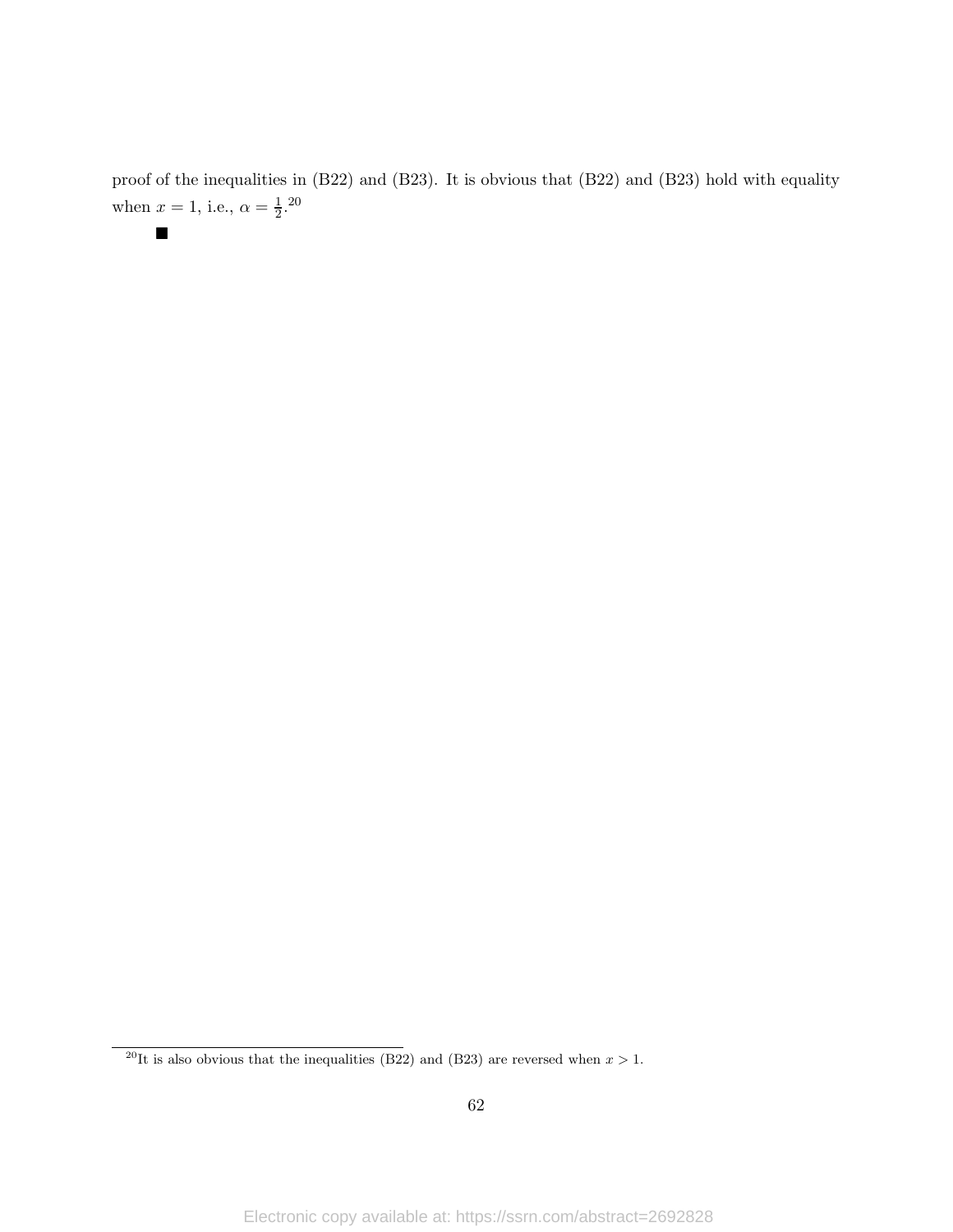proof of the inequalities in (B22) and (B23). It is obvious that (B22) and (B23) hold with equality when $x = 1$, i.e., $\alpha = \frac{1}{2}$.[20]

■

[20] It is also obvious that the inequalities (B22) and (B23) are reversed when $x > 1$.

Electronic copy available at: https://ssrn.com/abstract=2692828